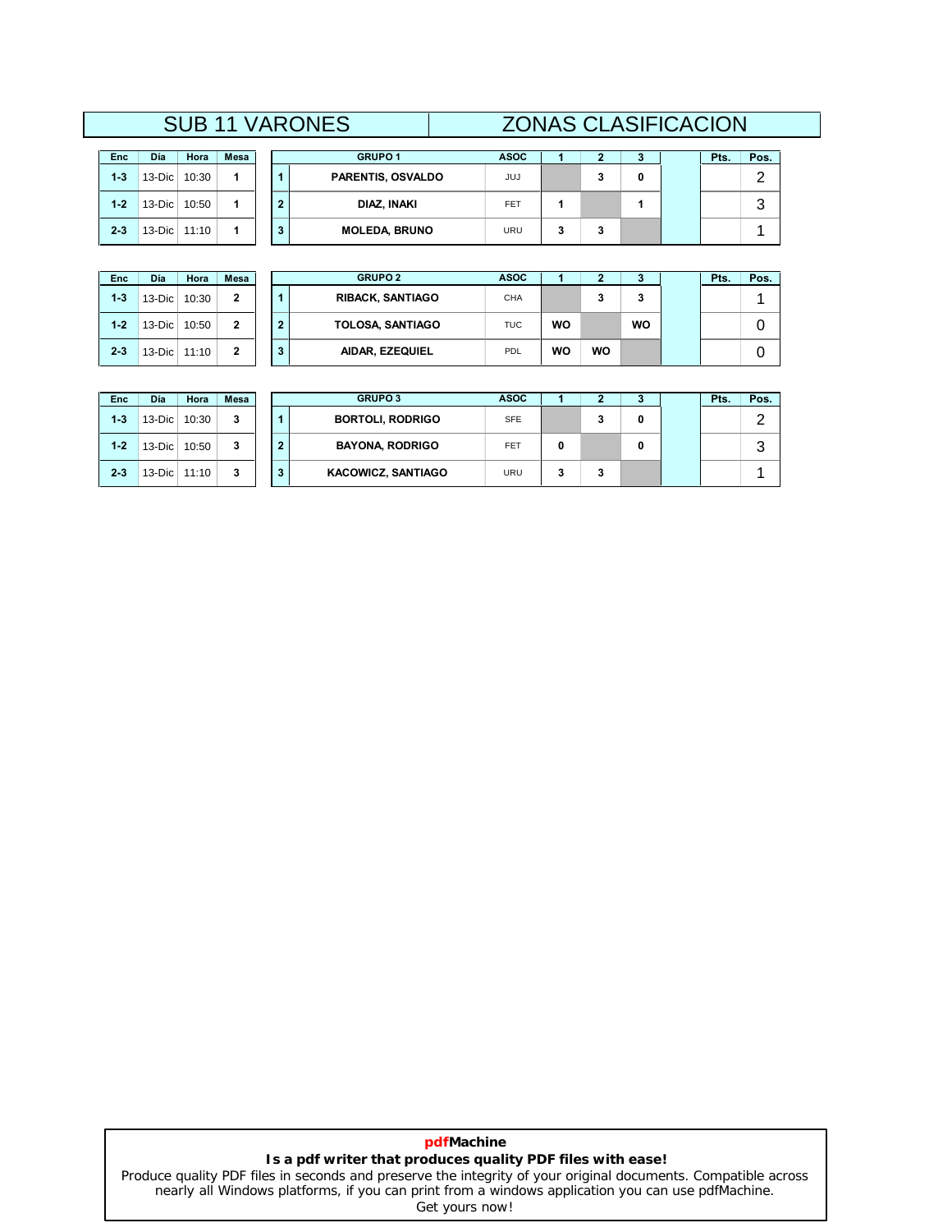# SUB 11 VARONES — ZONAS CLASIFICACION

| Enc | Día | Hora | Mesa |
|---|---|---|---|
| 1-3 | 13-Dic | 10:30 | 1 |
| 1-2 | 13-Dic | 10:50 | 1 |
| 2-3 | 13-Dic | 11:10 | 1 |

| | GRUPO 1 | ASOC | 1 | 2 | 3 | | Pts. | Pos. |
|---|---|---|---|---|---|---|---|---|
| 1 | PARENTIS, OSVALDO | JUJ | | 3 | 0 | | | 2 |
| 2 | DIAZ, INAKI | FET | 1 | | 1 | | | 3 |
| 3 | MOLEDA, BRUNO | URU | 3 | 3 | | | | 1 |

| Enc | Día | Hora | Mesa |
|---|---|---|---|
| 1-3 | 13-Dic | 10:30 | 2 |
| 1-2 | 13-Dic | 10:50 | 2 |
| 2-3 | 13-Dic | 11:10 | 2 |

| | GRUPO 2 | ASOC | 1 | 2 | 3 | | Pts. | Pos. |
|---|---|---|---|---|---|---|---|---|
| 1 | RIBACK, SANTIAGO | CHA | | 3 | 3 | | | 1 |
| 2 | TOLOSA, SANTIAGO | TUC | WO | | WO | | | 0 |
| 3 | AIDAR, EZEQUIEL | PDL | WO | WO | | | | 0 |

| Enc | Día | Hora | Mesa |
|---|---|---|---|
| 1-3 | 13-Dic | 10:30 | 3 |
| 1-2 | 13-Dic | 10:50 | 3 |
| 2-3 | 13-Dic | 11:10 | 3 |

| | GRUPO 3 | ASOC | 1 | 2 | 3 | | Pts. | Pos. |
|---|---|---|---|---|---|---|---|---|
| 1 | BORTOLI, RODRIGO | SFE | | 3 | 0 | | | 2 |
| 2 | BAYONA, RODRIGO | FET | 0 | | 0 | | | 3 |
| 3 | KACOWICZ, SANTIAGO | URU | 3 | 3 | | | | 1 |

**pdfMachine**
**Is a pdf writer that produces quality PDF files with ease!**
Produce quality PDF files in seconds and preserve the integrity of your original documents. Compatible across nearly all Windows platforms, if you can print from a windows application you can use pdfMachine.
Get yours now!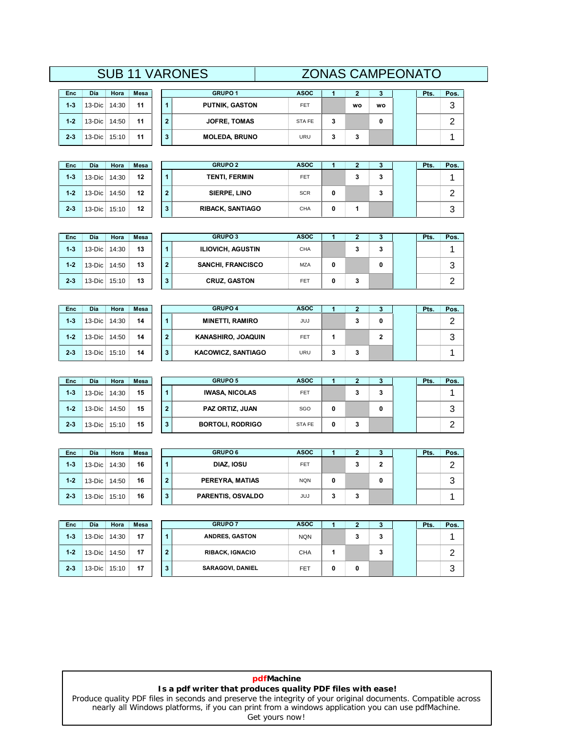# SUB 11 VARONES — ZONAS CAMPEONATO

| Enc | Día | Hora | Mesa |
|---|---|---|---|
| 1-3 | 13-Dic | 14:30 | 11 |
| 1-2 | 13-Dic | 14:50 | 11 |
| 2-3 | 13-Dic | 15:10 | 11 |

| | GRUPO 1 | ASOC | 1 | 2 | 3 | | Pts. | Pos. |
|---|---|---|---|---|---|---|---|---|
| 1 | PUTNIK, GASTON | FET | | wo | wo | | | 3 |
| 2 | JOFRE, TOMAS | STA FE | 3 | | 0 | | | 2 |
| 3 | MOLEDA, BRUNO | URU | 3 | 3 | | | | 1 |

| Enc | Día | Hora | Mesa |
|---|---|---|---|
| 1-3 | 13-Dic | 14:30 | 12 |
| 1-2 | 13-Dic | 14:50 | 12 |
| 2-3 | 13-Dic | 15:10 | 12 |

| | GRUPO 2 | ASOC | 1 | 2 | 3 | | Pts. | Pos. |
|---|---|---|---|---|---|---|---|---|
| 1 | TENTI, FERMIN | FET | | 3 | 3 | | | 1 |
| 2 | SIERPE, LINO | SCR | 0 | | 3 | | | 2 |
| 3 | RIBACK, SANTIAGO | CHA | 0 | 1 | | | | 3 |

| Enc | Día | Hora | Mesa |
|---|---|---|---|
| 1-3 | 13-Dic | 14:30 | 13 |
| 1-2 | 13-Dic | 14:50 | 13 |
| 2-3 | 13-Dic | 15:10 | 13 |

| | GRUPO 3 | ASOC | 1 | 2 | 3 | | Pts. | Pos. |
|---|---|---|---|---|---|---|---|---|
| 1 | ILIOVICH, AGUSTIN | CHA | | 3 | 3 | | | 1 |
| 2 | SANCHI, FRANCISCO | MZA | 0 | | 0 | | | 3 |
| 3 | CRUZ, GASTON | FET | 0 | 3 | | | | 2 |

| Enc | Día | Hora | Mesa |
|---|---|---|---|
| 1-3 | 13-Dic | 14:30 | 14 |
| 1-2 | 13-Dic | 14:50 | 14 |
| 2-3 | 13-Dic | 15:10 | 14 |

| | GRUPO 4 | ASOC | 1 | 2 | 3 | | Pts. | Pos. |
|---|---|---|---|---|---|---|---|---|
| 1 | MINETTI, RAMIRO | JUJ | | 3 | 0 | | | 2 |
| 2 | KANASHIRO, JOAQUIN | FET | 1 | | 2 | | | 3 |
| 3 | KACOWICZ, SANTIAGO | URU | 3 | 3 | | | | 1 |

| Enc | Día | Hora | Mesa |
|---|---|---|---|
| 1-3 | 13-Dic | 14:30 | 15 |
| 1-2 | 13-Dic | 14:50 | 15 |
| 2-3 | 13-Dic | 15:10 | 15 |

| | GRUPO 5 | ASOC | 1 | 2 | 3 | | Pts. | Pos. |
|---|---|---|---|---|---|---|---|---|
| 1 | IWASA, NICOLAS | FET | | 3 | 3 | | | 1 |
| 2 | PAZ ORTIZ, JUAN | SGO | 0 | | 0 | | | 3 |
| 3 | BORTOLI, RODRIGO | STA FE | 0 | 3 | | | | 2 |

| Enc | Día | Hora | Mesa |
|---|---|---|---|
| 1-3 | 13-Dic | 14:30 | 16 |
| 1-2 | 13-Dic | 14:50 | 16 |
| 2-3 | 13-Dic | 15:10 | 16 |

| | GRUPO 6 | ASOC | 1 | 2 | 3 | | Pts. | Pos. |
|---|---|---|---|---|---|---|---|---|
| 1 | DIAZ, IOSU | FET | | 3 | 2 | | | 2 |
| 2 | PEREYRA, MATIAS | NQN | 0 | | 0 | | | 3 |
| 3 | PARENTIS, OSVALDO | JUJ | 3 | 3 | | | | 1 |

| Enc | Día | Hora | Mesa |
|---|---|---|---|
| 1-3 | 13-Dic | 14:30 | 17 |
| 1-2 | 13-Dic | 14:50 | 17 |
| 2-3 | 13-Dic | 15:10 | 17 |

| | GRUPO 7 | ASOC | 1 | 2 | 3 | | Pts. | Pos. |
|---|---|---|---|---|---|---|---|---|
| 1 | ANDRES, GASTON | NQN | | 3 | 3 | | | 1 |
| 2 | RIBACK, IGNACIO | CHA | 1 | | 3 | | | 2 |
| 3 | SARAGOVI, DANIEL | FET | 0 | 0 | | | | 3 |

**pdfMachine**
**Is a pdf writer that produces quality PDF files with ease!**
Produce quality PDF files in seconds and preserve the integrity of your original documents. Compatible across nearly all Windows platforms, if you can print from a windows application you can use pdfMachine.
Get yours now!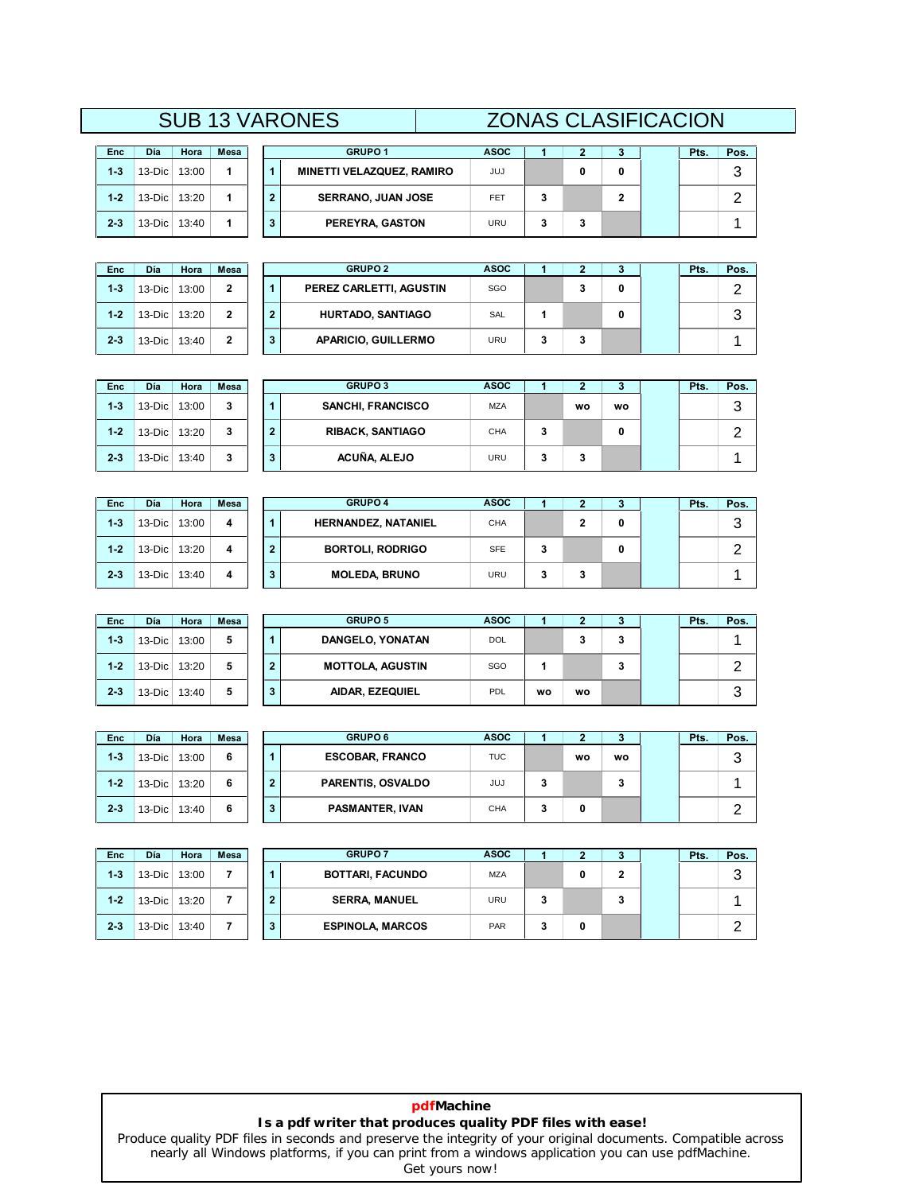# SUB 13 VARONES — ZONAS CLASIFICACION

| Enc | Día | Hora | Mesa |
|---|---|---|---|
| 1-3 | 13-Dic | 13:00 | 1 |
| 1-2 | 13-Dic | 13:20 | 1 |
| 2-3 | 13-Dic | 13:40 | 1 |

| | GRUPO 1 | ASOC | 1 | 2 | 3 | | Pts. | Pos. |
|---|---|---|---|---|---|---|---|---|
| 1 | MINETTI VELAZQUEZ, RAMIRO | JUJ | | 0 | 0 | | | 3 |
| 2 | SERRANO, JUAN JOSE | FET | 3 | | 2 | | | 2 |
| 3 | PEREYRA, GASTON | URU | 3 | 3 | | | | 1 |

| Enc | Día | Hora | Mesa |
|---|---|---|---|
| 1-3 | 13-Dic | 13:00 | 2 |
| 1-2 | 13-Dic | 13:20 | 2 |
| 2-3 | 13-Dic | 13:40 | 2 |

| | GRUPO 2 | ASOC | 1 | 2 | 3 | | Pts. | Pos. |
|---|---|---|---|---|---|---|---|---|
| 1 | PEREZ CARLETTI, AGUSTIN | SGO | | 3 | 0 | | | 2 |
| 2 | HURTADO, SANTIAGO | SAL | 1 | | 0 | | | 3 |
| 3 | APARICIO, GUILLERMO | URU | 3 | 3 | | | | 1 |

| Enc | Día | Hora | Mesa |
|---|---|---|---|
| 1-3 | 13-Dic | 13:00 | 3 |
| 1-2 | 13-Dic | 13:20 | 3 |
| 2-3 | 13-Dic | 13:40 | 3 |

| | GRUPO 3 | ASOC | 1 | 2 | 3 | | Pts. | Pos. |
|---|---|---|---|---|---|---|---|---|
| 1 | SANCHI, FRANCISCO | MZA | | wo | wo | | | 3 |
| 2 | RIBACK, SANTIAGO | CHA | 3 | | 0 | | | 2 |
| 3 | ACUÑA, ALEJO | URU | 3 | 3 | | | | 1 |

| Enc | Día | Hora | Mesa |
|---|---|---|---|
| 1-3 | 13-Dic | 13:00 | 4 |
| 1-2 | 13-Dic | 13:20 | 4 |
| 2-3 | 13-Dic | 13:40 | 4 |

| | GRUPO 4 | ASOC | 1 | 2 | 3 | | Pts. | Pos. |
|---|---|---|---|---|---|---|---|---|
| 1 | HERNANDEZ, NATANIEL | CHA | | 2 | 0 | | | 3 |
| 2 | BORTOLI, RODRIGO | SFE | 3 | | 0 | | | 2 |
| 3 | MOLEDA, BRUNO | URU | 3 | 3 | | | | 1 |

| Enc | Día | Hora | Mesa |
|---|---|---|---|
| 1-3 | 13-Dic | 13:00 | 5 |
| 1-2 | 13-Dic | 13:20 | 5 |
| 2-3 | 13-Dic | 13:40 | 5 |

| | GRUPO 5 | ASOC | 1 | 2 | 3 | | Pts. | Pos. |
|---|---|---|---|---|---|---|---|---|
| 1 | DANGELO, YONATAN | DOL | | 3 | 3 | | | 1 |
| 2 | MOTTOLA, AGUSTIN | SGO | 1 | | 3 | | | 2 |
| 3 | AIDAR, EZEQUIEL | PDL | wo | wo | | | | 3 |

| Enc | Día | Hora | Mesa |
|---|---|---|---|
| 1-3 | 13-Dic | 13:00 | 6 |
| 1-2 | 13-Dic | 13:20 | 6 |
| 2-3 | 13-Dic | 13:40 | 6 |

| | GRUPO 6 | ASOC | 1 | 2 | 3 | | Pts. | Pos. |
|---|---|---|---|---|---|---|---|---|
| 1 | ESCOBAR, FRANCO | TUC | | wo | wo | | | 3 |
| 2 | PARENTIS, OSVALDO | JUJ | 3 | | 3 | | | 1 |
| 3 | PASMANTER, IVAN | CHA | 3 | 0 | | | | 2 |

| Enc | Día | Hora | Mesa |
|---|---|---|---|
| 1-3 | 13-Dic | 13:00 | 7 |
| 1-2 | 13-Dic | 13:20 | 7 |
| 2-3 | 13-Dic | 13:40 | 7 |

| | GRUPO 7 | ASOC | 1 | 2 | 3 | | Pts. | Pos. |
|---|---|---|---|---|---|---|---|---|
| 1 | BOTTARI, FACUNDO | MZA | | 0 | 2 | | | 3 |
| 2 | SERRA, MANUEL | URU | 3 | | 3 | | | 1 |
| 3 | ESPINOLA, MARCOS | PAR | 3 | 0 | | | | 2 |

**pdfMachine**
**Is a pdf writer that produces quality PDF files with ease!**
Produce quality PDF files in seconds and preserve the integrity of your original documents. Compatible across nearly all Windows platforms, if you can print from a windows application you can use pdfMachine.
Get yours now!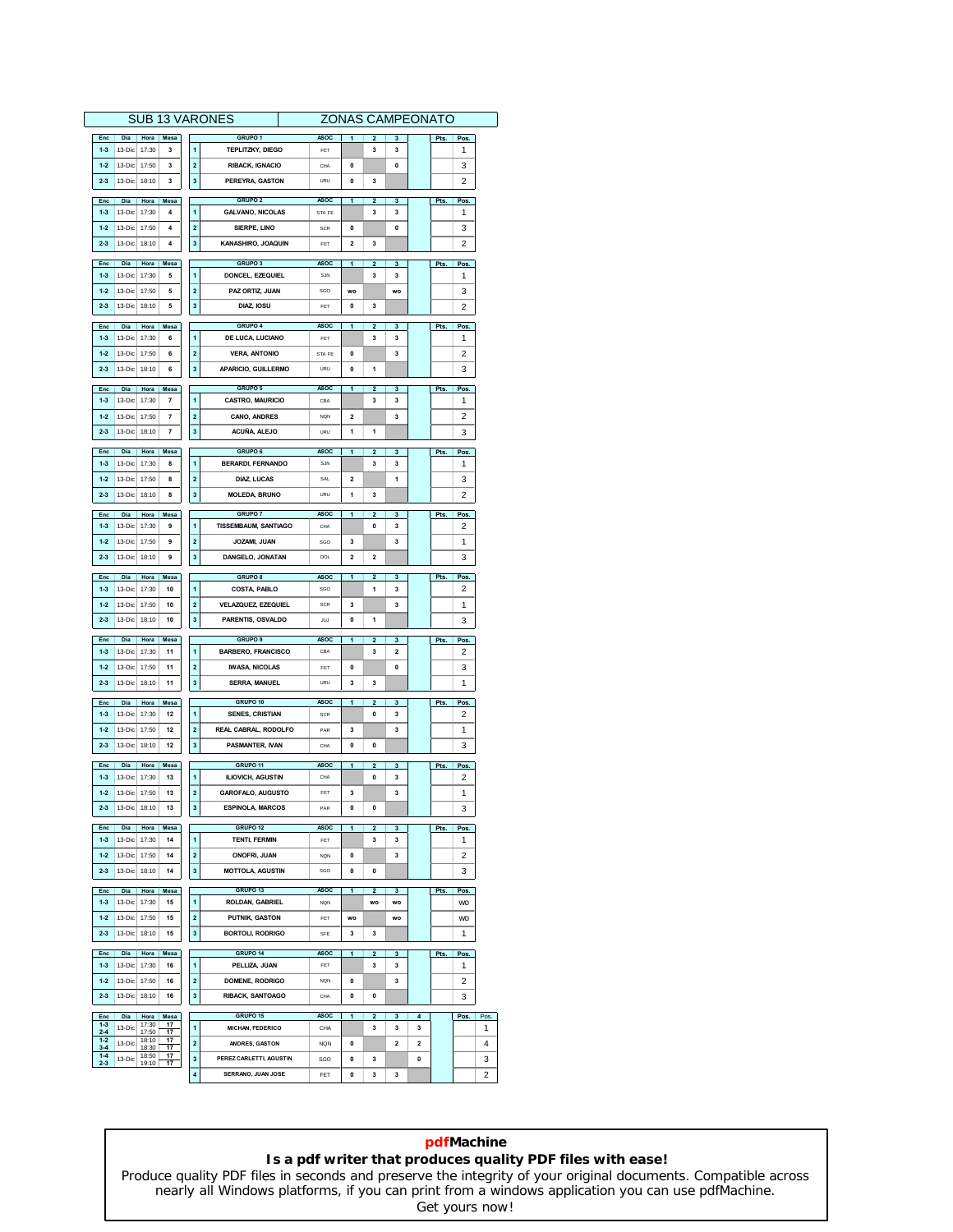# SUB 13 VARONES — ZONAS CAMPEONATO

| Enc | Dia | Hora | Mesa |
|---|---|---|---|
| 1-3 | 13-Dic | 17:30 | 3 |
| 1-2 | 13-Dic | 17:50 | 3 |
| 2-3 | 13-Dic | 18:10 | 3 |

| | GRUPO 1 | ASOC | 1 | 2 | 3 | | Pts. | Pos. |
|---|---|---|---|---|---|---|---|---|
| 1 | TEPLITZKY, DIEGO | FET | | 3 | 3 | | | 1 |
| 2 | RIBACK, IGNACIO | CHA | 0 | | 0 | | | 3 |
| 3 | PEREYRA, GASTON | URU | 0 | 3 | | | | 2 |

| Enc | Dia | Hora | Mesa |
|---|---|---|---|
| 1-3 | 13-Dic | 17:30 | 4 |
| 1-2 | 13-Dic | 17:50 | 4 |
| 2-3 | 13-Dic | 18:10 | 4 |

| | GRUPO 2 | ASOC | 1 | 2 | 3 | | Pts. | Pos. |
|---|---|---|---|---|---|---|---|---|
| 1 | GALVANO, NICOLAS | STA FE | | 3 | 3 | | | 1 |
| 2 | SIERPE, LINO | SCR | 0 | | 0 | | | 3 |
| 3 | KANASHIRO, JOAQUIN | FET | 2 | 3 | | | | 2 |

| Enc | Dia | Hora | Mesa |
|---|---|---|---|
| 1-3 | 13-Dic | 17:30 | 5 |
| 1-2 | 13-Dic | 17:50 | 5 |
| 2-3 | 13-Dic | 18:10 | 5 |

| | GRUPO 3 | ASOC | 1 | 2 | 3 | | Pts. | Pos. |
|---|---|---|---|---|---|---|---|---|
| 1 | DONCEL, EZEQUIEL | SJN | | 3 | 3 | | | 1 |
| 2 | PAZ ORTIZ, JUAN | SGO | WO | | WO | | | 3 |
| 3 | DIAZ, IOSU | FET | 0 | 3 | | | | 2 |

| Enc | Dia | Hora | Mesa |
|---|---|---|---|
| 1-3 | 13-Dic | 17:30 | 6 |
| 1-2 | 13-Dic | 17:50 | 6 |
| 2-3 | 13-Dic | 18:10 | 6 |

| | GRUPO 4 | ASOC | 1 | 2 | 3 | | Pts. | Pos. |
|---|---|---|---|---|---|---|---|---|
| 1 | DE LUCA, LUCIANO | FET | | 3 | 3 | | | 1 |
| 2 | VERA, ANTONIO | STA FE | 0 | | 3 | | | 2 |
| 3 | APARICIO, GUILLERMO | URU | 0 | 1 | | | | 3 |

| Enc | Dia | Hora | Mesa |
|---|---|---|---|
| 1-3 | 13-Dic | 17:30 | 7 |
| 1-2 | 13-Dic | 17:50 | 7 |
| 2-3 | 13-Dic | 18:10 | 7 |

| | GRUPO 5 | ASOC | 1 | 2 | 3 | | Pts. | Pos. |
|---|---|---|---|---|---|---|---|---|
| 1 | CASTRO, MAURICIO | CBA | | 3 | 3 | | | 1 |
| 2 | CANO, ANDRES | NQN | 2 | | 3 | | | 2 |
| 3 | ACUÑA, ALEJO | URU | 1 | 1 | | | | 3 |

| Enc | Dia | Hora | Mesa |
|---|---|---|---|
| 1-3 | 13-Dic | 17:30 | 8 |
| 1-2 | 13-Dic | 17:50 | 8 |
| 2-3 | 13-Dic | 18:10 | 8 |

| | GRUPO 6 | ASOC | 1 | 2 | 3 | | Pts. | Pos. |
|---|---|---|---|---|---|---|---|---|
| 1 | BERARDI, FERNANDO | SJN | | 3 | 3 | | | 1 |
| 2 | DIAZ, LUCAS | SAL | 2 | | 1 | | | 3 |
| 3 | MOLEDA, BRUNO | URU | 1 | 3 | | | | 2 |

| Enc | Dia | Hora | Mesa |
|---|---|---|---|
| 1-3 | 13-Dic | 17:30 | 9 |
| 1-2 | 13-Dic | 17:50 | 9 |
| 2-3 | 13-Dic | 18:10 | 9 |

| | GRUPO 7 | ASOC | 1 | 2 | 3 | | Pts. | Pos. |
|---|---|---|---|---|---|---|---|---|
| 1 | TISSEMBAUM, SANTIAGO | CHA | | 0 | 3 | | | 2 |
| 2 | JOZAMI, JUAN | SGO | 3 | | 3 | | | 1 |
| 3 | DANGELO, JONATAN | DOL | 2 | 2 | | | | 3 |

| Enc | Dia | Hora | Mesa |
|---|---|---|---|
| 1-3 | 13-Dic | 17:30 | 10 |
| 1-2 | 13-Dic | 17:50 | 10 |
| 2-3 | 13-Dic | 18:10 | 10 |

| | GRUPO 8 | ASOC | 1 | 2 | 3 | | Pts. | Pos. |
|---|---|---|---|---|---|---|---|---|
| 1 | COSTA, PABLO | SGO | | 1 | 3 | | | 2 |
| 2 | VELAZQUEZ, EZEQUIEL | SCR | 3 | | 3 | | | 1 |
| 3 | PARENTIS, OSVALDO | JUJ | 0 | 1 | | | | 3 |

| Enc | Dia | Hora | Mesa |
|---|---|---|---|
| 1-3 | 13-Dic | 17:30 | 11 |
| 1-2 | 13-Dic | 17:50 | 11 |
| 2-3 | 13-Dic | 18:10 | 11 |

| | GRUPO 9 | ASOC | 1 | 2 | 3 | | Pts. | Pos. |
|---|---|---|---|---|---|---|---|---|
| 1 | BARBERO, FRANCISCO | CBA | | 3 | 2 | | | 2 |
| 2 | IWASA, NICOLAS | FET | 0 | | 0 | | | 3 |
| 3 | SERRA, MANUEL | URU | 3 | 3 | | | | 1 |

| Enc | Dia | Hora | Mesa |
|---|---|---|---|
| 1-3 | 13-Dic | 17:30 | 12 |
| 1-2 | 13-Dic | 17:50 | 12 |
| 2-3 | 13-Dic | 18:10 | 12 |

| | GRUPO 10 | ASOC | 1 | 2 | 3 | | Pts. | Pos. |
|---|---|---|---|---|---|---|---|---|
| 1 | SENES, CRISTIAN | SCR | | 0 | 3 | | | 2 |
| 2 | REAL CABRAL, RODOLFO | PAR | 3 | | 3 | | | 1 |
| 3 | PASMANTER, IVAN | CHA | 0 | 0 | | | | 3 |

| Enc | Dia | Hora | Mesa |
|---|---|---|---|
| 1-3 | 13-Dic | 17:30 | 13 |
| 1-2 | 13-Dic | 17:50 | 13 |
| 2-3 | 13-Dic | 18:10 | 13 |

| | GRUPO 11 | ASOC | 1 | 2 | 3 | | Pts. | Pos. |
|---|---|---|---|---|---|---|---|---|
| 1 | ILIOVICH, AGUSTIN | CHA | | 0 | 3 | | | 2 |
| 2 | GAROFALO, AUGUSTO | FET | 3 | | 3 | | | 1 |
| 3 | ESPINOLA, MARCOS | PAR | 0 | 0 | | | | 3 |

| Enc | Dia | Hora | Mesa |
|---|---|---|---|
| 1-3 | 13-Dic | 17:30 | 14 |
| 1-2 | 13-Dic | 17:50 | 14 |
| 2-3 | 13-Dic | 18:10 | 14 |

| | GRUPO 12 | ASOC | 1 | 2 | 3 | | Pts. | Pos. |
|---|---|---|---|---|---|---|---|---|
| 1 | TENTI, FERMIN | FET | | 3 | 3 | | | 1 |
| 2 | ONOFRI, JUAN | NQN | 0 | | 3 | | | 2 |
| 3 | MOTTOLA, AGUSTIN | SGO | 0 | 0 | | | | 3 |

| Enc | Dia | Hora | Mesa |
|---|---|---|---|
| 1-3 | 13-Dic | 17:30 | 15 |
| 1-2 | 13-Dic | 17:50 | 15 |
| 2-3 | 13-Dic | 18:10 | 15 |

| | GRUPO 13 | ASOC | 1 | 2 | 3 | | Pts. | Pos. |
|---|---|---|---|---|---|---|---|---|
| 1 | ROLDAN, GABRIEL | NQN | | WO | WO | | | WO |
| 2 | PUTNIK, GASTON | FET | WO | | WO | | | WO |
| 3 | BORTOLI, RODRIGO | SFE | 3 | 3 | | | | 1 |

| Enc | Dia | Hora | Mesa |
|---|---|---|---|
| 1-3 | 13-Dic | 17:30 | 16 |
| 1-2 | 13-Dic | 17:50 | 16 |
| 2-3 | 13-Dic | 18:10 | 16 |

| | GRUPO 14 | ASOC | 1 | 2 | 3 | | Pts. | Pos. |
|---|---|---|---|---|---|---|---|---|
| 1 | PELLIZA, JUAN | FET | | 3 | 3 | | | 1 |
| 2 | DOMENE, RODRIGO | NQN | 0 | | 3 | | | 2 |
| 3 | RIBACK, SANTOAGO | CHA | 0 | 0 | | | | 3 |

| Enc | Dia | Hora | Mesa |
|---|---|---|---|
| 1-3 | 13-Dic | 17:30 | 17 |
| 2-4 | | 17:50 | 17 |
| 1-2 | 13-Dic | 18:10 | 17 |
| 3-4 | | 18:30 | 17 |
| 1-4 | 13-Dic | 18:50 | 17 |
| 2-3 | | 19:10 | 17 |

| | GRUPO 15 | ASOC | 1 | 2 | 3 | 4 | | Pos. | Pos. |
|---|---|---|---|---|---|---|---|---|---|
| 1 | MICHAN, FEDERICO | CHA | | 3 | 3 | 3 | | | 1 |
| 2 | ANDRES, GASTON | NQN | 0 | | 2 | 2 | | | 4 |
| 3 | PEREZ CARLETTI, AGUSTIN | SGO | 0 | 3 | | 0 | | | 3 |
| 4 | SERRANO, JUAN JOSE | FET | 0 | 3 | 3 | | | | 2 |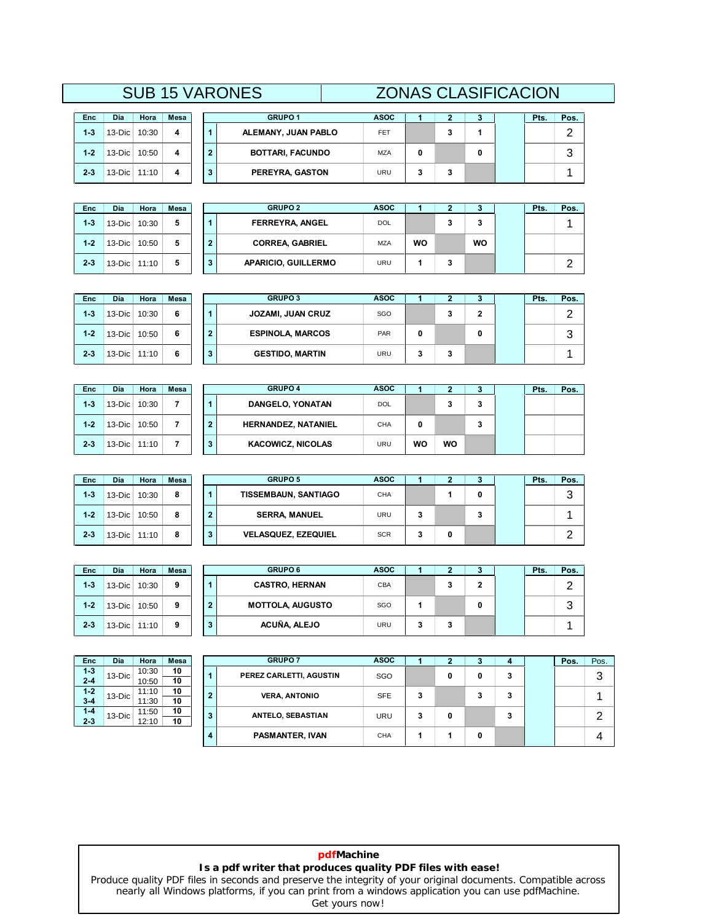# SUB 15 VARONES — ZONAS CLASIFICACION

| Enc | Día | Hora | Mesa |
|---|---|---|---|
| 1-3 | 13-Dic | 10:30 | 4 |
| 1-2 | 13-Dic | 10:50 | 4 |
| 2-3 | 13-Dic | 11:10 | 4 |

| | GRUPO 1 | ASOC | 1 | 2 | 3 | | Pts. | Pos. |
|---|---|---|---|---|---|---|---|---|
| 1 | ALEMANY, JUAN PABLO | FET | | 3 | 1 | | | 2 |
| 2 | BOTTARI, FACUNDO | MZA | 0 | | 0 | | | 3 |
| 3 | PEREYRA, GASTON | URU | 3 | 3 | | | | 1 |

| Enc | Día | Hora | Mesa |
|---|---|---|---|
| 1-3 | 13-Dic | 10:30 | 5 |
| 1-2 | 13-Dic | 10:50 | 5 |
| 2-3 | 13-Dic | 11:10 | 5 |

| | GRUPO 2 | ASOC | 1 | 2 | 3 | | Pts. | Pos. |
|---|---|---|---|---|---|---|---|---|
| 1 | FERREYRA, ANGEL | DOL | | 3 | 3 | | | 1 |
| 2 | CORREA, GABRIEL | MZA | WO | | WO | | | |
| 3 | APARICIO, GUILLERMO | URU | 1 | 3 | | | | 2 |

| Enc | Día | Hora | Mesa |
|---|---|---|---|
| 1-3 | 13-Dic | 10:30 | 6 |
| 1-2 | 13-Dic | 10:50 | 6 |
| 2-3 | 13-Dic | 11:10 | 6 |

| | GRUPO 3 | ASOC | 1 | 2 | 3 | | Pts. | Pos. |
|---|---|---|---|---|---|---|---|---|
| 1 | JOZAMI, JUAN CRUZ | SGO | | 3 | 2 | | | 2 |
| 2 | ESPINOLA, MARCOS | PAR | 0 | | 0 | | | 3 |
| 3 | GESTIDO, MARTIN | URU | 3 | 3 | | | | 1 |

| Enc | Día | Hora | Mesa |
|---|---|---|---|
| 1-3 | 13-Dic | 10:30 | 7 |
| 1-2 | 13-Dic | 10:50 | 7 |
| 2-3 | 13-Dic | 11:10 | 7 |

| | GRUPO 4 | ASOC | 1 | 2 | 3 | | Pts. | Pos. |
|---|---|---|---|---|---|---|---|---|
| 1 | DANGELO, YONATAN | DOL | | 3 | 3 | | | |
| 2 | HERNANDEZ, NATANIEL | CHA | 0 | | 3 | | | |
| 3 | KACOWICZ, NICOLAS | URU | WO | WO | | | | |

| Enc | Día | Hora | Mesa |
|---|---|---|---|
| 1-3 | 13-Dic | 10:30 | 8 |
| 1-2 | 13-Dic | 10:50 | 8 |
| 2-3 | 13-Dic | 11:10 | 8 |

| | GRUPO 5 | ASOC | 1 | 2 | 3 | | Pts. | Pos. |
|---|---|---|---|---|---|---|---|---|
| 1 | TISSEMBAUN, SANTIAGO | CHA | | 1 | 0 | | | 3 |
| 2 | SERRA, MANUEL | URU | 3 | | 3 | | | 1 |
| 3 | VELASQUEZ, EZEQUIEL | SCR | 3 | 0 | | | | 2 |

| Enc | Día | Hora | Mesa |
|---|---|---|---|
| 1-3 | 13-Dic | 10:30 | 9 |
| 1-2 | 13-Dic | 10:50 | 9 |
| 2-3 | 13-Dic | 11:10 | 9 |

| | GRUPO 6 | ASOC | 1 | 2 | 3 | | Pts. | Pos. |
|---|---|---|---|---|---|---|---|---|
| 1 | CASTRO, HERNAN | CBA | | 3 | 2 | | | 2 |
| 2 | MOTTOLA, AUGUSTO | SGO | 1 | | 0 | | | 3 |
| 3 | ACUÑA, ALEJO | URU | 3 | 3 | | | | 1 |

| Enc | Día | Hora | Mesa |
|---|---|---|---|
| 1-3 | 13-Dic | 10:30 | 10 |
| 2-4 | | 10:50 | 10 |
| 1-2 | 13-Dic | 11:10 | 10 |
| 3-4 | | 11:30 | 10 |
| 1-4 | 13-Dic | 11:50 | 10 |
| 2-3 | | 12:10 | 10 |

| | GRUPO 7 | ASOC | 1 | 2 | 3 | 4 | | Pos. | Pos. |
|---|---|---|---|---|---|---|---|---|---|
| 1 | PEREZ CARLETTI, AGUSTIN | SGO | | 0 | 0 | 3 | | | 3 |
| 2 | VERA, ANTONIO | SFE | 3 | | 3 | 3 | | | 1 |
| 3 | ANTELO, SEBASTIAN | URU | 3 | 0 | | 3 | | | 2 |
| 4 | PASMANTER, IVAN | CHA | 1 | 1 | 0 | | | | 4 |

**pdfMachine**
**Is a pdf writer that produces quality PDF files with ease!**
Produce quality PDF files in seconds and preserve the integrity of your original documents. Compatible across nearly all Windows platforms, if you can print from a windows application you can use pdfMachine.
Get yours now!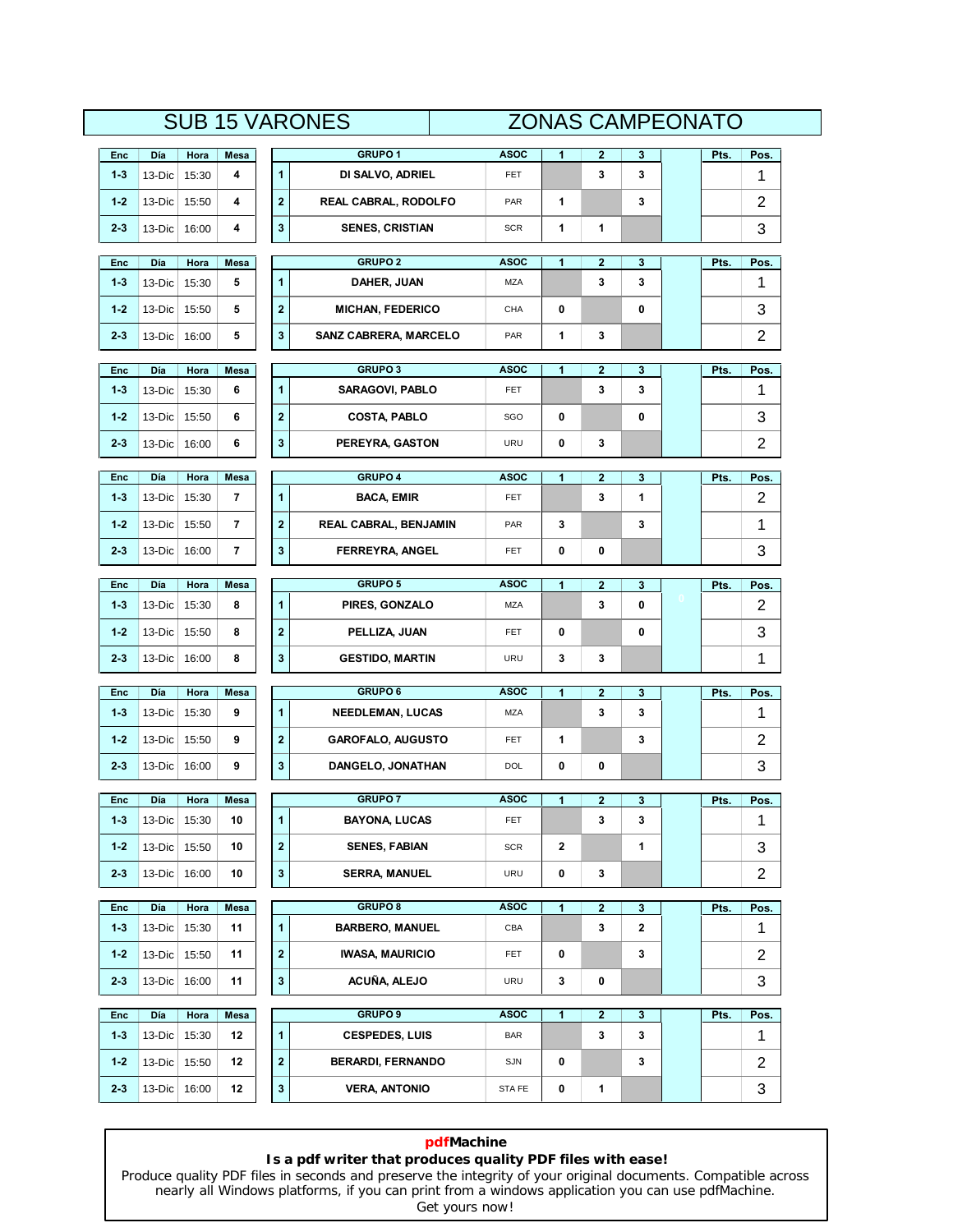# SUB 15 VARONES — ZONAS CAMPEONATO

| Enc | Día | Hora | Mesa |
|---|---|---|---|
| 1-3 | 13-Dic | 15:30 | 4 |
| 1-2 | 13-Dic | 15:50 | 4 |
| 2-3 | 13-Dic | 16:00 | 4 |

| | GRUPO 1 | ASOC | 1 | 2 | 3 | Pts. | Pos. |
|---|---|---|---|---|---|---|---|
| 1 | DI SALVO, ADRIEL | FET | | 3 | 3 | | 1 |
| 2 | REAL CABRAL, RODOLFO | PAR | 1 | | 3 | | 2 |
| 3 | SENES, CRISTIAN | SCR | 1 | 1 | | | 3 |

| Enc | Día | Hora | Mesa |
|---|---|---|---|
| 1-3 | 13-Dic | 15:30 | 5 |
| 1-2 | 13-Dic | 15:50 | 5 |
| 2-3 | 13-Dic | 16:00 | 5 |

| | GRUPO 2 | ASOC | 1 | 2 | 3 | Pts. | Pos. |
|---|---|---|---|---|---|---|---|
| 1 | DAHER, JUAN | MZA | | 3 | 3 | | 1 |
| 2 | MICHAN, FEDERICO | CHA | 0 | | 0 | | 3 |
| 3 | SANZ CABRERA, MARCELO | PAR | 1 | 3 | | | 2 |

| Enc | Día | Hora | Mesa |
|---|---|---|---|
| 1-3 | 13-Dic | 15:30 | 6 |
| 1-2 | 13-Dic | 15:50 | 6 |
| 2-3 | 13-Dic | 16:00 | 6 |

| | GRUPO 3 | ASOC | 1 | 2 | 3 | Pts. | Pos. |
|---|---|---|---|---|---|---|---|
| 1 | SARAGOVI, PABLO | FET | | 3 | 3 | | 1 |
| 2 | COSTA, PABLO | SGO | 0 | | 0 | | 3 |
| 3 | PEREYRA, GASTON | URU | 0 | 3 | | | 2 |

| Enc | Día | Hora | Mesa |
|---|---|---|---|
| 1-3 | 13-Dic | 15:30 | 7 |
| 1-2 | 13-Dic | 15:50 | 7 |
| 2-3 | 13-Dic | 16:00 | 7 |

| | GRUPO 4 | ASOC | 1 | 2 | 3 | Pts. | Pos. |
|---|---|---|---|---|---|---|---|
| 1 | BACA, EMIR | FET | | 3 | 1 | | 2 |
| 2 | REAL CABRAL, BENJAMIN | PAR | 3 | | 3 | | 1 |
| 3 | FERREYRA, ANGEL | FET | 0 | 0 | | | 3 |

| Enc | Día | Hora | Mesa |
|---|---|---|---|
| 1-3 | 13-Dic | 15:30 | 8 |
| 1-2 | 13-Dic | 15:50 | 8 |
| 2-3 | 13-Dic | 16:00 | 8 |

| | GRUPO 5 | ASOC | 1 | 2 | 3 | Pts. | Pos. |
|---|---|---|---|---|---|---|---|
| 1 | PIRES, GONZALO | MZA | | 3 | 0 | | 2 |
| 2 | PELLIZA, JUAN | FET | 0 | | 0 | | 3 |
| 3 | GESTIDO, MARTIN | URU | 3 | 3 | | | 1 |

| Enc | Día | Hora | Mesa |
|---|---|---|---|
| 1-3 | 13-Dic | 15:30 | 9 |
| 1-2 | 13-Dic | 15:50 | 9 |
| 2-3 | 13-Dic | 16:00 | 9 |

| | GRUPO 6 | ASOC | 1 | 2 | 3 | Pts. | Pos. |
|---|---|---|---|---|---|---|---|
| 1 | NEEDLEMAN, LUCAS | MZA | | 3 | 3 | | 1 |
| 2 | GAROFALO, AUGUSTO | FET | 1 | | 3 | | 2 |
| 3 | DANGELO, JONATHAN | DOL | 0 | 0 | | | 3 |

| Enc | Día | Hora | Mesa |
|---|---|---|---|
| 1-3 | 13-Dic | 15:30 | 10 |
| 1-2 | 13-Dic | 15:50 | 10 |
| 2-3 | 13-Dic | 16:00 | 10 |

| | GRUPO 7 | ASOC | 1 | 2 | 3 | Pts. | Pos. |
|---|---|---|---|---|---|---|---|
| 1 | BAYONA, LUCAS | FET | | 3 | 3 | | 1 |
| 2 | SENES, FABIAN | SCR | 2 | | 1 | | 3 |
| 3 | SERRA, MANUEL | URU | 0 | 3 | | | 2 |

| Enc | Día | Hora | Mesa |
|---|---|---|---|
| 1-3 | 13-Dic | 15:30 | 11 |
| 1-2 | 13-Dic | 15:50 | 11 |
| 2-3 | 13-Dic | 16:00 | 11 |

| | GRUPO 8 | ASOC | 1 | 2 | 3 | Pts. | Pos. |
|---|---|---|---|---|---|---|---|
| 1 | BARBERO, MANUEL | CBA | | 3 | 2 | | 1 |
| 2 | IWASA, MAURICIO | FET | 0 | | 3 | | 2 |
| 3 | ACUÑA, ALEJO | URU | 3 | 0 | | | 3 |

| Enc | Día | Hora | Mesa |
|---|---|---|---|
| 1-3 | 13-Dic | 15:30 | 12 |
| 1-2 | 13-Dic | 15:50 | 12 |
| 2-3 | 13-Dic | 16:00 | 12 |

| | GRUPO 9 | ASOC | 1 | 2 | 3 | Pts. | Pos. |
|---|---|---|---|---|---|---|---|
| 1 | CESPEDES, LUIS | BAR | | 3 | 3 | | 1 |
| 2 | BERARDI, FERNANDO | SJN | 0 | | 3 | | 2 |
| 3 | VERA, ANTONIO | STA FE | 0 | 1 | | | 3 |

**pdfMachine**
**Is a pdf writer that produces quality PDF files with ease!**
Produce quality PDF files in seconds and preserve the integrity of your original documents. Compatible across nearly all Windows platforms, if you can print from a windows application you can use pdfMachine.
Get yours now!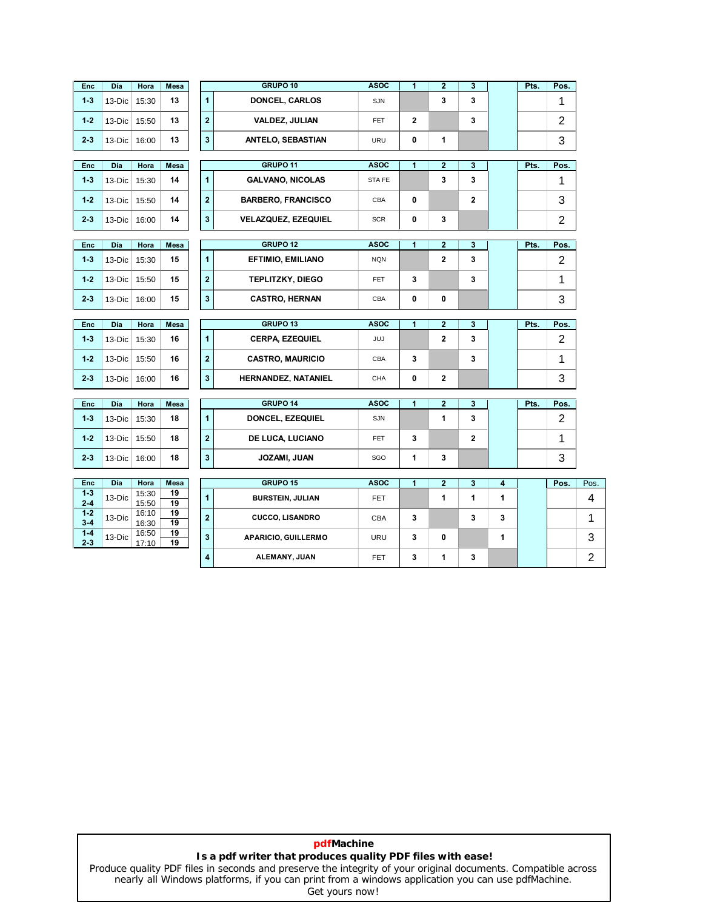| Enc | Día | Hora | Mesa |
|---|---|---|---|
| 1-3 | 13-Dic | 15:30 | 13 |
| 1-2 | 13-Dic | 15:50 | 13 |
| 2-3 | 13-Dic | 16:00 | 13 |

| | GRUPO 10 | ASOC | 1 | 2 | 3 | | Pts. | Pos. |
|---|---|---|---|---|---|---|---|---|
| 1 | DONCEL, CARLOS | SJN | | 3 | 3 | | | 1 |
| 2 | VALDEZ, JULIAN | FET | 2 | | 3 | | | 2 |
| 3 | ANTELO, SEBASTIAN | URU | 0 | 1 | | | | 3 |

| Enc | Día | Hora | Mesa |
|---|---|---|---|
| 1-3 | 13-Dic | 15:30 | 14 |
| 1-2 | 13-Dic | 15:50 | 14 |
| 2-3 | 13-Dic | 16:00 | 14 |

| | GRUPO 11 | ASOC | 1 | 2 | 3 | | Pts. | Pos. |
|---|---|---|---|---|---|---|---|---|
| 1 | GALVANO, NICOLAS | STA FE | | 3 | 3 | | | 1 |
| 2 | BARBERO, FRANCISCO | CBA | 0 | | 2 | | | 3 |
| 3 | VELAZQUEZ, EZEQUIEL | SCR | 0 | 3 | | | | 2 |

| Enc | Día | Hora | Mesa |
|---|---|---|---|
| 1-3 | 13-Dic | 15:30 | 15 |
| 1-2 | 13-Dic | 15:50 | 15 |
| 2-3 | 13-Dic | 16:00 | 15 |

| | GRUPO 12 | ASOC | 1 | 2 | 3 | | Pts. | Pos. |
|---|---|---|---|---|---|---|---|---|
| 1 | EFTIMIO, EMILIANO | NQN | | 2 | 3 | | | 2 |
| 2 | TEPLITZKY, DIEGO | FET | 3 | | 3 | | | 1 |
| 3 | CASTRO, HERNAN | CBA | 0 | 0 | | | | 3 |

| Enc | Día | Hora | Mesa |
|---|---|---|---|
| 1-3 | 13-Dic | 15:30 | 16 |
| 1-2 | 13-Dic | 15:50 | 16 |
| 2-3 | 13-Dic | 16:00 | 16 |

| | GRUPO 13 | ASOC | 1 | 2 | 3 | | Pts. | Pos. |
|---|---|---|---|---|---|---|---|---|
| 1 | CERPA, EZEQUIEL | JUJ | | 2 | 3 | | | 2 |
| 2 | CASTRO, MAURICIO | CBA | 3 | | 3 | | | 1 |
| 3 | HERNANDEZ, NATANIEL | CHA | 0 | 2 | | | | 3 |

| Enc | Día | Hora | Mesa |
|---|---|---|---|
| 1-3 | 13-Dic | 15:30 | 18 |
| 1-2 | 13-Dic | 15:50 | 18 |
| 2-3 | 13-Dic | 16:00 | 18 |

| | GRUPO 14 | ASOC | 1 | 2 | 3 | | Pts. | Pos. |
|---|---|---|---|---|---|---|---|---|
| 1 | DONCEL, EZEQUIEL | SJN | | 1 | 3 | | | 2 |
| 2 | DE LUCA, LUCIANO | FET | 3 | | 2 | | | 1 |
| 3 | JOZAMI, JUAN | SGO | 1 | 3 | | | | 3 |

| Enc | Día | Hora | Mesa |
|---|---|---|---|
| 1-3 | 13-Dic | 15:30 | 19 |
| 2-4 | | 15:50 | 19 |
| 1-2 | 13-Dic | 16:10 | 19 |
| 3-4 | | 16:30 | 19 |
| 1-4 | 13-Dic | 16:50 | 19 |
| 2-3 | | 17:10 | 19 |

| | GRUPO 15 | ASOC | 1 | 2 | 3 | 4 | | Pos. | Pos. |
|---|---|---|---|---|---|---|---|---|---|
| 1 | BURSTEIN, JULIAN | FET | | 1 | 1 | 1 | | | 4 |
| 2 | CUCCO, LISANDRO | CBA | 3 | | 3 | 3 | | | 1 |
| 3 | APARICIO, GUILLERMO | URU | 3 | 0 | | 1 | | | 3 |
| 4 | ALEMANY, JUAN | FET | 3 | 1 | 3 | | | | 2 |

**pdfMachine**
**Is a pdf writer that produces quality PDF files with ease!**
Produce quality PDF files in seconds and preserve the integrity of your original documents. Compatible across nearly all Windows platforms, if you can print from a windows application you can use pdfMachine.
Get yours now!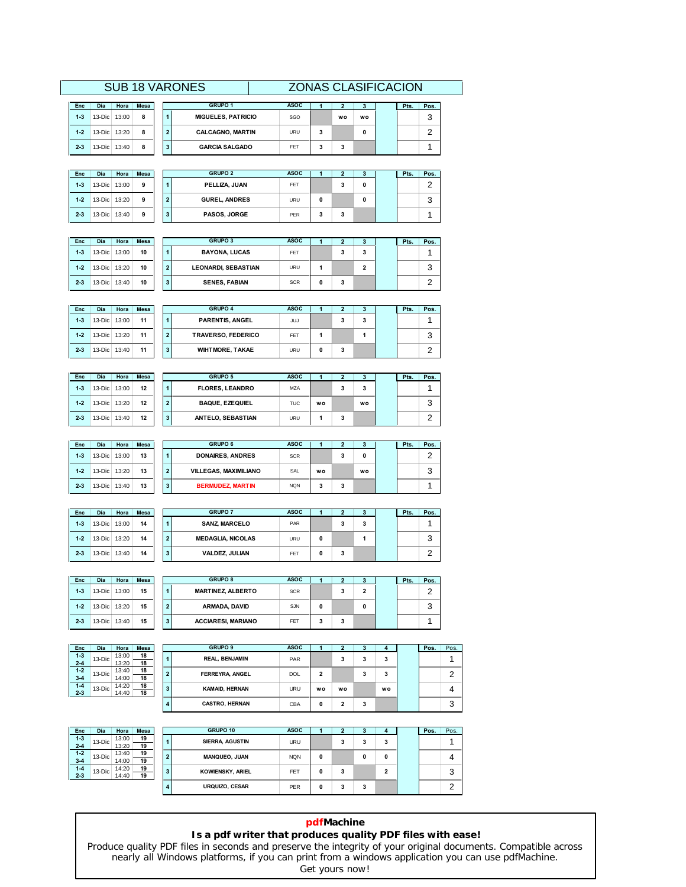# SUB 18 VARONES — ZONAS CLASIFICACION

| Enc | Día | Hora | Mesa |
|---|---|---|---|
| 1-3 | 13-Dic | 13:00 | 8 |
| 1-2 | 13-Dic | 13:20 | 8 |
| 2-3 | 13-Dic | 13:40 | 8 |

| | GRUPO 1 | ASOC | 1 | 2 | 3 | | Pts. | Pos. |
|---|---|---|---|---|---|---|---|---|
| 1 | MIGUELES, PATRICIO | SGO | | wo | wo | | | 3 |
| 2 | CALCAGNO, MARTIN | URU | 3 | | 0 | | | 2 |
| 3 | GARCIA SALGADO | FET | 3 | 3 | | | | 1 |

| Enc | Día | Hora | Mesa |
|---|---|---|---|
| 1-3 | 13-Dic | 13:00 | 9 |
| 1-2 | 13-Dic | 13:20 | 9 |
| 2-3 | 13-Dic | 13:40 | 9 |

| | GRUPO 2 | ASOC | 1 | 2 | 3 | | Pts. | Pos. |
|---|---|---|---|---|---|---|---|---|
| 1 | PELLIZA, JUAN | FET | | 3 | 0 | | | 2 |
| 2 | GUREL, ANDRES | URU | 0 | | 0 | | | 3 |
| 3 | PASOS, JORGE | PER | 3 | 3 | | | | 1 |

| Enc | Día | Hora | Mesa |
|---|---|---|---|
| 1-3 | 13-Dic | 13:00 | 10 |
| 1-2 | 13-Dic | 13:20 | 10 |
| 2-3 | 13-Dic | 13:40 | 10 |

| | GRUPO 3 | ASOC | 1 | 2 | 3 | | Pts. | Pos. |
|---|---|---|---|---|---|---|---|---|
| 1 | BAYONA, LUCAS | FET | | 3 | 3 | | | 1 |
| 2 | LEONARDI, SEBASTIAN | URU | 1 | | 2 | | | 3 |
| 3 | SENES, FABIAN | SCR | 0 | 3 | | | | 2 |

| Enc | Día | Hora | Mesa |
|---|---|---|---|
| 1-3 | 13-Dic | 13:00 | 11 |
| 1-2 | 13-Dic | 13:20 | 11 |
| 2-3 | 13-Dic | 13:40 | 11 |

| | GRUPO 4 | ASOC | 1 | 2 | 3 | | Pts. | Pos. |
|---|---|---|---|---|---|---|---|---|
| 1 | PARENTIS, ANGEL | JUJ | | 3 | 3 | | | 1 |
| 2 | TRAVERSO, FEDERICO | FET | 1 | | 1 | | | 3 |
| 3 | WIHTMORE, TAKAE | URU | 0 | 3 | | | | 2 |

| Enc | Día | Hora | Mesa |
|---|---|---|---|
| 1-3 | 13-Dic | 13:00 | 12 |
| 1-2 | 13-Dic | 13:20 | 12 |
| 2-3 | 13-Dic | 13:40 | 12 |

| | GRUPO 5 | ASOC | 1 | 2 | 3 | | Pts. | Pos. |
|---|---|---|---|---|---|---|---|---|
| 1 | FLORES, LEANDRO | MZA | | 3 | 3 | | | 1 |
| 2 | BAQUE, EZEQUIEL | TUC | wo | | wo | | | 3 |
| 3 | ANTELO, SEBASTIAN | URU | 1 | 3 | | | | 2 |

| Enc | Día | Hora | Mesa |
|---|---|---|---|
| 1-3 | 13-Dic | 13:00 | 13 |
| 1-2 | 13-Dic | 13:20 | 13 |
| 2-3 | 13-Dic | 13:40 | 13 |

| | GRUPO 6 | ASOC | 1 | 2 | 3 | | Pts. | Pos. |
|---|---|---|---|---|---|---|---|---|
| 1 | DONAIRES, ANDRES | SCR | | 3 | 0 | | | 2 |
| 2 | VILLEGAS, MAXIMILIANO | SAL | wo | | wo | | | 3 |
| 3 | BERMUDEZ, MARTIN | NQN | 3 | 3 | | | | 1 |

| Enc | Día | Hora | Mesa |
|---|---|---|---|
| 1-3 | 13-Dic | 13:00 | 14 |
| 1-2 | 13-Dic | 13:20 | 14 |
| 2-3 | 13-Dic | 13:40 | 14 |

| | GRUPO 7 | ASOC | 1 | 2 | 3 | | Pts. | Pos. |
|---|---|---|---|---|---|---|---|---|
| 1 | SANZ, MARCELO | PAR | | 3 | 3 | | | 1 |
| 2 | MEDAGLIA, NICOLAS | URU | 0 | | 1 | | | 3 |
| 3 | VALDEZ, JULIAN | FET | 0 | 3 | | | | 2 |

| Enc | Día | Hora | Mesa |
|---|---|---|---|
| 1-3 | 13-Dic | 13:00 | 15 |
| 1-2 | 13-Dic | 13:20 | 15 |
| 2-3 | 13-Dic | 13:40 | 15 |

| | GRUPO 8 | ASOC | 1 | 2 | 3 | | Pts. | Pos. |
|---|---|---|---|---|---|---|---|---|
| 1 | MARTINEZ, ALBERTO | SCR | | 3 | 2 | | | 2 |
| 2 | ARMADA, DAVID | SJN | 0 | | 0 | | | 3 |
| 3 | ACCIARESI, MARIANO | FET | 3 | 3 | | | | 1 |

| Enc | Día | Hora | Mesa |
|---|---|---|---|
| 1-3 | 13-Dic | 13:00 | 18 |
| 2-4 | | 13:20 | 18 |
| 1-2 | 13-Dic | 13:40 | 18 |
| 3-4 | | 14:00 | 18 |
| 1-4 | 13-Dic | 14:20 | 18 |
| 2-3 | | 14:40 | 18 |

| | GRUPO 9 | ASOC | 1 | 2 | 3 | 4 | | Pos. | Pos. |
|---|---|---|---|---|---|---|---|---|---|
| 1 | REAL, BENJAMIN | PAR | | 3 | 3 | 3 | | | 1 |
| 2 | FERREYRA, ANGEL | DOL | 2 | | 3 | 3 | | | 2 |
| 3 | KAMAID, HERNAN | URU | wo | wo | | wo | | | 4 |
| 4 | CASTRO, HERNAN | CBA | 0 | 2 | 3 | | | | 3 |

| Enc | Día | Hora | Mesa |
|---|---|---|---|
| 1-3 | 13-Dic | 13:00 | 19 |
| 2-4 | | 13:20 | 19 |
| 1-2 | 13-Dic | 13:40 | 19 |
| 3-4 | | 14:00 | 19 |
| 1-4 | 13-Dic | 14:20 | 19 |
| 2-3 | | 14:40 | 19 |

| | GRUPO 10 | ASOC | 1 | 2 | 3 | 4 | | Pos. | Pos. |
|---|---|---|---|---|---|---|---|---|---|
| 1 | SIERRA, AGUSTIN | URU | | 3 | 3 | 3 | | | 1 |
| 2 | MANQUEO, JUAN | NQN | 0 | | 0 | 0 | | | 4 |
| 3 | KOWIENSKY, ARIEL | FET | 0 | 3 | | 2 | | | 3 |
| 4 | URQUIZO, CESAR | PER | 0 | 3 | 3 | | | | 2 |

**pdfMachine**
**Is a pdf writer that produces quality PDF files with ease!**
Produce quality PDF files in seconds and preserve the integrity of your original documents. Compatible across nearly all Windows platforms, if you can print from a windows application you can use pdfMachine.
Get yours now!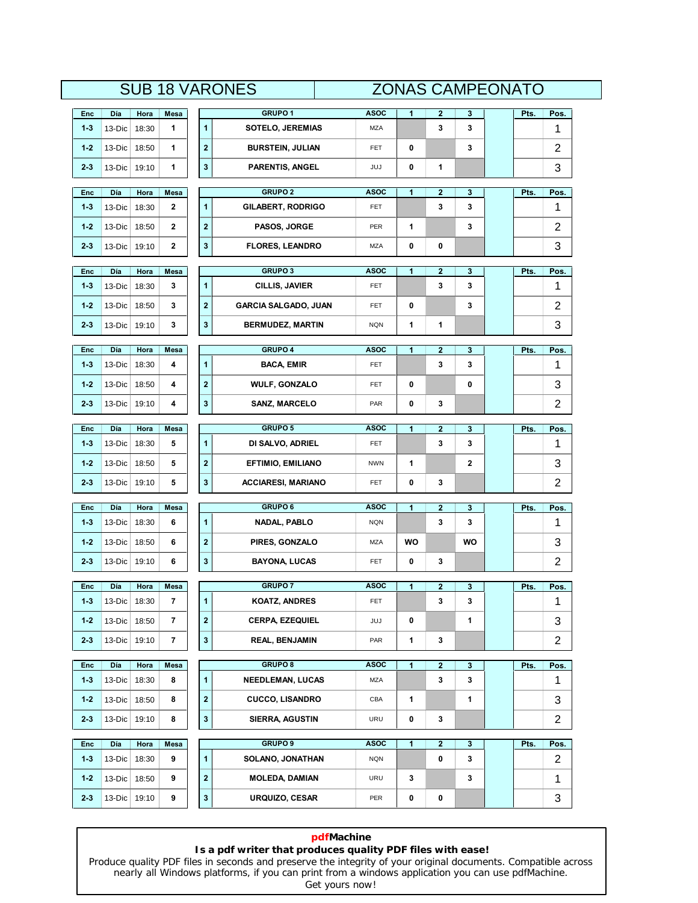# SUB 18 VARONES — ZONAS CAMPEONATO

| Enc | Día | Hora | Mesa |
|---|---|---|---|
| 1-3 | 13-Dic | 18:30 | 1 |
| 1-2 | 13-Dic | 18:50 | 1 |
| 2-3 | 13-Dic | 19:10 | 1 |

| | GRUPO 1 | ASOC | 1 | 2 | 3 | | Pts. | Pos. |
|---|---|---|---|---|---|---|---|---|
| 1 | SOTELO, JEREMIAS | MZA | | 3 | 3 | | | 1 |
| 2 | BURSTEIN, JULIAN | FET | 0 | | 3 | | | 2 |
| 3 | PARENTIS, ANGEL | JUJ | 0 | 1 | | | | 3 |

| Enc | Día | Hora | Mesa |
|---|---|---|---|
| 1-3 | 13-Dic | 18:30 | 2 |
| 1-2 | 13-Dic | 18:50 | 2 |
| 2-3 | 13-Dic | 19:10 | 2 |

| | GRUPO 2 | ASOC | 1 | 2 | 3 | | Pts. | Pos. |
|---|---|---|---|---|---|---|---|---|
| 1 | GILABERT, RODRIGO | FET | | 3 | 3 | | | 1 |
| 2 | PASOS, JORGE | PER | 1 | | 3 | | | 2 |
| 3 | FLORES, LEANDRO | MZA | 0 | 0 | | | | 3 |

| Enc | Día | Hora | Mesa |
|---|---|---|---|
| 1-3 | 13-Dic | 18:30 | 3 |
| 1-2 | 13-Dic | 18:50 | 3 |
| 2-3 | 13-Dic | 19:10 | 3 |

| | GRUPO 3 | ASOC | 1 | 2 | 3 | | Pts. | Pos. |
|---|---|---|---|---|---|---|---|---|
| 1 | CILLIS, JAVIER | FET | | 3 | 3 | | | 1 |
| 2 | GARCIA SALGADO, JUAN | FET | 0 | | 3 | | | 2 |
| 3 | BERMUDEZ, MARTIN | NQN | 1 | 1 | | | | 3 |

| Enc | Día | Hora | Mesa |
|---|---|---|---|
| 1-3 | 13-Dic | 18:30 | 4 |
| 1-2 | 13-Dic | 18:50 | 4 |
| 2-3 | 13-Dic | 19:10 | 4 |

| | GRUPO 4 | ASOC | 1 | 2 | 3 | | Pts. | Pos. |
|---|---|---|---|---|---|---|---|---|
| 1 | BACA, EMIR | FET | | 3 | 3 | | | 1 |
| 2 | WULF, GONZALO | FET | 0 | | 0 | | | 3 |
| 3 | SANZ, MARCELO | PAR | 0 | 3 | | | | 2 |

| Enc | Día | Hora | Mesa |
|---|---|---|---|
| 1-3 | 13-Dic | 18:30 | 5 |
| 1-2 | 13-Dic | 18:50 | 5 |
| 2-3 | 13-Dic | 19:10 | 5 |

| | GRUPO 5 | ASOC | 1 | 2 | 3 | | Pts. | Pos. |
|---|---|---|---|---|---|---|---|---|
| 1 | DI SALVO, ADRIEL | FET | | 3 | 3 | | | 1 |
| 2 | EFTIMIO, EMILIANO | NWN | 1 | | 2 | | | 3 |
| 3 | ACCIARESI, MARIANO | FET | 0 | 3 | | | | 2 |

| Enc | Día | Hora | Mesa |
|---|---|---|---|
| 1-3 | 13-Dic | 18:30 | 6 |
| 1-2 | 13-Dic | 18:50 | 6 |
| 2-3 | 13-Dic | 19:10 | 6 |

| | GRUPO 6 | ASOC | 1 | 2 | 3 | | Pts. | Pos. |
|---|---|---|---|---|---|---|---|---|
| 1 | NADAL, PABLO | NQN | | 3 | 3 | | | 1 |
| 2 | PIRES, GONZALO | MZA | WO | | WO | | | 3 |
| 3 | BAYONA, LUCAS | FET | 0 | 3 | | | | 2 |

| Enc | Día | Hora | Mesa |
|---|---|---|---|
| 1-3 | 13-Dic | 18:30 | 7 |
| 1-2 | 13-Dic | 18:50 | 7 |
| 2-3 | 13-Dic | 19:10 | 7 |

| | GRUPO 7 | ASOC | 1 | 2 | 3 | | Pts. | Pos. |
|---|---|---|---|---|---|---|---|---|
| 1 | KOATZ, ANDRES | FET | | 3 | 3 | | | 1 |
| 2 | CERPA, EZEQUIEL | JUJ | 0 | | 1 | | | 3 |
| 3 | REAL, BENJAMIN | PAR | 1 | 3 | | | | 2 |

| Enc | Día | Hora | Mesa |
|---|---|---|---|
| 1-3 | 13-Dic | 18:30 | 8 |
| 1-2 | 13-Dic | 18:50 | 8 |
| 2-3 | 13-Dic | 19:10 | 8 |

| | GRUPO 8 | ASOC | 1 | 2 | 3 | | Pts. | Pos. |
|---|---|---|---|---|---|---|---|---|
| 1 | NEEDLEMAN, LUCAS | MZA | | 3 | 3 | | | 1 |
| 2 | CUCCO, LISANDRO | CBA | 1 | | 1 | | | 3 |
| 3 | SIERRA, AGUSTIN | URU | 0 | 3 | | | | 2 |

| Enc | Día | Hora | Mesa |
|---|---|---|---|
| 1-3 | 13-Dic | 18:30 | 9 |
| 1-2 | 13-Dic | 18:50 | 9 |
| 2-3 | 13-Dic | 19:10 | 9 |

| | GRUPO 9 | ASOC | 1 | 2 | 3 | | Pts. | Pos. |
|---|---|---|---|---|---|---|---|---|
| 1 | SOLANO, JONATHAN | NQN | | 0 | 3 | | | 2 |
| 2 | MOLEDA, DAMIAN | URU | 3 | | 3 | | | 1 |
| 3 | URQUIZO, CESAR | PER | 0 | 0 | | | | 3 |

**pdfMachine**
**Is a pdf writer that produces quality PDF files with ease!**
Produce quality PDF files in seconds and preserve the integrity of your original documents. Compatible across nearly all Windows platforms, if you can print from a windows application you can use pdfMachine.
Get yours now!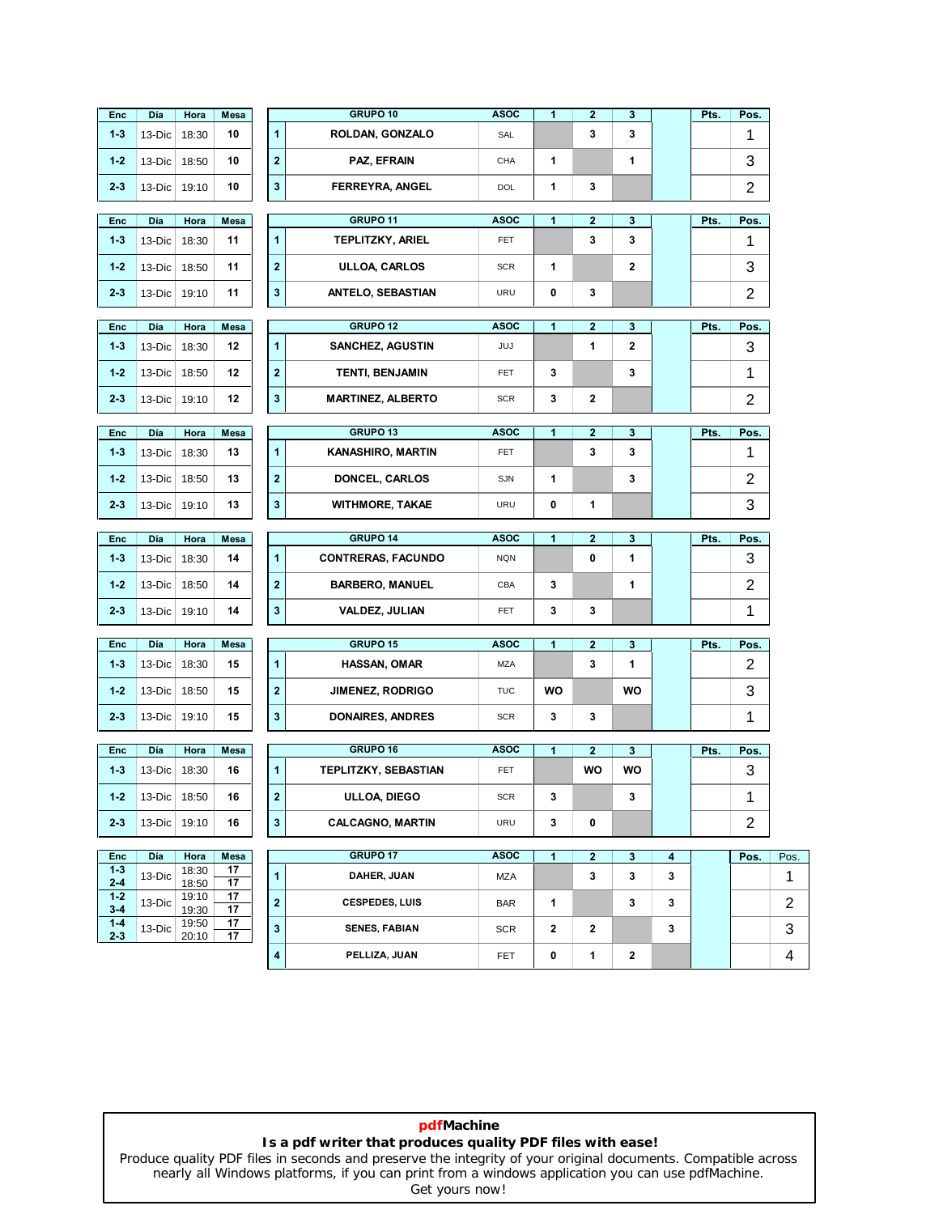| Enc | Día | Hora | Mesa |
|---|---|---|---|
| 1-3 | 13-Dic | 18:30 | 10 |
| 1-2 | 13-Dic | 18:50 | 10 |
| 2-3 | 13-Dic | 19:10 | 10 |

| | GRUPO 10 | ASOC | 1 | 2 | 3 | | Pts. | Pos. |
|---|---|---|---|---|---|---|---|---|
| 1 | ROLDAN, GONZALO | SAL | | 3 | 3 | | | 1 |
| 2 | PAZ, EFRAIN | CHA | 1 | | 1 | | | 3 |
| 3 | FERREYRA, ANGEL | DOL | 1 | 3 | | | | 2 |

| Enc | Día | Hora | Mesa |
|---|---|---|---|
| 1-3 | 13-Dic | 18:30 | 11 |
| 1-2 | 13-Dic | 18:50 | 11 |
| 2-3 | 13-Dic | 19:10 | 11 |

| | GRUPO 11 | ASOC | 1 | 2 | 3 | | Pts. | Pos. |
|---|---|---|---|---|---|---|---|---|
| 1 | TEPLITZKY, ARIEL | FET | | 3 | 3 | | | 1 |
| 2 | ULLOA, CARLOS | SCR | 1 | | 2 | | | 3 |
| 3 | ANTELO, SEBASTIAN | URU | 0 | 3 | | | | 2 |

| Enc | Día | Hora | Mesa |
|---|---|---|---|
| 1-3 | 13-Dic | 18:30 | 12 |
| 1-2 | 13-Dic | 18:50 | 12 |
| 2-3 | 13-Dic | 19:10 | 12 |

| | GRUPO 12 | ASOC | 1 | 2 | 3 | | Pts. | Pos. |
|---|---|---|---|---|---|---|---|---|
| 1 | SANCHEZ, AGUSTIN | JUJ | | 1 | 2 | | | 3 |
| 2 | TENTI, BENJAMIN | FET | 3 | | 3 | | | 1 |
| 3 | MARTINEZ, ALBERTO | SCR | 3 | 2 | | | | 2 |

| Enc | Día | Hora | Mesa |
|---|---|---|---|
| 1-3 | 13-Dic | 18:30 | 13 |
| 1-2 | 13-Dic | 18:50 | 13 |
| 2-3 | 13-Dic | 19:10 | 13 |

| | GRUPO 13 | ASOC | 1 | 2 | 3 | | Pts. | Pos. |
|---|---|---|---|---|---|---|---|---|
| 1 | KANASHIRO, MARTIN | FET | | 3 | 3 | | | 1 |
| 2 | DONCEL, CARLOS | SJN | 1 | | 3 | | | 2 |
| 3 | WITHMORE, TAKAE | URU | 0 | 1 | | | | 3 |

| Enc | Día | Hora | Mesa |
|---|---|---|---|
| 1-3 | 13-Dic | 18:30 | 14 |
| 1-2 | 13-Dic | 18:50 | 14 |
| 2-3 | 13-Dic | 19:10 | 14 |

| | GRUPO 14 | ASOC | 1 | 2 | 3 | | Pts. | Pos. |
|---|---|---|---|---|---|---|---|---|
| 1 | CONTRERAS, FACUNDO | NQN | | 0 | 1 | | | 3 |
| 2 | BARBERO, MANUEL | CBA | 3 | | 1 | | | 2 |
| 3 | VALDEZ, JULIAN | FET | 3 | 3 | | | | 1 |

| Enc | Día | Hora | Mesa |
|---|---|---|---|
| 1-3 | 13-Dic | 18:30 | 15 |
| 1-2 | 13-Dic | 18:50 | 15 |
| 2-3 | 13-Dic | 19:10 | 15 |

| | GRUPO 15 | ASOC | 1 | 2 | 3 | | Pts. | Pos. |
|---|---|---|---|---|---|---|---|---|
| 1 | HASSAN, OMAR | MZA | | 3 | 1 | | | 2 |
| 2 | JIMENEZ, RODRIGO | TUC | WO | | WO | | | 3 |
| 3 | DONAIRES, ANDRES | SCR | 3 | 3 | | | | 1 |

| Enc | Día | Hora | Mesa |
|---|---|---|---|
| 1-3 | 13-Dic | 18:30 | 16 |
| 1-2 | 13-Dic | 18:50 | 16 |
| 2-3 | 13-Dic | 19:10 | 16 |

| | GRUPO 16 | ASOC | 1 | 2 | 3 | | Pts. | Pos. |
|---|---|---|---|---|---|---|---|---|
| 1 | TEPLITZKY, SEBASTIAN | FET | | WO | WO | | | 3 |
| 2 | ULLOA, DIEGO | SCR | 3 | | 3 | | | 1 |
| 3 | CALCAGNO, MARTIN | URU | 3 | 0 | | | | 2 |

| Enc | Día | Hora | Mesa |
|---|---|---|---|
| 1-3 | 13-Dic | 18:30 | 17 |
| 2-4 | | 18:50 | 17 |
| 1-2 | 13-Dic | 19:10 | 17 |
| 3-4 | | 19:30 | 17 |
| 1-4 | 13-Dic | 19:50 | 17 |
| 2-3 | | 20:10 | 17 |

| | GRUPO 17 | ASOC | 1 | 2 | 3 | 4 | | Pos. | Pos. |
|---|---|---|---|---|---|---|---|---|---|
| 1 | DAHER, JUAN | MZA | | 3 | 3 | 3 | | | 1 |
| 2 | CESPEDES, LUIS | BAR | 1 | | 3 | 3 | | | 2 |
| 3 | SENES, FABIAN | SCR | 2 | 2 | | 3 | | | 3 |
| 4 | PELLIZA, JUAN | FET | 0 | 1 | 2 | | | | 4 |

**pdfMachine**

**Is a pdf writer that produces quality PDF files with ease!**

Produce quality PDF files in seconds and preserve the integrity of your original documents. Compatible across nearly all Windows platforms, if you can print from a windows application you can use pdfMachine.

Get yours now!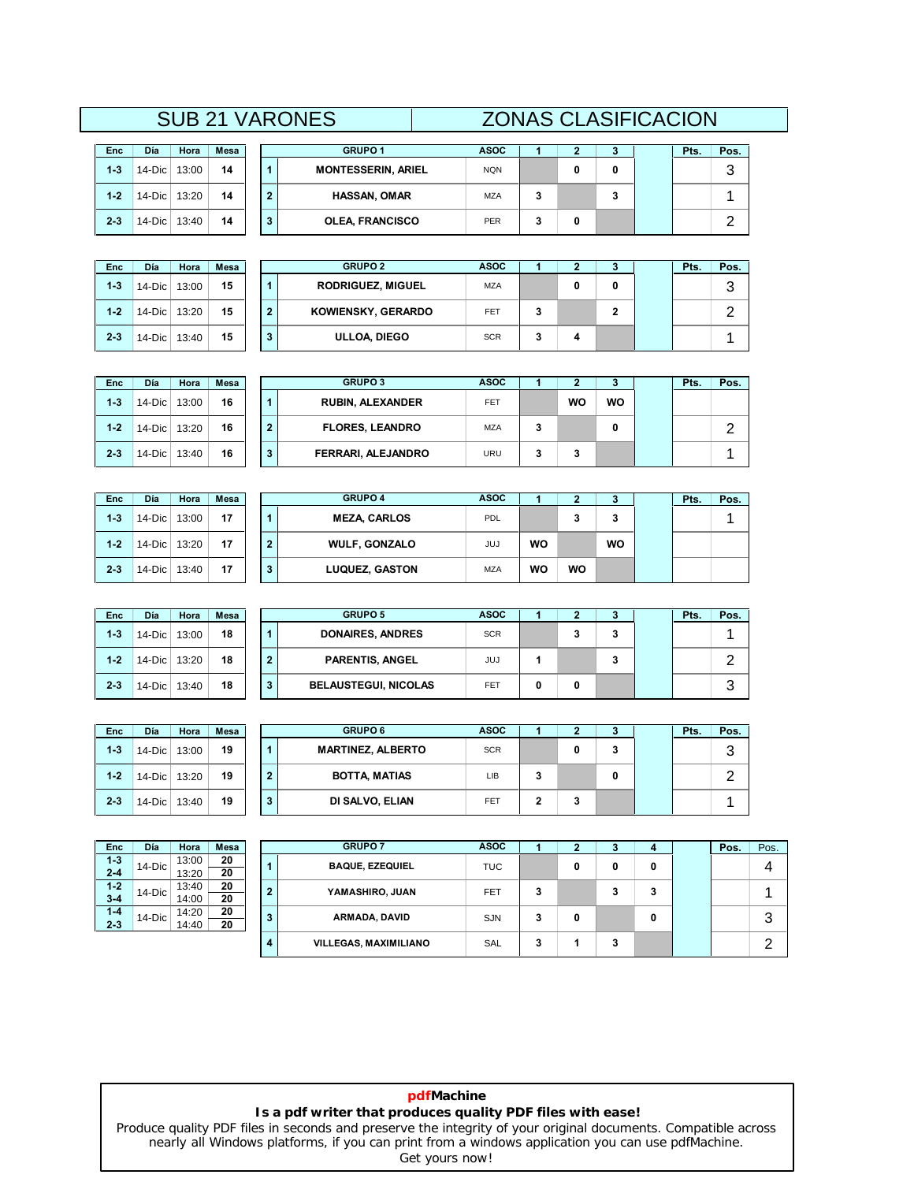# SUB 21 VARONES — ZONAS CLASIFICACION

| Enc | Día | Hora | Mesa |
|---|---|---|---|
| 1-3 | 14-Dic | 13:00 | 14 |
| 1-2 | 14-Dic | 13:20 | 14 |
| 2-3 | 14-Dic | 13:40 | 14 |

| | GRUPO 1 | ASOC | 1 | 2 | 3 | | Pts. | Pos. |
|---|---|---|---|---|---|---|---|---|
| 1 | MONTESSERIN, ARIEL | NQN | | 0 | 0 | | | 3 |
| 2 | HASSAN, OMAR | MZA | 3 | | 3 | | | 1 |
| 3 | OLEA, FRANCISCO | PER | 3 | 0 | | | | 2 |

| Enc | Día | Hora | Mesa |
|---|---|---|---|
| 1-3 | 14-Dic | 13:00 | 15 |
| 1-2 | 14-Dic | 13:20 | 15 |
| 2-3 | 14-Dic | 13:40 | 15 |

| | GRUPO 2 | ASOC | 1 | 2 | 3 | | Pts. | Pos. |
|---|---|---|---|---|---|---|---|---|
| 1 | RODRIGUEZ, MIGUEL | MZA | | 0 | 0 | | | 3 |
| 2 | KOWIENSKY, GERARDO | FET | 3 | | 2 | | | 2 |
| 3 | ULLOA, DIEGO | SCR | 3 | 4 | | | | 1 |

| Enc | Día | Hora | Mesa |
|---|---|---|---|
| 1-3 | 14-Dic | 13:00 | 16 |
| 1-2 | 14-Dic | 13:20 | 16 |
| 2-3 | 14-Dic | 13:40 | 16 |

| | GRUPO 3 | ASOC | 1 | 2 | 3 | | Pts. | Pos. |
|---|---|---|---|---|---|---|---|---|
| 1 | RUBIN, ALEXANDER | FET | | WO | WO | | | |
| 2 | FLORES, LEANDRO | MZA | 3 | | 0 | | | 2 |
| 3 | FERRARI, ALEJANDRO | URU | 3 | 3 | | | | 1 |

| Enc | Día | Hora | Mesa |
|---|---|---|---|
| 1-3 | 14-Dic | 13:00 | 17 |
| 1-2 | 14-Dic | 13:20 | 17 |
| 2-3 | 14-Dic | 13:40 | 17 |

| | GRUPO 4 | ASOC | 1 | 2 | 3 | | Pts. | Pos. |
|---|---|---|---|---|---|---|---|---|
| 1 | MEZA, CARLOS | PDL | | 3 | 3 | | | 1 |
| 2 | WULF, GONZALO | JUJ | WO | | WO | | | |
| 3 | LUQUEZ, GASTON | MZA | WO | WO | | | | |

| Enc | Día | Hora | Mesa |
|---|---|---|---|
| 1-3 | 14-Dic | 13:00 | 18 |
| 1-2 | 14-Dic | 13:20 | 18 |
| 2-3 | 14-Dic | 13:40 | 18 |

| | GRUPO 5 | ASOC | 1 | 2 | 3 | | Pts. | Pos. |
|---|---|---|---|---|---|---|---|---|
| 1 | DONAIRES, ANDRES | SCR | | 3 | 3 | | | 1 |
| 2 | PARENTIS, ANGEL | JUJ | 1 | | 3 | | | 2 |
| 3 | BELAUSTEGUI, NICOLAS | FET | 0 | 0 | | | | 3 |

| Enc | Día | Hora | Mesa |
|---|---|---|---|
| 1-3 | 14-Dic | 13:00 | 19 |
| 1-2 | 14-Dic | 13:20 | 19 |
| 2-3 | 14-Dic | 13:40 | 19 |

| | GRUPO 6 | ASOC | 1 | 2 | 3 | | Pts. | Pos. |
|---|---|---|---|---|---|---|---|---|
| 1 | MARTINEZ, ALBERTO | SCR | | 0 | 3 | | | 3 |
| 2 | BOTTA, MATIAS | LIB | 3 | | 0 | | | 2 |
| 3 | DI SALVO, ELIAN | FET | 2 | 3 | | | | 1 |

| Enc | Día | Hora | Mesa |
|---|---|---|---|
| 1-3 | 14-Dic | 13:00 | 20 |
| 2-4 | | 13:20 | 20 |
| 1-2 | 14-Dic | 13:40 | 20 |
| 3-4 | | 14:00 | 20 |
| 1-4 | 14-Dic | 14:20 | 20 |
| 2-3 | | 14:40 | 20 |

| | GRUPO 7 | ASOC | 1 | 2 | 3 | 4 | | Pos. | Pos. |
|---|---|---|---|---|---|---|---|---|---|
| 1 | BAQUE, EZEQUIEL | TUC | | 0 | 0 | 0 | | | 4 |
| 2 | YAMASHIRO, JUAN | FET | 3 | | 3 | 3 | | | 1 |
| 3 | ARMADA, DAVID | SJN | 3 | 0 | | 0 | | | 3 |
| 4 | VILLEGAS, MAXIMILIANO | SAL | 3 | 1 | 3 | | | | 2 |

**pdfMachine**
**Is a pdf writer that produces quality PDF files with ease!**
Produce quality PDF files in seconds and preserve the integrity of your original documents. Compatible across nearly all Windows platforms, if you can print from a windows application you can use pdfMachine.
Get yours now!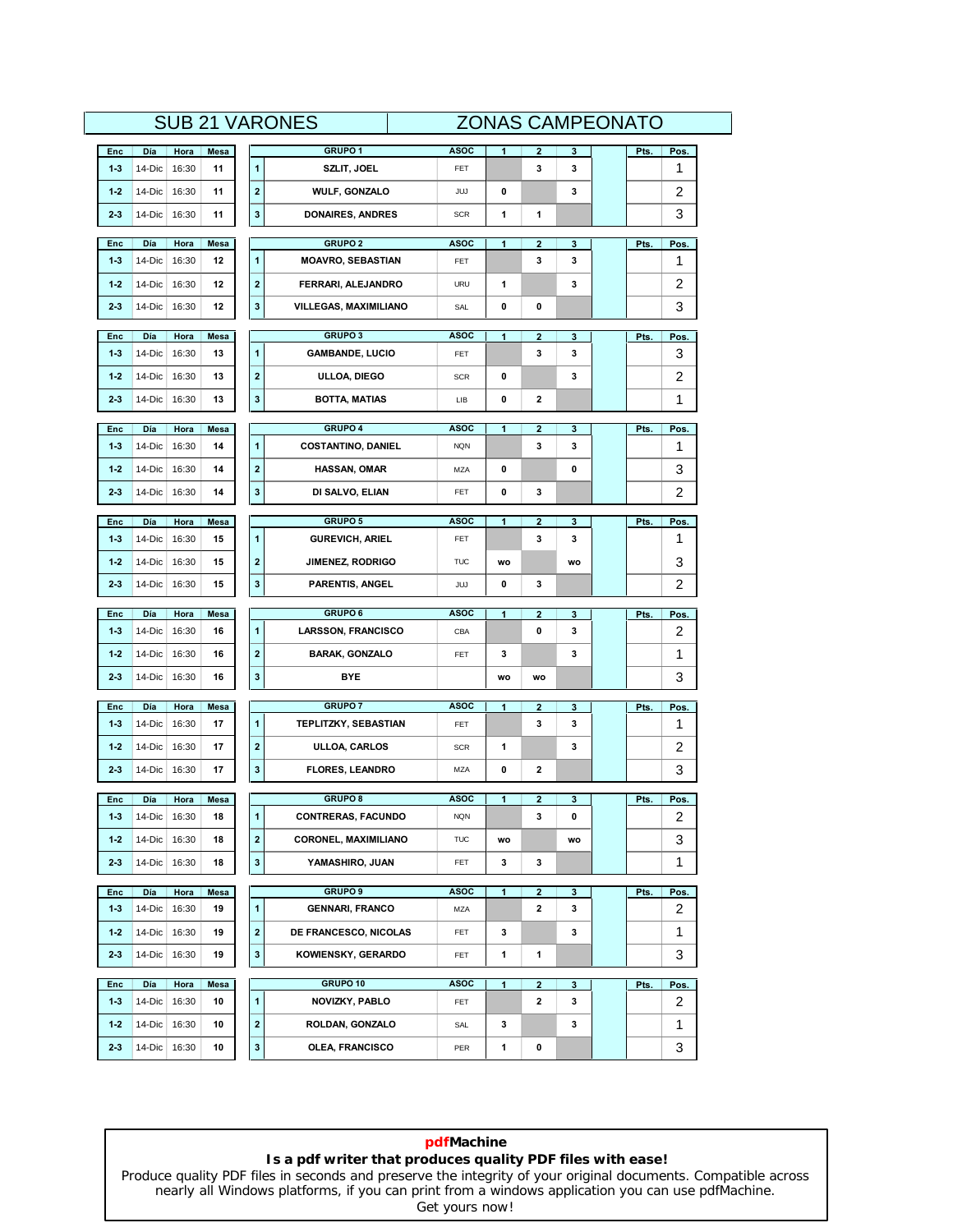# SUB 21 VARONES — ZONAS CAMPEONATO

| Enc | Día | Hora | Mesa |
|---|---|---|---|
| 1-3 | 14-Dic | 16:30 | 11 |
| 1-2 | 14-Dic | 16:30 | 11 |
| 2-3 | 14-Dic | 16:30 | 11 |

| | GRUPO 1 | ASOC | 1 | 2 | 3 | | Pts. | Pos. |
|---|---|---|---|---|---|---|---|---|
| 1 | SZLIT, JOEL | FET | | 3 | 3 | | | 1 |
| 2 | WULF, GONZALO | JUJ | 0 | | 3 | | | 2 |
| 3 | DONAIRES, ANDRES | SCR | 1 | 1 | | | | 3 |

| Enc | Día | Hora | Mesa |
|---|---|---|---|
| 1-3 | 14-Dic | 16:30 | 12 |
| 1-2 | 14-Dic | 16:30 | 12 |
| 2-3 | 14-Dic | 16:30 | 12 |

| | GRUPO 2 | ASOC | 1 | 2 | 3 | | Pts. | Pos. |
|---|---|---|---|---|---|---|---|---|
| 1 | MOAVRO, SEBASTIAN | FET | | 3 | 3 | | | 1 |
| 2 | FERRARI, ALEJANDRO | URU | 1 | | 3 | | | 2 |
| 3 | VILLEGAS, MAXIMILIANO | SAL | 0 | 0 | | | | 3 |

| Enc | Día | Hora | Mesa |
|---|---|---|---|
| 1-3 | 14-Dic | 16:30 | 13 |
| 1-2 | 14-Dic | 16:30 | 13 |
| 2-3 | 14-Dic | 16:30 | 13 |

| | GRUPO 3 | ASOC | 1 | 2 | 3 | | Pts. | Pos. |
|---|---|---|---|---|---|---|---|---|
| 1 | GAMBANDE, LUCIO | FET | | 3 | 3 | | | 3 |
| 2 | ULLOA, DIEGO | SCR | 0 | | 3 | | | 2 |
| 3 | BOTTA, MATIAS | LIB | 0 | 2 | | | | 1 |

| Enc | Día | Hora | Mesa |
|---|---|---|---|
| 1-3 | 14-Dic | 16:30 | 14 |
| 1-2 | 14-Dic | 16:30 | 14 |
| 2-3 | 14-Dic | 16:30 | 14 |

| | GRUPO 4 | ASOC | 1 | 2 | 3 | | Pts. | Pos. |
|---|---|---|---|---|---|---|---|---|
| 1 | COSTANTINO, DANIEL | NQN | | 3 | 3 | | | 1 |
| 2 | HASSAN, OMAR | MZA | 0 | | 0 | | | 3 |
| 3 | DI SALVO, ELIAN | FET | 0 | 3 | | | | 2 |

| Enc | Día | Hora | Mesa |
|---|---|---|---|
| 1-3 | 14-Dic | 16:30 | 15 |
| 1-2 | 14-Dic | 16:30 | 15 |
| 2-3 | 14-Dic | 16:30 | 15 |

| | GRUPO 5 | ASOC | 1 | 2 | 3 | | Pts. | Pos. |
|---|---|---|---|---|---|---|---|---|
| 1 | GUREVICH, ARIEL | FET | | 3 | 3 | | | 1 |
| 2 | JIMENEZ, RODRIGO | TUC | wo | | wo | | | 3 |
| 3 | PARENTIS, ANGEL | JUJ | 0 | 3 | | | | 2 |

| Enc | Día | Hora | Mesa |
|---|---|---|---|
| 1-3 | 14-Dic | 16:30 | 16 |
| 1-2 | 14-Dic | 16:30 | 16 |
| 2-3 | 14-Dic | 16:30 | 16 |

| | GRUPO 6 | ASOC | 1 | 2 | 3 | | Pts. | Pos. |
|---|---|---|---|---|---|---|---|---|
| 1 | LARSSON, FRANCISCO | CBA | | 0 | 3 | | | 2 |
| 2 | BARAK, GONZALO | FET | 3 | | 3 | | | 1 |
| 3 | BYE | | wo | wo | | | | 3 |

| Enc | Día | Hora | Mesa |
|---|---|---|---|
| 1-3 | 14-Dic | 16:30 | 17 |
| 1-2 | 14-Dic | 16:30 | 17 |
| 2-3 | 14-Dic | 16:30 | 17 |

| | GRUPO 7 | ASOC | 1 | 2 | 3 | | Pts. | Pos. |
|---|---|---|---|---|---|---|---|---|
| 1 | TEPLITZKY, SEBASTIAN | FET | | 3 | 3 | | | 1 |
| 2 | ULLOA, CARLOS | SCR | 1 | | 3 | | | 2 |
| 3 | FLORES, LEANDRO | MZA | 0 | 2 | | | | 3 |

| Enc | Día | Hora | Mesa |
|---|---|---|---|
| 1-3 | 14-Dic | 16:30 | 18 |
| 1-2 | 14-Dic | 16:30 | 18 |
| 2-3 | 14-Dic | 16:30 | 18 |

| | GRUPO 8 | ASOC | 1 | 2 | 3 | | Pts. | Pos. |
|---|---|---|---|---|---|---|---|---|
| 1 | CONTRERAS, FACUNDO | NQN | | 3 | 0 | | | 2 |
| 2 | CORONEL, MAXIMILIANO | TUC | wo | | wo | | | 3 |
| 3 | YAMASHIRO, JUAN | FET | 3 | 3 | | | | 1 |

| Enc | Día | Hora | Mesa |
|---|---|---|---|
| 1-3 | 14-Dic | 16:30 | 19 |
| 1-2 | 14-Dic | 16:30 | 19 |
| 2-3 | 14-Dic | 16:30 | 19 |

| | GRUPO 9 | ASOC | 1 | 2 | 3 | | Pts. | Pos. |
|---|---|---|---|---|---|---|---|---|
| 1 | GENNARI, FRANCO | MZA | | 2 | 3 | | | 2 |
| 2 | DE FRANCESCO, NICOLAS | FET | 3 | | 3 | | | 1 |
| 3 | KOWIENSKY, GERARDO | FET | 1 | 1 | | | | 3 |

| Enc | Día | Hora | Mesa |
|---|---|---|---|
| 1-3 | 14-Dic | 16:30 | 10 |
| 1-2 | 14-Dic | 16:30 | 10 |
| 2-3 | 14-Dic | 16:30 | 10 |

| | GRUPO 10 | ASOC | 1 | 2 | 3 | | Pts. | Pos. |
|---|---|---|---|---|---|---|---|---|
| 1 | NOVIZKY, PABLO | FET | | 2 | 3 | | | 2 |
| 2 | ROLDAN, GONZALO | SAL | 3 | | 3 | | | 1 |
| 3 | OLEA, FRANCISCO | PER | 1 | 0 | | | | 3 |

**pdfMachine**
**Is a pdf writer that produces quality PDF files with ease!**
Produce quality PDF files in seconds and preserve the integrity of your original documents. Compatible across nearly all Windows platforms, if you can print from a windows application you can use pdfMachine.
Get yours now!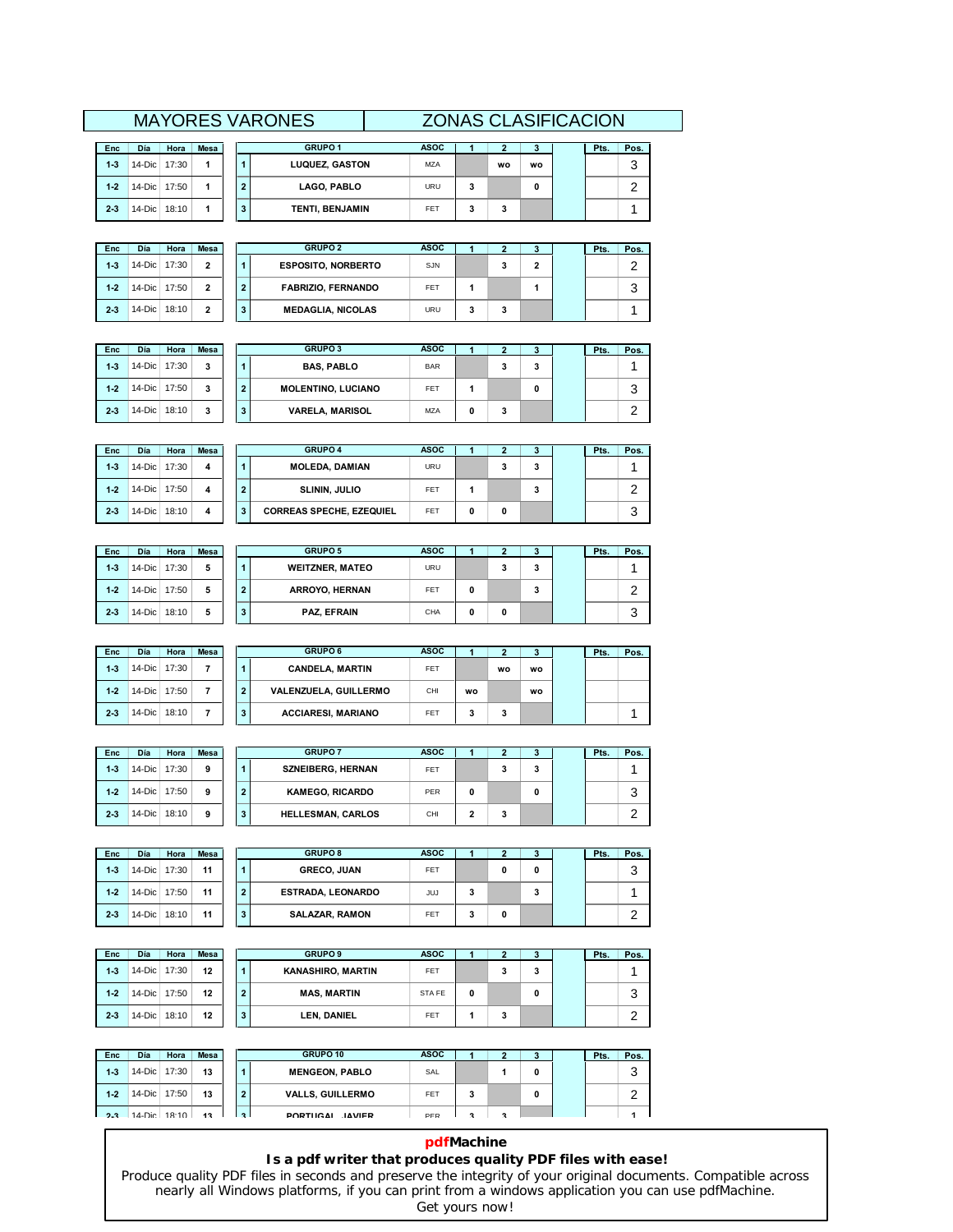# MAYORES VARONES — ZONAS CLASIFICACION

| Enc | Día | Hora | Mesa |
|---|---|---|---|
| 1-3 | 14-Dic | 17:30 | 1 |
| 1-2 | 14-Dic | 17:50 | 1 |
| 2-3 | 14-Dic | 18:10 | 1 |

| | GRUPO 1 | ASOC | 1 | 2 | 3 | | Pts. | Pos. |
|---|---|---|---|---|---|---|---|---|
| 1 | LUQUEZ, GASTON | MZA | | wo | wo | | | 3 |
| 2 | LAGO, PABLO | URU | 3 | | 0 | | | 2 |
| 3 | TENTI, BENJAMIN | FET | 3 | 3 | | | | 1 |

| Enc | Día | Hora | Mesa |
|---|---|---|---|
| 1-3 | 14-Dic | 17:30 | 2 |
| 1-2 | 14-Dic | 17:50 | 2 |
| 2-3 | 14-Dic | 18:10 | 2 |

| | GRUPO 2 | ASOC | 1 | 2 | 3 | | Pts. | Pos. |
|---|---|---|---|---|---|---|---|---|
| 1 | ESPOSITO, NORBERTO | SJN | | 3 | 2 | | | 2 |
| 2 | FABRIZIO, FERNANDO | FET | 1 | | 1 | | | 3 |
| 3 | MEDAGLIA, NICOLAS | URU | 3 | 3 | | | | 1 |

| Enc | Día | Hora | Mesa |
|---|---|---|---|
| 1-3 | 14-Dic | 17:30 | 3 |
| 1-2 | 14-Dic | 17:50 | 3 |
| 2-3 | 14-Dic | 18:10 | 3 |

| | GRUPO 3 | ASOC | 1 | 2 | 3 | | Pts. | Pos. |
|---|---|---|---|---|---|---|---|---|
| 1 | BAS, PABLO | BAR | | 3 | 3 | | | 1 |
| 2 | MOLENTINO, LUCIANO | FET | 1 | | 0 | | | 3 |
| 3 | VARELA, MARISOL | MZA | 0 | 3 | | | | 2 |

| Enc | Día | Hora | Mesa |
|---|---|---|---|
| 1-3 | 14-Dic | 17:30 | 4 |
| 1-2 | 14-Dic | 17:50 | 4 |
| 2-3 | 14-Dic | 18:10 | 4 |

| | GRUPO 4 | ASOC | 1 | 2 | 3 | | Pts. | Pos. |
|---|---|---|---|---|---|---|---|---|
| 1 | MOLEDA, DAMIAN | URU | | 3 | 3 | | | 1 |
| 2 | SLININ, JULIO | FET | 1 | | 3 | | | 2 |
| 3 | CORREAS SPECHE, EZEQUIEL | FET | 0 | 0 | | | | 3 |

| Enc | Día | Hora | Mesa |
|---|---|---|---|
| 1-3 | 14-Dic | 17:30 | 5 |
| 1-2 | 14-Dic | 17:50 | 5 |
| 2-3 | 14-Dic | 18:10 | 5 |

| | GRUPO 5 | ASOC | 1 | 2 | 3 | | Pts. | Pos. |
|---|---|---|---|---|---|---|---|---|
| 1 | WEITZNER, MATEO | URU | | 3 | 3 | | | 1 |
| 2 | ARROYO, HERNAN | FET | 0 | | 3 | | | 2 |
| 3 | PAZ, EFRAIN | CHA | 0 | 0 | | | | 3 |

| Enc | Día | Hora | Mesa |
|---|---|---|---|
| 1-3 | 14-Dic | 17:30 | 7 |
| 1-2 | 14-Dic | 17:50 | 7 |
| 2-3 | 14-Dic | 18:10 | 7 |

| | GRUPO 6 | ASOC | 1 | 2 | 3 | | Pts. | Pos. |
|---|---|---|---|---|---|---|---|---|
| 1 | CANDELA, MARTIN | FET | | wo | wo | | | |
| 2 | VALENZUELA, GUILLERMO | CHI | wo | | wo | | | |
| 3 | ACCIARESI, MARIANO | FET | 3 | 3 | | | | 1 |

| Enc | Día | Hora | Mesa |
|---|---|---|---|
| 1-3 | 14-Dic | 17:30 | 9 |
| 1-2 | 14-Dic | 17:50 | 9 |
| 2-3 | 14-Dic | 18:10 | 9 |

| | GRUPO 7 | ASOC | 1 | 2 | 3 | | Pts. | Pos. |
|---|---|---|---|---|---|---|---|---|
| 1 | SZNEIBERG, HERNAN | FET | | 3 | 3 | | | 1 |
| 2 | KAMEGO, RICARDO | PER | 0 | | 0 | | | 3 |
| 3 | HELLESMAN, CARLOS | CHI | 2 | 3 | | | | 2 |

| Enc | Día | Hora | Mesa |
|---|---|---|---|
| 1-3 | 14-Dic | 17:30 | 11 |
| 1-2 | 14-Dic | 17:50 | 11 |
| 2-3 | 14-Dic | 18:10 | 11 |

| | GRUPO 8 | ASOC | 1 | 2 | 3 | | Pts. | Pos. |
|---|---|---|---|---|---|---|---|---|
| 1 | GRECO, JUAN | FET | | 0 | 0 | | | 3 |
| 2 | ESTRADA, LEONARDO | JUJ | 3 | | 3 | | | 1 |
| 3 | SALAZAR, RAMON | FET | 3 | 0 | | | | 2 |

| Enc | Día | Hora | Mesa |
|---|---|---|---|
| 1-3 | 14-Dic | 17:30 | 12 |
| 1-2 | 14-Dic | 17:50 | 12 |
| 2-3 | 14-Dic | 18:10 | 12 |

| | GRUPO 9 | ASOC | 1 | 2 | 3 | | Pts. | Pos. |
|---|---|---|---|---|---|---|---|---|
| 1 | KANASHIRO, MARTIN | FET | | 3 | 3 | | | 1 |
| 2 | MAS, MARTIN | STA FE | 0 | | 0 | | | 3 |
| 3 | LEN, DANIEL | FET | 1 | 3 | | | | 2 |

| Enc | Día | Hora | Mesa |
|---|---|---|---|
| 1-3 | 14-Dic | 17:30 | 13 |
| 1-2 | 14-Dic | 17:50 | 13 |
| 2-3 | 14-Dic | 18:10 | 13 |

| | GRUPO 10 | ASOC | 1 | 2 | 3 | | Pts. | Pos. |
|---|---|---|---|---|---|---|---|---|
| 1 | MENGEON, PABLO | SAL | | 1 | 0 | | | 3 |
| 2 | VALLS, GUILLERMO | FET | 3 | | 0 | | | 2 |
| 3 | PORTUGAL, JAVIER | PER | 3 | 3 | | | | 1 |

**pdfMachine**
**Is a pdf writer that produces quality PDF files with ease!**
Produce quality PDF files in seconds and preserve the integrity of your original documents. Compatible across nearly all Windows platforms, if you can print from a windows application you can use pdfMachine.
Get yours now!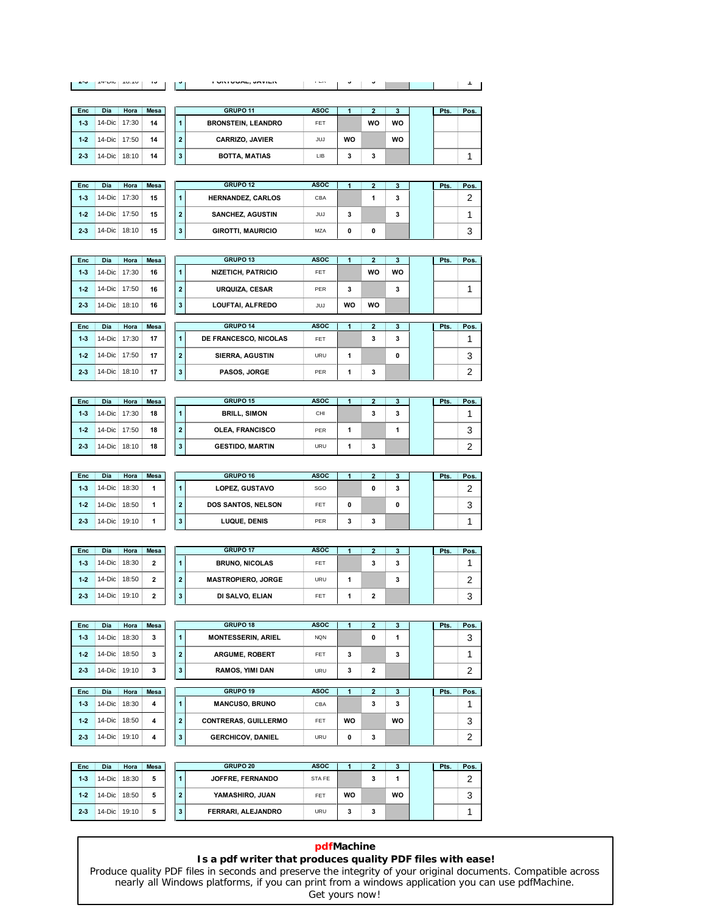| Enc | Día | Hora | Mesa |
|---|---|---|---|
| 1-3 | 14-Dic | 17:30 | 14 |
| 1-2 | 14-Dic | 17:50 | 14 |
| 2-3 | 14-Dic | 18:10 | 14 |

| | GRUPO 11 | ASOC | 1 | 2 | 3 | | Pts. | Pos. |
|---|---|---|---|---|---|---|---|---|
| 1 | BRONSTEIN, LEANDRO | FET | | WO | WO | | | |
| 2 | CARRIZO, JAVIER | JUJ | WO | | WO | | | |
| 3 | BOTTA, MATIAS | LIB | 3 | 3 | | | | 1 |

| Enc | Día | Hora | Mesa |
|---|---|---|---|
| 1-3 | 14-Dic | 17:30 | 15 |
| 1-2 | 14-Dic | 17:50 | 15 |
| 2-3 | 14-Dic | 18:10 | 15 |

| | GRUPO 12 | ASOC | 1 | 2 | 3 | | Pts. | Pos. |
|---|---|---|---|---|---|---|---|---|
| 1 | HERNANDEZ, CARLOS | CBA | | 1 | 3 | | | 2 |
| 2 | SANCHEZ, AGUSTIN | JUJ | 3 | | 3 | | | 1 |
| 3 | GIROTTI, MAURICIO | MZA | 0 | 0 | | | | 3 |

| Enc | Día | Hora | Mesa |
|---|---|---|---|
| 1-3 | 14-Dic | 17:30 | 16 |
| 1-2 | 14-Dic | 17:50 | 16 |
| 2-3 | 14-Dic | 18:10 | 16 |

| | GRUPO 13 | ASOC | 1 | 2 | 3 | | Pts. | Pos. |
|---|---|---|---|---|---|---|---|---|
| 1 | NIZETICH, PATRICIO | FET | | WO | WO | | | |
| 2 | URQUIZA, CESAR | PER | 3 | | 3 | | | 1 |
| 3 | LOUFTAI, ALFREDO | JUJ | WO | WO | | | | |

| Enc | Día | Hora | Mesa |
|---|---|---|---|
| 1-3 | 14-Dic | 17:30 | 17 |
| 1-2 | 14-Dic | 17:50 | 17 |
| 2-3 | 14-Dic | 18:10 | 17 |

| | GRUPO 14 | ASOC | 1 | 2 | 3 | | Pts. | Pos. |
|---|---|---|---|---|---|---|---|---|
| 1 | DE FRANCESCO, NICOLAS | FET | | 3 | 3 | | | 1 |
| 2 | SIERRA, AGUSTIN | URU | 1 | | 0 | | | 3 |
| 3 | PASOS, JORGE | PER | 1 | 3 | | | | 2 |

| Enc | Día | Hora | Mesa |
|---|---|---|---|
| 1-3 | 14-Dic | 17:30 | 18 |
| 1-2 | 14-Dic | 17:50 | 18 |
| 2-3 | 14-Dic | 18:10 | 18 |

| | GRUPO 15 | ASOC | 1 | 2 | 3 | | Pts. | Pos. |
|---|---|---|---|---|---|---|---|---|
| 1 | BRILL, SIMON | CHI | | 3 | 3 | | | 1 |
| 2 | OLEA, FRANCISCO | PER | 1 | | 1 | | | 3 |
| 3 | GESTIDO, MARTIN | URU | 1 | 3 | | | | 2 |

| Enc | Día | Hora | Mesa |
|---|---|---|---|
| 1-3 | 14-Dic | 18:30 | 1 |
| 1-2 | 14-Dic | 18:50 | 1 |
| 2-3 | 14-Dic | 19:10 | 1 |

| | GRUPO 16 | ASOC | 1 | 2 | 3 | | Pts. | Pos. |
|---|---|---|---|---|---|---|---|---|
| 1 | LOPEZ, GUSTAVO | SGO | | 0 | 3 | | | 2 |
| 2 | DOS SANTOS, NELSON | FET | 0 | | 0 | | | 3 |
| 3 | LUQUE, DENIS | PER | 3 | 3 | | | | 1 |

| Enc | Día | Hora | Mesa |
|---|---|---|---|
| 1-3 | 14-Dic | 18:30 | 2 |
| 1-2 | 14-Dic | 18:50 | 2 |
| 2-3 | 14-Dic | 19:10 | 2 |

| | GRUPO 17 | ASOC | 1 | 2 | 3 | | Pts. | Pos. |
|---|---|---|---|---|---|---|---|---|
| 1 | BRUNO, NICOLAS | FET | | 3 | 3 | | | 1 |
| 2 | MASTROPIERO, JORGE | URU | 1 | | 3 | | | 2 |
| 3 | DI SALVO, ELIAN | FET | 1 | 2 | | | | 3 |

| Enc | Día | Hora | Mesa |
|---|---|---|---|
| 1-3 | 14-Dic | 18:30 | 3 |
| 1-2 | 14-Dic | 18:50 | 3 |
| 2-3 | 14-Dic | 19:10 | 3 |

| | GRUPO 18 | ASOC | 1 | 2 | 3 | | Pts. | Pos. |
|---|---|---|---|---|---|---|---|---|
| 1 | MONTESSERIN, ARIEL | NQN | | 0 | 1 | | | 3 |
| 2 | ARGUME, ROBERT | FET | 3 | | 3 | | | 1 |
| 3 | RAMOS, YIMI DAN | URU | 3 | 2 | | | | 2 |

| Enc | Día | Hora | Mesa |
|---|---|---|---|
| 1-3 | 14-Dic | 18:30 | 4 |
| 1-2 | 14-Dic | 18:50 | 4 |
| 2-3 | 14-Dic | 19:10 | 4 |

| | GRUPO 19 | ASOC | 1 | 2 | 3 | | Pts. | Pos. |
|---|---|---|---|---|---|---|---|---|
| 1 | MANCUSO, BRUNO | CBA | | 3 | 3 | | | 1 |
| 2 | CONTRERAS, GUILLERMO | FET | WO | | WO | | | 3 |
| 3 | GERCHICOV, DANIEL | URU | 0 | 3 | | | | 2 |

| Enc | Día | Hora | Mesa |
|---|---|---|---|
| 1-3 | 14-Dic | 18:30 | 5 |
| 1-2 | 14-Dic | 18:50 | 5 |
| 2-3 | 14-Dic | 19:10 | 5 |

| | GRUPO 20 | ASOC | 1 | 2 | 3 | | Pts. | Pos. |
|---|---|---|---|---|---|---|---|---|
| 1 | JOFFRE, FERNANDO | STA FE | | 3 | 1 | | | 2 |
| 2 | YAMASHIRO, JUAN | FET | WO | | WO | | | 3 |
| 3 | FERRARI, ALEJANDRO | URU | 3 | 3 | | | | 1 |

**pdfMachine**
**Is a pdf writer that produces quality PDF files with ease!**
Produce quality PDF files in seconds and preserve the integrity of your original documents. Compatible across nearly all Windows platforms, if you can print from a windows application you can use pdfMachine.
Get yours now!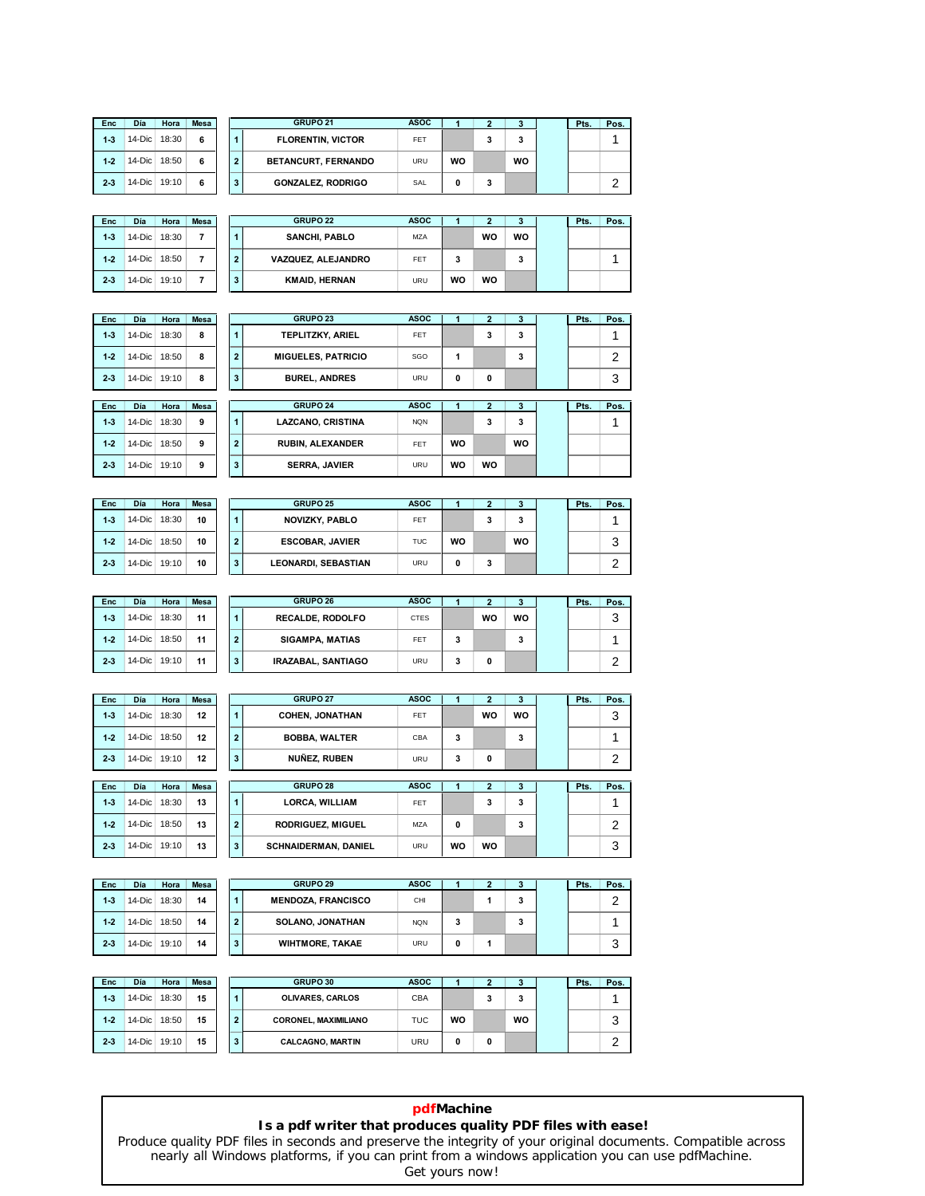| Enc | Día | Hora | Mesa |
|---|---|---|---|
| 1-3 | 14-Dic | 18:30 | 6 |
| 1-2 | 14-Dic | 18:50 | 6 |
| 2-3 | 14-Dic | 19:10 | 6 |

| | GRUPO 21 | ASOC | 1 | 2 | 3 | | Pts. | Pos. |
|---|---|---|---|---|---|---|---|---|
| 1 | FLORENTIN, VICTOR | FET | | 3 | 3 | | | 1 |
| 2 | BETANCURT, FERNANDO | URU | WO | | WO | | | |
| 3 | GONZALEZ, RODRIGO | SAL | 0 | 3 | | | | 2 |

| Enc | Día | Hora | Mesa |
|---|---|---|---|
| 1-3 | 14-Dic | 18:30 | 7 |
| 1-2 | 14-Dic | 18:50 | 7 |
| 2-3 | 14-Dic | 19:10 | 7 |

| | GRUPO 22 | ASOC | 1 | 2 | 3 | | Pts. | Pos. |
|---|---|---|---|---|---|---|---|---|
| 1 | SANCHI, PABLO | MZA | | WO | WO | | | |
| 2 | VAZQUEZ, ALEJANDRO | FET | 3 | | 3 | | | 1 |
| 3 | KMAID, HERNAN | URU | WO | WO | | | | |

| Enc | Día | Hora | Mesa |
|---|---|---|---|
| 1-3 | 14-Dic | 18:30 | 8 |
| 1-2 | 14-Dic | 18:50 | 8 |
| 2-3 | 14-Dic | 19:10 | 8 |

| | GRUPO 23 | ASOC | 1 | 2 | 3 | | Pts. | Pos. |
|---|---|---|---|---|---|---|---|---|
| 1 | TEPLITZKY, ARIEL | FET | | 3 | 3 | | | 1 |
| 2 | MIGUELES, PATRICIO | SGO | 1 | | 3 | | | 2 |
| 3 | BUREL, ANDRES | URU | 0 | 0 | | | | 3 |

| Enc | Día | Hora | Mesa |
|---|---|---|---|
| 1-3 | 14-Dic | 18:30 | 9 |
| 1-2 | 14-Dic | 18:50 | 9 |
| 2-3 | 14-Dic | 19:10 | 9 |

| | GRUPO 24 | ASOC | 1 | 2 | 3 | | Pts. | Pos. |
|---|---|---|---|---|---|---|---|---|
| 1 | LAZCANO, CRISTINA | NQN | | 3 | 3 | | | 1 |
| 2 | RUBIN, ALEXANDER | FET | WO | | WO | | | |
| 3 | SERRA, JAVIER | URU | WO | WO | | | | |

| Enc | Día | Hora | Mesa |
|---|---|---|---|
| 1-3 | 14-Dic | 18:30 | 10 |
| 1-2 | 14-Dic | 18:50 | 10 |
| 2-3 | 14-Dic | 19:10 | 10 |

| | GRUPO 25 | ASOC | 1 | 2 | 3 | | Pts. | Pos. |
|---|---|---|---|---|---|---|---|---|
| 1 | NOVIZKY, PABLO | FET | | 3 | 3 | | | 1 |
| 2 | ESCOBAR, JAVIER | TUC | WO | | WO | | | 3 |
| 3 | LEONARDI, SEBASTIAN | URU | 0 | 3 | | | | 2 |

| Enc | Día | Hora | Mesa |
|---|---|---|---|
| 1-3 | 14-Dic | 18:30 | 11 |
| 1-2 | 14-Dic | 18:50 | 11 |
| 2-3 | 14-Dic | 19:10 | 11 |

| | GRUPO 26 | ASOC | 1 | 2 | 3 | | Pts. | Pos. |
|---|---|---|---|---|---|---|---|---|
| 1 | RECALDE, RODOLFO | CTES | | WO | WO | | | 3 |
| 2 | SIGAMPA, MATIAS | FET | 3 | | 3 | | | 1 |
| 3 | IRAZABAL, SANTIAGO | URU | 3 | 0 | | | | 2 |

| Enc | Día | Hora | Mesa |
|---|---|---|---|
| 1-3 | 14-Dic | 18:30 | 12 |
| 1-2 | 14-Dic | 18:50 | 12 |
| 2-3 | 14-Dic | 19:10 | 12 |

| | GRUPO 27 | ASOC | 1 | 2 | 3 | | Pts. | Pos. |
|---|---|---|---|---|---|---|---|---|
| 1 | COHEN, JONATHAN | FET | | WO | WO | | | 3 |
| 2 | BOBBA, WALTER | CBA | 3 | | 3 | | | 1 |
| 3 | NUÑEZ, RUBEN | URU | 3 | 0 | | | | 2 |

| Enc | Día | Hora | Mesa |
|---|---|---|---|
| 1-3 | 14-Dic | 18:30 | 13 |
| 1-2 | 14-Dic | 18:50 | 13 |
| 2-3 | 14-Dic | 19:10 | 13 |

| | GRUPO 28 | ASOC | 1 | 2 | 3 | | Pts. | Pos. |
|---|---|---|---|---|---|---|---|---|
| 1 | LORCA, WILLIAM | FET | | 3 | 3 | | | 1 |
| 2 | RODRIGUEZ, MIGUEL | MZA | 0 | | 3 | | | 2 |
| 3 | SCHNAIDERMAN, DANIEL | URU | WO | WO | | | | 3 |

| Enc | Día | Hora | Mesa |
|---|---|---|---|
| 1-3 | 14-Dic | 18:30 | 14 |
| 1-2 | 14-Dic | 18:50 | 14 |
| 2-3 | 14-Dic | 19:10 | 14 |

| | GRUPO 29 | ASOC | 1 | 2 | 3 | | Pts. | Pos. |
|---|---|---|---|---|---|---|---|---|
| 1 | MENDOZA, FRANCISCO | CHI | | 1 | 3 | | | 2 |
| 2 | SOLANO, JONATHAN | NQN | 3 | | 3 | | | 1 |
| 3 | WIHTMORE, TAKAE | URU | 0 | 1 | | | | 3 |

| Enc | Día | Hora | Mesa |
|---|---|---|---|
| 1-3 | 14-Dic | 18:30 | 15 |
| 1-2 | 14-Dic | 18:50 | 15 |
| 2-3 | 14-Dic | 19:10 | 15 |

| | GRUPO 30 | ASOC | 1 | 2 | 3 | | Pts. | Pos. |
|---|---|---|---|---|---|---|---|---|
| 1 | OLIVARES, CARLOS | CBA | | 3 | 3 | | | 1 |
| 2 | CORONEL, MAXIMILIANO | TUC | WO | | WO | | | 3 |
| 3 | CALCAGNO, MARTIN | URU | 0 | 0 | | | | 2 |

**pdfMachine**
**Is a pdf writer that produces quality PDF files with ease!**
Produce quality PDF files in seconds and preserve the integrity of your original documents. Compatible across nearly all Windows platforms, if you can print from a windows application you can use pdfMachine.
Get yours now!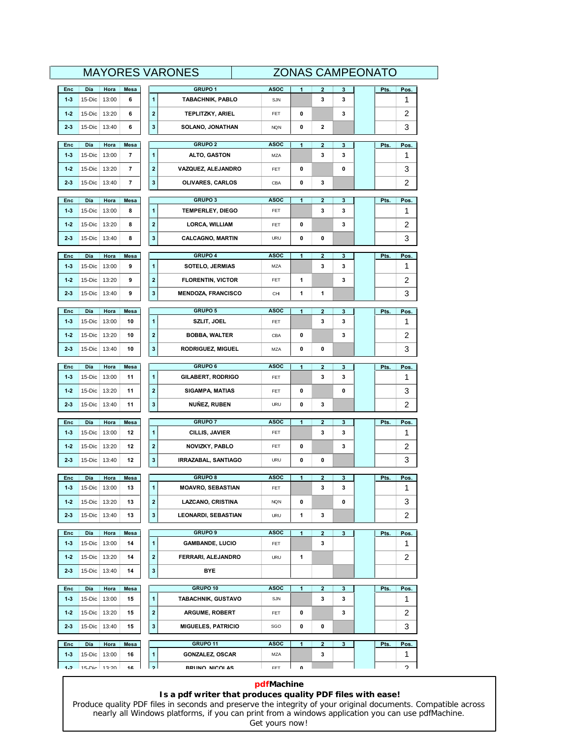# MAYORES VARONES — ZONAS CAMPEONATO

| Enc | Día | Hora | Mesa | | GRUPO 1 | ASOC | 1 | 2 | 3 | | Pts. | Pos. |
|---|---|---|---|---|---|---|---|---|---|---|---|---|
| 1-3 | 15-Dic | 13:00 | 6 | 1 | TABACHNIK, PABLO | SJN | | 3 | 3 | | | 1 |
| 1-2 | 15-Dic | 13:20 | 6 | 2 | TEPLITZKY, ARIEL | FET | 0 | | 3 | | | 2 |
| 2-3 | 15-Dic | 13:40 | 6 | 3 | SOLANO, JONATHAN | NQN | 0 | 2 | | | | 3 |

| Enc | Día | Hora | Mesa | | GRUPO 2 | ASOC | 1 | 2 | 3 | | Pts. | Pos. |
|---|---|---|---|---|---|---|---|---|---|---|---|---|
| 1-3 | 15-Dic | 13:00 | 7 | 1 | ALTO, GASTON | MZA | | 3 | 3 | | | 1 |
| 1-2 | 15-Dic | 13:20 | 7 | 2 | VAZQUEZ, ALEJANDRO | FET | 0 | | 0 | | | 3 |
| 2-3 | 15-Dic | 13:40 | 7 | 3 | OLIVARES, CARLOS | CBA | 0 | 3 | | | | 2 |

| Enc | Día | Hora | Mesa | | GRUPO 3 | ASOC | 1 | 2 | 3 | | Pts. | Pos. |
|---|---|---|---|---|---|---|---|---|---|---|---|---|
| 1-3 | 15-Dic | 13:00 | 8 | 1 | TEMPERLEY, DIEGO | FET | | 3 | 3 | | | 1 |
| 1-2 | 15-Dic | 13:20 | 8 | 2 | LORCA, WILLIAM | FET | 0 | | 3 | | | 2 |
| 2-3 | 15-Dic | 13:40 | 8 | 3 | CALCAGNO, MARTIN | URU | 0 | 0 | | | | 3 |

| Enc | Día | Hora | Mesa | | GRUPO 4 | ASOC | 1 | 2 | 3 | | Pts. | Pos. |
|---|---|---|---|---|---|---|---|---|---|---|---|---|
| 1-3 | 15-Dic | 13:00 | 9 | 1 | SOTELO, JERMIAS | MZA | | 3 | 3 | | | 1 |
| 1-2 | 15-Dic | 13:20 | 9 | 2 | FLORENTIN, VICTOR | FET | 1 | | 3 | | | 2 |
| 2-3 | 15-Dic | 13:40 | 9 | 3 | MENDOZA, FRANCISCO | CHI | 1 | 1 | | | | 3 |

| Enc | Día | Hora | Mesa | | GRUPO 5 | ASOC | 1 | 2 | 3 | | Pts. | Pos. |
|---|---|---|---|---|---|---|---|---|---|---|---|---|
| 1-3 | 15-Dic | 13:00 | 10 | 1 | SZLIT, JOEL | FET | | 3 | 3 | | | 1 |
| 1-2 | 15-Dic | 13:20 | 10 | 2 | BOBBA, WALTER | CBA | 0 | | 3 | | | 2 |
| 2-3 | 15-Dic | 13:40 | 10 | 3 | RODRIGUEZ, MIGUEL | MZA | 0 | 0 | | | | 3 |

| Enc | Día | Hora | Mesa | | GRUPO 6 | ASOC | 1 | 2 | 3 | | Pts. | Pos. |
|---|---|---|---|---|---|---|---|---|---|---|---|---|
| 1-3 | 15-Dic | 13:00 | 11 | 1 | GILABERT, RODRIGO | FET | | 3 | 3 | | | 1 |
| 1-2 | 15-Dic | 13:20 | 11 | 2 | SIGAMPA, MATIAS | FET | 0 | | 0 | | | 3 |
| 2-3 | 15-Dic | 13:40 | 11 | 3 | NUÑEZ, RUBEN | URU | 0 | 3 | | | | 2 |

| Enc | Día | Hora | Mesa | | GRUPO 7 | ASOC | 1 | 2 | 3 | | Pts. | Pos. |
|---|---|---|---|---|---|---|---|---|---|---|---|---|
| 1-3 | 15-Dic | 13:00 | 12 | 1 | CILLIS, JAVIER | FET | | 3 | 3 | | | 1 |
| 1-2 | 15-Dic | 13:20 | 12 | 2 | NOVIZKY, PABLO | FET | 0 | | 3 | | | 2 |
| 2-3 | 15-Dic | 13:40 | 12 | 3 | IRRAZABAL, SANTIAGO | URU | 0 | 0 | | | | 3 |

| Enc | Día | Hora | Mesa | | GRUPO 8 | ASOC | 1 | 2 | 3 | | Pts. | Pos. |
|---|---|---|---|---|---|---|---|---|---|---|---|---|
| 1-3 | 15-Dic | 13:00 | 13 | 1 | MOAVRO, SEBASTIAN | FET | | 3 | 3 | | | 1 |
| 1-2 | 15-Dic | 13:20 | 13 | 2 | LAZCANO, CRISTINA | NQN | 0 | | 0 | | | 3 |
| 2-3 | 15-Dic | 13:40 | 13 | 3 | LEONARDI, SEBASTIAN | URU | 1 | 3 | | | | 2 |

| Enc | Día | Hora | Mesa | | GRUPO 9 | ASOC | 1 | 2 | 3 | | Pts. | Pos. |
|---|---|---|---|---|---|---|---|---|---|---|---|---|
| 1-3 | 15-Dic | 13:00 | 14 | 1 | GAMBANDE, LUCIO | FET | | 3 | | | | 1 |
| 1-2 | 15-Dic | 13:20 | 14 | 2 | FERRARI, ALEJANDRO | URU | 1 | | | | | 2 |
| 2-3 | 15-Dic | 13:40 | 14 | 3 | BYE | | | | | | | |

| Enc | Día | Hora | Mesa | | GRUPO 10 | ASOC | 1 | 2 | 3 | | Pts. | Pos. |
|---|---|---|---|---|---|---|---|---|---|---|---|---|
| 1-3 | 15-Dic | 13:00 | 15 | 1 | TABACHNIK, GUSTAVO | SJN | | 3 | 3 | | | 1 |
| 1-2 | 15-Dic | 13:20 | 15 | 2 | ARGUME, ROBERT | FET | 0 | | 3 | | | 2 |
| 2-3 | 15-Dic | 13:40 | 15 | 3 | MIGUELES, PATRICIO | SGO | 0 | 0 | | | | 3 |

| Enc | Día | Hora | Mesa | | GRUPO 11 | ASOC | 1 | 2 | 3 | | Pts. | Pos. |
|---|---|---|---|---|---|---|---|---|---|---|---|---|
| 1-3 | 15-Dic | 13:00 | 16 | 1 | GONZALEZ, OSCAR | MZA | | 3 | | | | 1 |
| 1-2 | 15-Dic | 13:20 | 16 | 2 | BRUNO, NICOLAS | FET | 0 | | | | | 2 |

**pdfMachine**
**Is a pdf writer that produces quality PDF files with ease!**
Produce quality PDF files in seconds and preserve the integrity of your original documents. Compatible across nearly all Windows platforms, if you can print from a windows application you can use pdfMachine.
Get yours now!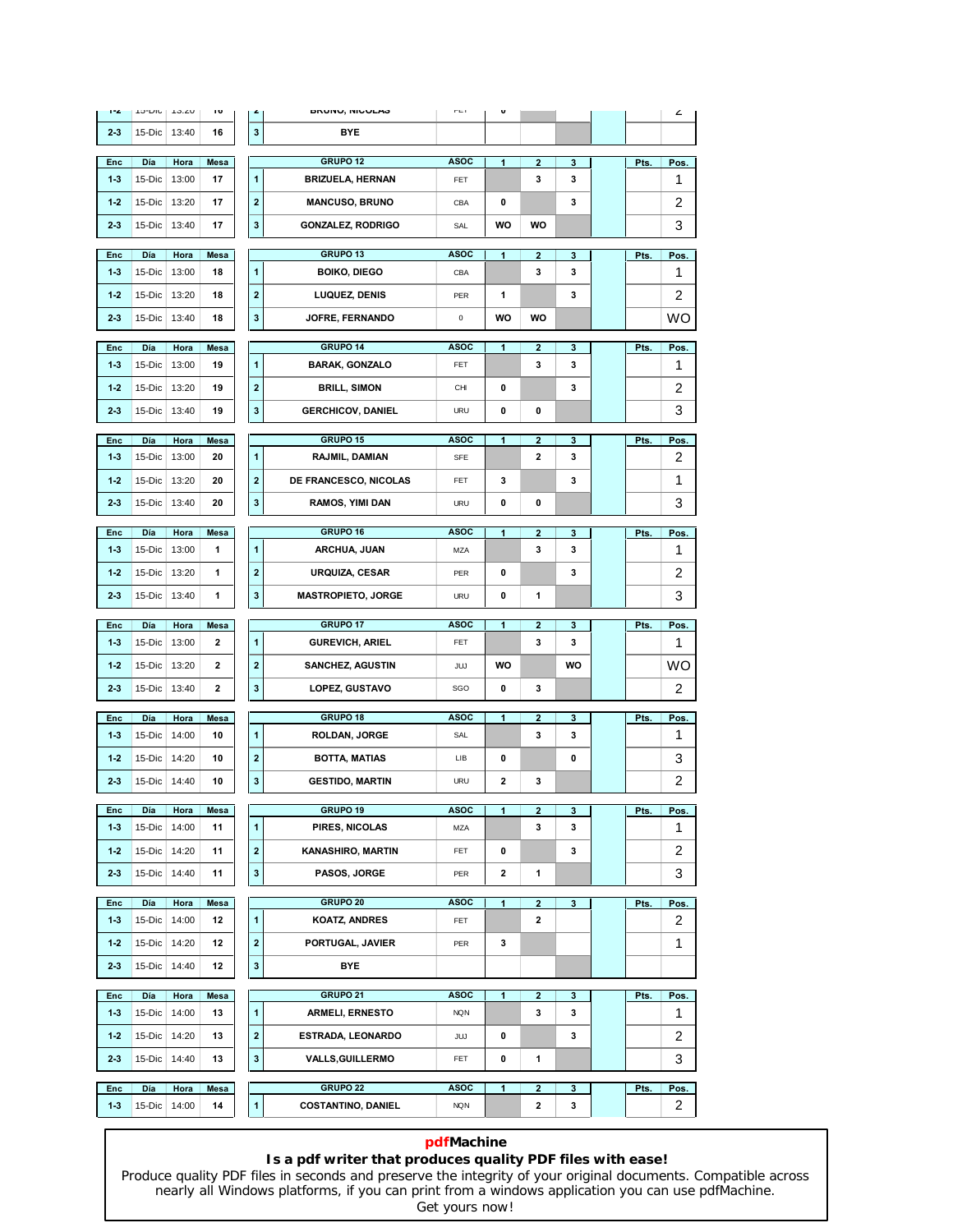| Enc | Día | Hora | Mesa | | | ASOC | 1 | 2 | 3 | | Pts. | Pos. |
|---|---|---|---|---|---|---|---|---|---|---|---|---|
| 1-2 | 15-Dic | 13:20 | 16 | 2 | BRUNO, NICOLAS | FET | 0 | | | | | 2 |
| 2-3 | 15-Dic | 13:40 | 16 | 3 | BYE | | | | | | | |

| Enc | Día | Hora | Mesa | | GRUPO 12 | ASOC | 1 | 2 | 3 | | Pts. | Pos. |
|---|---|---|---|---|---|---|---|---|---|---|---|---|
| 1-3 | 15-Dic | 13:00 | 17 | 1 | BRIZUELA, HERNAN | FET | | 3 | 3 | | | 1 |
| 1-2 | 15-Dic | 13:20 | 17 | 2 | MANCUSO, BRUNO | CBA | 0 | | 3 | | | 2 |
| 2-3 | 15-Dic | 13:40 | 17 | 3 | GONZALEZ, RODRIGO | SAL | WO | WO | | | | 3 |

| Enc | Día | Hora | Mesa | | GRUPO 13 | ASOC | 1 | 2 | 3 | | Pts. | Pos. |
|---|---|---|---|---|---|---|---|---|---|---|---|---|
| 1-3 | 15-Dic | 13:00 | 18 | 1 | BOIKO, DIEGO | CBA | | 3 | 3 | | | 1 |
| 1-2 | 15-Dic | 13:20 | 18 | 2 | LUQUEZ, DENIS | PER | 1 | | 3 | | | 2 |
| 2-3 | 15-Dic | 13:40 | 18 | 3 | JOFRE, FERNANDO | 0 | WO | WO | | | | WO |

| Enc | Día | Hora | Mesa | | GRUPO 14 | ASOC | 1 | 2 | 3 | | Pts. | Pos. |
|---|---|---|---|---|---|---|---|---|---|---|---|---|
| 1-3 | 15-Dic | 13:00 | 19 | 1 | BARAK, GONZALO | FET | | 3 | 3 | | | 1 |
| 1-2 | 15-Dic | 13:20 | 19 | 2 | BRILL, SIMON | CHI | 0 | | 3 | | | 2 |
| 2-3 | 15-Dic | 13:40 | 19 | 3 | GERCHICOV, DANIEL | URU | 0 | 0 | | | | 3 |

| Enc | Día | Hora | Mesa | | GRUPO 15 | ASOC | 1 | 2 | 3 | | Pts. | Pos. |
|---|---|---|---|---|---|---|---|---|---|---|---|---|
| 1-3 | 15-Dic | 13:00 | 20 | 1 | RAJMIL, DAMIAN | SFE | | 2 | 3 | | | 2 |
| 1-2 | 15-Dic | 13:20 | 20 | 2 | DE FRANCESCO, NICOLAS | FET | 3 | | 3 | | | 1 |
| 2-3 | 15-Dic | 13:40 | 20 | 3 | RAMOS, YIMI DAN | URU | 0 | 0 | | | | 3 |

| Enc | Día | Hora | Mesa | | GRUPO 16 | ASOC | 1 | 2 | 3 | | Pts. | Pos. |
|---|---|---|---|---|---|---|---|---|---|---|---|---|
| 1-3 | 15-Dic | 13:00 | 1 | 1 | ARCHUA, JUAN | MZA | | 3 | 3 | | | 1 |
| 1-2 | 15-Dic | 13:20 | 1 | 2 | URQUIZA, CESAR | PER | 0 | | 3 | | | 2 |
| 2-3 | 15-Dic | 13:40 | 1 | 3 | MASTROPIETO, JORGE | URU | 0 | 1 | | | | 3 |

| Enc | Día | Hora | Mesa | | GRUPO 17 | ASOC | 1 | 2 | 3 | | Pts. | Pos. |
|---|---|---|---|---|---|---|---|---|---|---|---|---|
| 1-3 | 15-Dic | 13:00 | 2 | 1 | GUREVICH, ARIEL | FET | | 3 | 3 | | | 1 |
| 1-2 | 15-Dic | 13:20 | 2 | 2 | SANCHEZ, AGUSTIN | JUJ | WO | | WO | | | WO |
| 2-3 | 15-Dic | 13:40 | 2 | 3 | LOPEZ, GUSTAVO | SGO | 0 | 3 | | | | 2 |

| Enc | Día | Hora | Mesa | | GRUPO 18 | ASOC | 1 | 2 | 3 | | Pts. | Pos. |
|---|---|---|---|---|---|---|---|---|---|---|---|---|
| 1-3 | 15-Dic | 14:00 | 10 | 1 | ROLDAN, JORGE | SAL | | 3 | 3 | | | 1 |
| 1-2 | 15-Dic | 14:20 | 10 | 2 | BOTTA, MATIAS | LIB | 0 | | 0 | | | 3 |
| 2-3 | 15-Dic | 14:40 | 10 | 3 | GESTIDO, MARTIN | URU | 2 | 3 | | | | 2 |

| Enc | Día | Hora | Mesa | | GRUPO 19 | ASOC | 1 | 2 | 3 | | Pts. | Pos. |
|---|---|---|---|---|---|---|---|---|---|---|---|---|
| 1-3 | 15-Dic | 14:00 | 11 | 1 | PIRES, NICOLAS | MZA | | 3 | 3 | | | 1 |
| 1-2 | 15-Dic | 14:20 | 11 | 2 | KANASHIRO, MARTIN | FET | 0 | | 3 | | | 2 |
| 2-3 | 15-Dic | 14:40 | 11 | 3 | PASOS, JORGE | PER | 2 | 1 | | | | 3 |

| Enc | Día | Hora | Mesa | | GRUPO 20 | ASOC | 1 | 2 | 3 | | Pts. | Pos. |
|---|---|---|---|---|---|---|---|---|---|---|---|---|
| 1-3 | 15-Dic | 14:00 | 12 | 1 | KOATZ, ANDRES | FET | | 2 | | | | 2 |
| 1-2 | 15-Dic | 14:20 | 12 | 2 | PORTUGAL, JAVIER | PER | 3 | | | | | 1 |
| 2-3 | 15-Dic | 14:40 | 12 | 3 | BYE | | | | | | | |

| Enc | Día | Hora | Mesa | | GRUPO 21 | ASOC | 1 | 2 | 3 | | Pts. | Pos. |
|---|---|---|---|---|---|---|---|---|---|---|---|---|
| 1-3 | 15-Dic | 14:00 | 13 | 1 | ARMELI, ERNESTO | NQN | | 3 | 3 | | | 1 |
| 1-2 | 15-Dic | 14:20 | 13 | 2 | ESTRADA, LEONARDO | JUJ | 0 | | 3 | | | 2 |
| 2-3 | 15-Dic | 14:40 | 13 | 3 | VALLS,GUILLERMO | FET | 0 | 1 | | | | 3 |

| Enc | Día | Hora | Mesa | | GRUPO 22 | ASOC | 1 | 2 | 3 | | Pts. | Pos. |
|---|---|---|---|---|---|---|---|---|---|---|---|---|
| 1-3 | 15-Dic | 14:00 | 14 | 1 | COSTANTINO, DANIEL | NQN | | 2 | 3 | | | 2 |

**pdfMachine**
**Is a pdf writer that produces quality PDF files with ease!**
Produce quality PDF files in seconds and preserve the integrity of your original documents. Compatible across nearly all Windows platforms, if you can print from a windows application you can use pdfMachine.
Get yours now!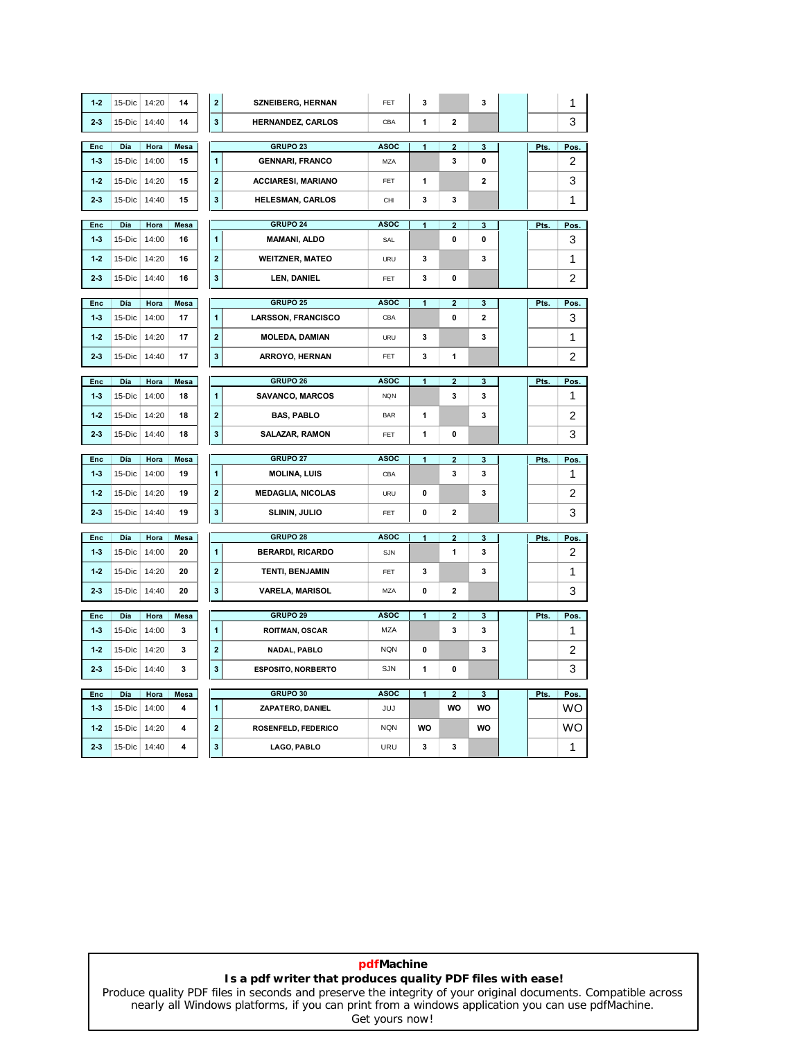| Enc | Día | Hora | Mesa | | | ASOC | 1 | 2 | 3 | | Pts. | Pos. |
|---|---|---|---|---|---|---|---|---|---|---|---|---|
| 1-2 | 15-Dic | 14:20 | 14 | 2 | SZNEIBERG, HERNAN | FET | 3 | | 3 | | | 1 |
| 2-3 | 15-Dic | 14:40 | 14 | 3 | HERNANDEZ, CARLOS | CBA | 1 | 2 | | | | 3 |

| Enc | Día | Hora | Mesa | | GRUPO 23 | ASOC | 1 | 2 | 3 | | Pts. | Pos. |
|---|---|---|---|---|---|---|---|---|---|---|---|---|
| 1-3 | 15-Dic | 14:00 | 15 | 1 | GENNARI, FRANCO | MZA | | 3 | 0 | | | 2 |
| 1-2 | 15-Dic | 14:20 | 15 | 2 | ACCIARESI, MARIANO | FET | 1 | | 2 | | | 3 |
| 2-3 | 15-Dic | 14:40 | 15 | 3 | HELESMAN, CARLOS | CHI | 3 | 3 | | | | 1 |

| Enc | Día | Hora | Mesa | | GRUPO 24 | ASOC | 1 | 2 | 3 | | Pts. | Pos. |
|---|---|---|---|---|---|---|---|---|---|---|---|---|
| 1-3 | 15-Dic | 14:00 | 16 | 1 | MAMANI, ALDO | SAL | | 0 | 0 | | | 3 |
| 1-2 | 15-Dic | 14:20 | 16 | 2 | WEITZNER, MATEO | URU | 3 | | 3 | | | 1 |
| 2-3 | 15-Dic | 14:40 | 16 | 3 | LEN, DANIEL | FET | 3 | 0 | | | | 2 |

| Enc | Día | Hora | Mesa | | GRUPO 25 | ASOC | 1 | 2 | 3 | | Pts. | Pos. |
|---|---|---|---|---|---|---|---|---|---|---|---|---|
| 1-3 | 15-Dic | 14:00 | 17 | 1 | LARSSON, FRANCISCO | CBA | | 0 | 2 | | | 3 |
| 1-2 | 15-Dic | 14:20 | 17 | 2 | MOLEDA, DAMIAN | URU | 3 | | 3 | | | 1 |
| 2-3 | 15-Dic | 14:40 | 17 | 3 | ARROYO, HERNAN | FET | 3 | 1 | | | | 2 |

| Enc | Día | Hora | Mesa | | GRUPO 26 | ASOC | 1 | 2 | 3 | | Pts. | Pos. |
|---|---|---|---|---|---|---|---|---|---|---|---|---|
| 1-3 | 15-Dic | 14:00 | 18 | 1 | SAVANCO, MARCOS | NQN | | 3 | 3 | | | 1 |
| 1-2 | 15-Dic | 14:20 | 18 | 2 | BAS, PABLO | BAR | 1 | | 3 | | | 2 |
| 2-3 | 15-Dic | 14:40 | 18 | 3 | SALAZAR, RAMON | FET | 1 | 0 | | | | 3 |

| Enc | Día | Hora | Mesa | | GRUPO 27 | ASOC | 1 | 2 | 3 | | Pts. | Pos. |
|---|---|---|---|---|---|---|---|---|---|---|---|---|
| 1-3 | 15-Dic | 14:00 | 19 | 1 | MOLINA, LUIS | CBA | | 3 | 3 | | | 1 |
| 1-2 | 15-Dic | 14:20 | 19 | 2 | MEDAGLIA, NICOLAS | URU | 0 | | 3 | | | 2 |
| 2-3 | 15-Dic | 14:40 | 19 | 3 | SLININ, JULIO | FET | 0 | 2 | | | | 3 |

| Enc | Día | Hora | Mesa | | GRUPO 28 | ASOC | 1 | 2 | 3 | | Pts. | Pos. |
|---|---|---|---|---|---|---|---|---|---|---|---|---|
| 1-3 | 15-Dic | 14:00 | 20 | 1 | BERARDI, RICARDO | SJN | | 1 | 3 | | | 2 |
| 1-2 | 15-Dic | 14:20 | 20 | 2 | TENTI, BENJAMIN | FET | 3 | | 3 | | | 1 |
| 2-3 | 15-Dic | 14:40 | 20 | 3 | VARELA, MARISOL | MZA | 0 | 2 | | | | 3 |

| Enc | Día | Hora | Mesa | | GRUPO 29 | ASOC | 1 | 2 | 3 | | Pts. | Pos. |
|---|---|---|---|---|---|---|---|---|---|---|---|---|
| 1-3 | 15-Dic | 14:00 | 3 | 1 | ROITMAN, OSCAR | MZA | | 3 | 3 | | | 1 |
| 1-2 | 15-Dic | 14:20 | 3 | 2 | NADAL, PABLO | NQN | 0 | | 3 | | | 2 |
| 2-3 | 15-Dic | 14:40 | 3 | 3 | ESPOSITO, NORBERTO | SJN | 1 | 0 | | | | 3 |

| Enc | Día | Hora | Mesa | | GRUPO 30 | ASOC | 1 | 2 | 3 | | Pts. | Pos. |
|---|---|---|---|---|---|---|---|---|---|---|---|---|
| 1-3 | 15-Dic | 14:00 | 4 | 1 | ZAPATERO, DANIEL | JUJ | | WO | WO | | | WO |
| 1-2 | 15-Dic | 14:20 | 4 | 2 | ROSENFELD, FEDERICO | NQN | WO | | WO | | | WO |
| 2-3 | 15-Dic | 14:40 | 4 | 3 | LAGO, PABLO | URU | 3 | 3 | | | | 1 |

**pdfMachine**
**Is a pdf writer that produces quality PDF files with ease!**
Produce quality PDF files in seconds and preserve the integrity of your original documents. Compatible across nearly all Windows platforms, if you can print from a windows application you can use pdfMachine.
Get yours now!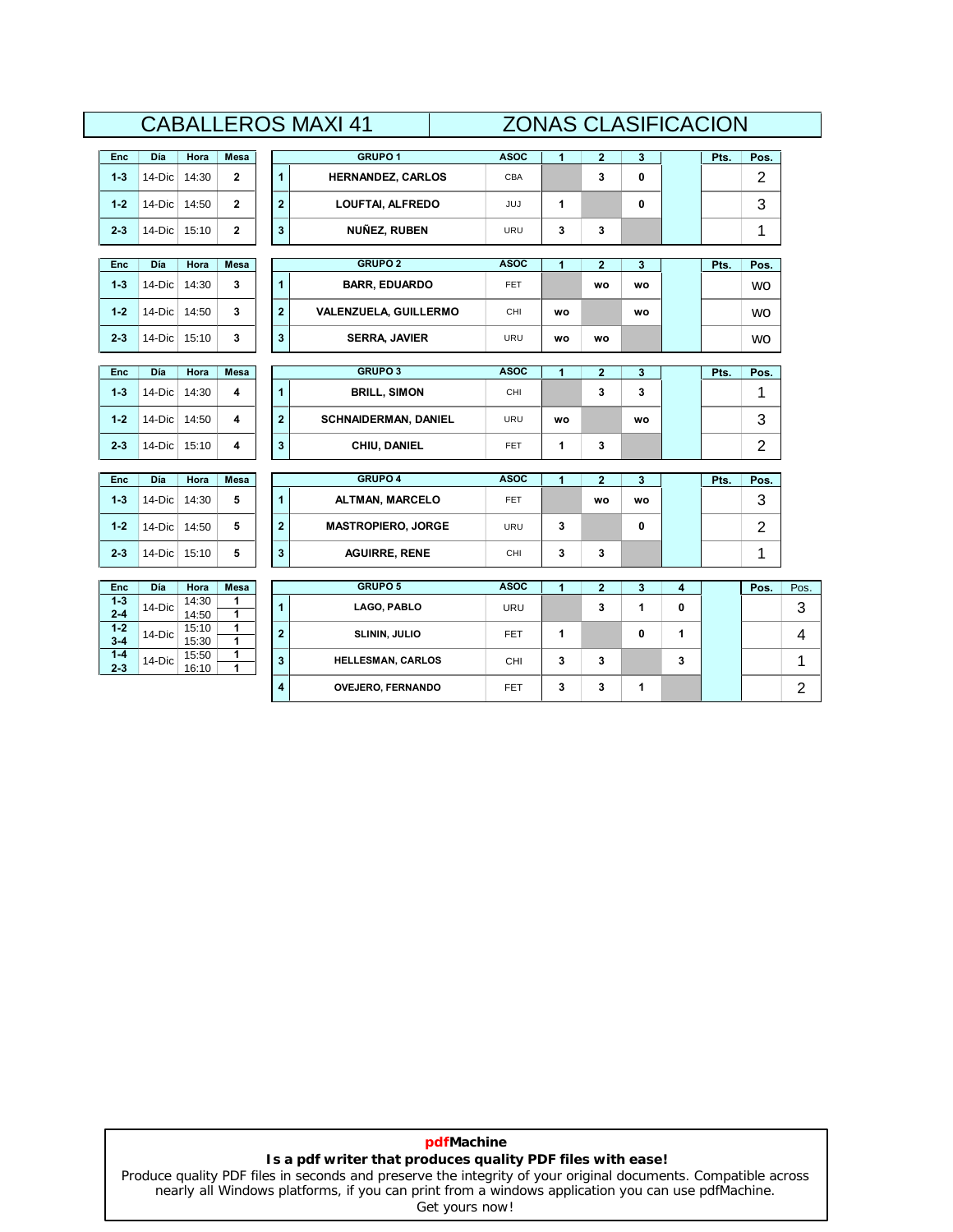# CABALLEROS MAXI 41 — ZONAS CLASIFICACION

| Enc | Día | Hora | Mesa |
|---|---|---|---|
| 1-3 | 14-Dic | 14:30 | 2 |
| 1-2 | 14-Dic | 14:50 | 2 |
| 2-3 | 14-Dic | 15:10 | 2 |

| | GRUPO 1 | ASOC | 1 | 2 | 3 | | Pts. | Pos. |
|---|---|---|---|---|---|---|---|---|
| 1 | HERNANDEZ, CARLOS | CBA | | 3 | 0 | | | 2 |
| 2 | LOUFTAI, ALFREDO | JUJ | 1 | | 0 | | | 3 |
| 3 | NUÑEZ, RUBEN | URU | 3 | 3 | | | | 1 |

| Enc | Día | Hora | Mesa |
|---|---|---|---|
| 1-3 | 14-Dic | 14:30 | 3 |
| 1-2 | 14-Dic | 14:50 | 3 |
| 2-3 | 14-Dic | 15:10 | 3 |

| | GRUPO 2 | ASOC | 1 | 2 | 3 | | Pts. | Pos. |
|---|---|---|---|---|---|---|---|---|
| 1 | BARR, EDUARDO | FET | | wo | wo | | | wo |
| 2 | VALENZUELA, GUILLERMO | CHI | wo | | wo | | | wo |
| 3 | SERRA, JAVIER | URU | wo | wo | | | | wo |

| Enc | Día | Hora | Mesa |
|---|---|---|---|
| 1-3 | 14-Dic | 14:30 | 4 |
| 1-2 | 14-Dic | 14:50 | 4 |
| 2-3 | 14-Dic | 15:10 | 4 |

| | GRUPO 3 | ASOC | 1 | 2 | 3 | | Pts. | Pos. |
|---|---|---|---|---|---|---|---|---|
| 1 | BRILL, SIMON | CHI | | 3 | 3 | | | 1 |
| 2 | SCHNAIDERMAN, DANIEL | URU | wo | | wo | | | 3 |
| 3 | CHIU, DANIEL | FET | 1 | 3 | | | | 2 |

| Enc | Día | Hora | Mesa |
|---|---|---|---|
| 1-3 | 14-Dic | 14:30 | 5 |
| 1-2 | 14-Dic | 14:50 | 5 |
| 2-3 | 14-Dic | 15:10 | 5 |

| | GRUPO 4 | ASOC | 1 | 2 | 3 | | Pts. | Pos. |
|---|---|---|---|---|---|---|---|---|
| 1 | ALTMAN, MARCELO | FET | | wo | wo | | | 3 |
| 2 | MASTROPIERO, JORGE | URU | 3 | | 0 | | | 2 |
| 3 | AGUIRRE, RENE | CHI | 3 | 3 | | | | 1 |

| Enc | Día | Hora | Mesa |
|---|---|---|---|
| 1-3 | 14-Dic | 14:30 | 1 |
| 2-4 | | 14:50 | 1 |
| 1-2 | 14-Dic | 15:10 | 1 |
| 3-4 | | 15:30 | 1 |
| 1-4 | 14-Dic | 15:50 | 1 |
| 2-3 | | 16:10 | 1 |

| | GRUPO 5 | ASOC | 1 | 2 | 3 | 4 | | Pos. | Pos. |
|---|---|---|---|---|---|---|---|---|---|
| 1 | LAGO, PABLO | URU | | 3 | 1 | 0 | | | 3 |
| 2 | SLININ, JULIO | FET | 1 | | 0 | 1 | | | 4 |
| 3 | HELLESMAN, CARLOS | CHI | 3 | 3 | | 3 | | | 1 |
| 4 | OVEJERO, FERNANDO | FET | 3 | 3 | 1 | | | | 2 |

**pdfMachine**
**Is a pdf writer that produces quality PDF files with ease!**
Produce quality PDF files in seconds and preserve the integrity of your original documents. Compatible across nearly all Windows platforms, if you can print from a windows application you can use pdfMachine.
Get yours now!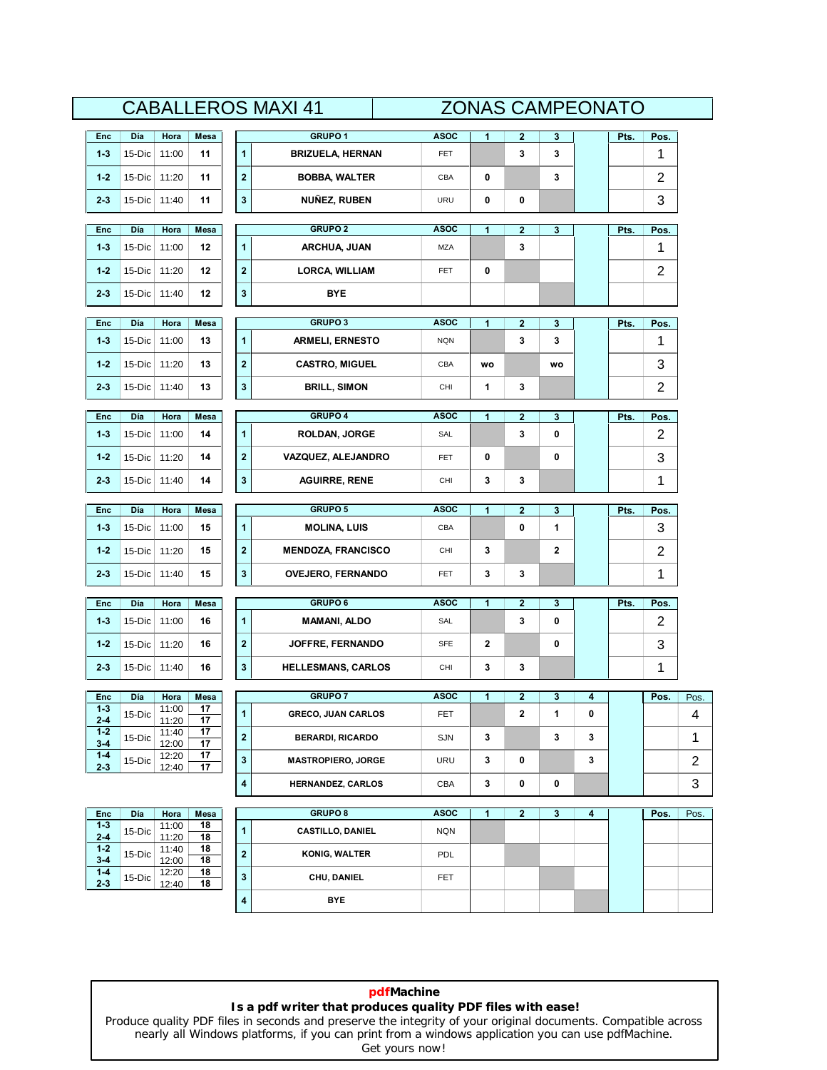# CABALLEROS MAXI 41 — ZONAS CAMPEONATO

| Enc | Día | Hora | Mesa |
|---|---|---|---|
| 1-3 | 15-Dic | 11:00 | 11 |
| 1-2 | 15-Dic | 11:20 | 11 |
| 2-3 | 15-Dic | 11:40 | 11 |

| | GRUPO 1 | ASOC | 1 | 2 | 3 | | Pts. | Pos. |
|---|---|---|---|---|---|---|---|---|
| 1 | BRIZUELA, HERNAN | FET | | 3 | 3 | | | 1 |
| 2 | BOBBA, WALTER | CBA | 0 | | 3 | | | 2 |
| 3 | NUÑEZ, RUBEN | URU | 0 | 0 | | | | 3 |

| Enc | Día | Hora | Mesa |
|---|---|---|---|
| 1-3 | 15-Dic | 11:00 | 12 |
| 1-2 | 15-Dic | 11:20 | 12 |
| 2-3 | 15-Dic | 11:40 | 12 |

| | GRUPO 2 | ASOC | 1 | 2 | 3 | | Pts. | Pos. |
|---|---|---|---|---|---|---|---|---|
| 1 | ARCHUA, JUAN | MZA | | 3 | | | | 1 |
| 2 | LORCA, WILLIAM | FET | 0 | | | | | 2 |
| 3 | BYE | | | | | | | |

| Enc | Día | Hora | Mesa |
|---|---|---|---|
| 1-3 | 15-Dic | 11:00 | 13 |
| 1-2 | 15-Dic | 11:20 | 13 |
| 2-3 | 15-Dic | 11:40 | 13 |

| | GRUPO 3 | ASOC | 1 | 2 | 3 | | Pts. | Pos. |
|---|---|---|---|---|---|---|---|---|
| 1 | ARMELI, ERNESTO | NQN | | 3 | 3 | | | 1 |
| 2 | CASTRO, MIGUEL | CBA | wo | | wo | | | 3 |
| 3 | BRILL, SIMON | CHI | 1 | 3 | | | | 2 |

| Enc | Día | Hora | Mesa |
|---|---|---|---|
| 1-3 | 15-Dic | 11:00 | 14 |
| 1-2 | 15-Dic | 11:20 | 14 |
| 2-3 | 15-Dic | 11:40 | 14 |

| | GRUPO 4 | ASOC | 1 | 2 | 3 | | Pts. | Pos. |
|---|---|---|---|---|---|---|---|---|
| 1 | ROLDAN, JORGE | SAL | | 3 | 0 | | | 2 |
| 2 | VAZQUEZ, ALEJANDRO | FET | 0 | | 0 | | | 3 |
| 3 | AGUIRRE, RENE | CHI | 3 | 3 | | | | 1 |

| Enc | Día | Hora | Mesa |
|---|---|---|---|
| 1-3 | 15-Dic | 11:00 | 15 |
| 1-2 | 15-Dic | 11:20 | 15 |
| 2-3 | 15-Dic | 11:40 | 15 |

| | GRUPO 5 | ASOC | 1 | 2 | 3 | | Pts. | Pos. |
|---|---|---|---|---|---|---|---|---|
| 1 | MOLINA, LUIS | CBA | | 0 | 1 | | | 3 |
| 2 | MENDOZA, FRANCISCO | CHI | 3 | | 2 | | | 2 |
| 3 | OVEJERO, FERNANDO | FET | 3 | 3 | | | | 1 |

| Enc | Día | Hora | Mesa |
|---|---|---|---|
| 1-3 | 15-Dic | 11:00 | 16 |
| 1-2 | 15-Dic | 11:20 | 16 |
| 2-3 | 15-Dic | 11:40 | 16 |

| | GRUPO 6 | ASOC | 1 | 2 | 3 | | Pts. | Pos. |
|---|---|---|---|---|---|---|---|---|
| 1 | MAMANI, ALDO | SAL | | 3 | 0 | | | 2 |
| 2 | JOFFRE, FERNANDO | SFE | 2 | | 0 | | | 3 |
| 3 | HELLESMANS, CARLOS | CHI | 3 | 3 | | | | 1 |

| Enc | Día | Hora | Mesa |
|---|---|---|---|
| 1-3 | 15-Dic | 11:00 | 17 |
| 2-4 | | 11:20 | 17 |
| 1-2 | 15-Dic | 11:40 | 17 |
| 3-4 | | 12:00 | 17 |
| 1-4 | 15-Dic | 12:20 | 17 |
| 2-3 | | 12:40 | 17 |

| | GRUPO 7 | ASOC | 1 | 2 | 3 | 4 | | Pos. | Pos. |
|---|---|---|---|---|---|---|---|---|---|
| 1 | GRECO, JUAN CARLOS | FET | | 2 | 1 | 0 | | | 4 |
| 2 | BERARDI, RICARDO | SJN | 3 | | 3 | 3 | | | 1 |
| 3 | MASTROPIERO, JORGE | URU | 3 | 0 | | 3 | | | 2 |
| 4 | HERNANDEZ, CARLOS | CBA | 3 | 0 | 0 | | | | 3 |

| Enc | Día | Hora | Mesa |
|---|---|---|---|
| 1-3 | 15-Dic | 11:00 | 18 |
| 2-4 | | 11:20 | 18 |
| 1-2 | 15-Dic | 11:40 | 18 |
| 3-4 | | 12:00 | 18 |
| 1-4 | 15-Dic | 12:20 | 18 |
| 2-3 | | 12:40 | 18 |

| | GRUPO 8 | ASOC | 1 | 2 | 3 | 4 | | Pos. | Pos. |
|---|---|---|---|---|---|---|---|---|---|
| 1 | CASTILLO, DANIEL | NQN | | | | | | | |
| 2 | KONIG, WALTER | PDL | | | | | | | |
| 3 | CHU, DANIEL | FET | | | | | | | |
| 4 | BYE | | | | | | | | |

**pdfMachine**
**Is a pdf writer that produces quality PDF files with ease!**
Produce quality PDF files in seconds and preserve the integrity of your original documents. Compatible across nearly all Windows platforms, if you can print from a windows application you can use pdfMachine.
Get yours now!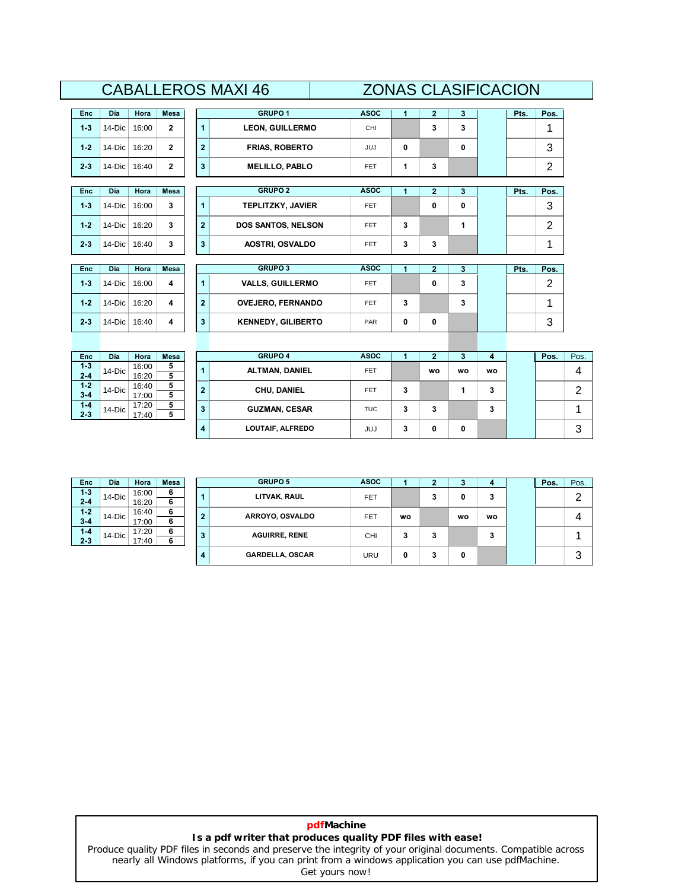# CABALLEROS MAXI 46 — ZONAS CLASIFICACION

| Enc | Día | Hora | Mesa |
|---|---|---|---|
| 1-3 | 14-Dic | 16:00 | 2 |
| 1-2 | 14-Dic | 16:20 | 2 |
| 2-3 | 14-Dic | 16:40 | 2 |

| | GRUPO 1 | ASOC | 1 | 2 | 3 | | Pts. | Pos. |
|---|---|---|---|---|---|---|---|---|
| 1 | LEON, GUILLERMO | CHI | | 3 | 3 | | | 1 |
| 2 | FRIAS, ROBERTO | JUJ | 0 | | 0 | | | 3 |
| 3 | MELILLO, PABLO | FET | 1 | 3 | | | | 2 |

| Enc | Día | Hora | Mesa |
|---|---|---|---|
| 1-3 | 14-Dic | 16:00 | 3 |
| 1-2 | 14-Dic | 16:20 | 3 |
| 2-3 | 14-Dic | 16:40 | 3 |

| | GRUPO 2 | ASOC | 1 | 2 | 3 | | Pts. | Pos. |
|---|---|---|---|---|---|---|---|---|
| 1 | TEPLITZKY, JAVIER | FET | | 0 | 0 | | | 3 |
| 2 | DOS SANTOS, NELSON | FET | 3 | | 1 | | | 2 |
| 3 | AOSTRI, OSVALDO | FET | 3 | 3 | | | | 1 |

| Enc | Día | Hora | Mesa |
|---|---|---|---|
| 1-3 | 14-Dic | 16:00 | 4 |
| 1-2 | 14-Dic | 16:20 | 4 |
| 2-3 | 14-Dic | 16:40 | 4 |

| | GRUPO 3 | ASOC | 1 | 2 | 3 | | Pts. | Pos. |
|---|---|---|---|---|---|---|---|---|
| 1 | VALLS, GUILLERMO | FET | | 0 | 3 | | | 2 |
| 2 | OVEJERO, FERNANDO | FET | 3 | | 3 | | | 1 |
| 3 | KENNEDY, GILIBERTO | PAR | 0 | 0 | | | | 3 |

| Enc | Día | Hora | Mesa |
|---|---|---|---|
| 1-3 | 14-Dic | 16:00 | 5 |
| 2-4 | | 16:20 | 5 |
| 1-2 | 14-Dic | 16:40 | 5 |
| 3-4 | | 17:00 | 5 |
| 1-4 | 14-Dic | 17:20 | 5 |
| 2-3 | | 17:40 | 5 |

| | GRUPO 4 | ASOC | 1 | 2 | 3 | 4 | | Pos. | Pos. |
|---|---|---|---|---|---|---|---|---|---|
| 1 | ALTMAN, DANIEL | FET | | wo | wo | wo | | | 4 |
| 2 | CHU, DANIEL | FET | 3 | | 1 | 3 | | | 2 |
| 3 | GUZMAN, CESAR | TUC | 3 | 3 | | 3 | | | 1 |
| 4 | LOUTAIF, ALFREDO | JUJ | 3 | 0 | 0 | | | | 3 |

| Enc | Día | Hora | Mesa |
|---|---|---|---|
| 1-3 | 14-Dic | 16:00 | 6 |
| 2-4 | | 16:20 | 6 |
| 1-2 | 14-Dic | 16:40 | 6 |
| 3-4 | | 17:00 | 6 |
| 1-4 | 14-Dic | 17:20 | 6 |
| 2-3 | | 17:40 | 6 |

| | GRUPO 5 | ASOC | 1 | 2 | 3 | 4 | | Pos. | Pos. |
|---|---|---|---|---|---|---|---|---|---|
| 1 | LITVAK, RAUL | FET | | 3 | 0 | 3 | | | 2 |
| 2 | ARROYO, OSVALDO | FET | wo | | wo | wo | | | 4 |
| 3 | AGUIRRE, RENE | CHI | 3 | 3 | | 3 | | | 1 |
| 4 | GARDELLA, OSCAR | URU | 0 | 3 | 0 | | | | 3 |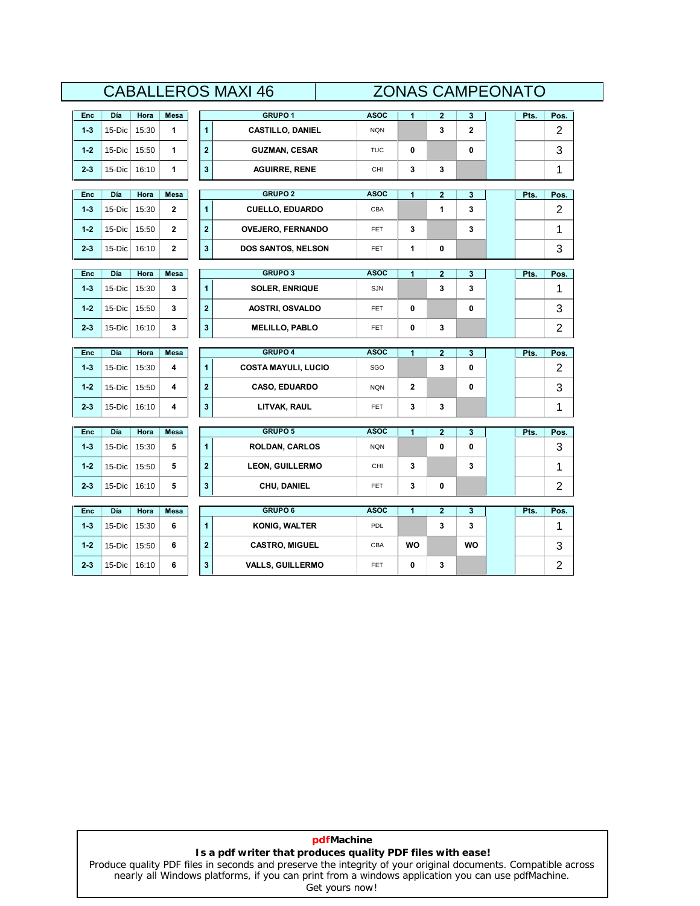# CABALLEROS MAXI 46 — ZONAS CAMPEONATO

| Enc | Día | Hora | Mesa |
|---|---|---|---|
| 1-3 | 15-Dic | 15:30 | 1 |
| 1-2 | 15-Dic | 15:50 | 1 |
| 2-3 | 15-Dic | 16:10 | 1 |

| | GRUPO 1 | ASOC | 1 | 2 | 3 | | Pts. | Pos. |
|---|---|---|---|---|---|---|---|---|
| 1 | CASTILLO, DANIEL | NQN | | 3 | 2 | | | 2 |
| 2 | GUZMAN, CESAR | TUC | 0 | | 0 | | | 3 |
| 3 | AGUIRRE, RENE | CHI | 3 | 3 | | | | 1 |

| Enc | Día | Hora | Mesa |
|---|---|---|---|
| 1-3 | 15-Dic | 15:30 | 2 |
| 1-2 | 15-Dic | 15:50 | 2 |
| 2-3 | 15-Dic | 16:10 | 2 |

| | GRUPO 2 | ASOC | 1 | 2 | 3 | | Pts. | Pos. |
|---|---|---|---|---|---|---|---|---|
| 1 | CUELLO, EDUARDO | CBA | | 1 | 3 | | | 2 |
| 2 | OVEJERO, FERNANDO | FET | 3 | | 3 | | | 1 |
| 3 | DOS SANTOS, NELSON | FET | 1 | 0 | | | | 3 |

| Enc | Día | Hora | Mesa |
|---|---|---|---|
| 1-3 | 15-Dic | 15:30 | 3 |
| 1-2 | 15-Dic | 15:50 | 3 |
| 2-3 | 15-Dic | 16:10 | 3 |

| | GRUPO 3 | ASOC | 1 | 2 | 3 | | Pts. | Pos. |
|---|---|---|---|---|---|---|---|---|
| 1 | SOLER, ENRIQUE | SJN | | 3 | 3 | | | 1 |
| 2 | AOSTRI, OSVALDO | FET | 0 | | 0 | | | 3 |
| 3 | MELILLO, PABLO | FET | 0 | 3 | | | | 2 |

| Enc | Día | Hora | Mesa |
|---|---|---|---|
| 1-3 | 15-Dic | 15:30 | 4 |
| 1-2 | 15-Dic | 15:50 | 4 |
| 2-3 | 15-Dic | 16:10 | 4 |

| | GRUPO 4 | ASOC | 1 | 2 | 3 | | Pts. | Pos. |
|---|---|---|---|---|---|---|---|---|
| 1 | COSTA MAYULI, LUCIO | SGO | | 3 | 0 | | | 2 |
| 2 | CASO, EDUARDO | NQN | 2 | | 0 | | | 3 |
| 3 | LITVAK, RAUL | FET | 3 | 3 | | | | 1 |

| Enc | Día | Hora | Mesa |
|---|---|---|---|
| 1-3 | 15-Dic | 15:30 | 5 |
| 1-2 | 15-Dic | 15:50 | 5 |
| 2-3 | 15-Dic | 16:10 | 5 |

| | GRUPO 5 | ASOC | 1 | 2 | 3 | | Pts. | Pos. |
|---|---|---|---|---|---|---|---|---|
| 1 | ROLDAN, CARLOS | NQN | | 0 | 0 | | | 3 |
| 2 | LEON, GUILLERMO | CHI | 3 | | 3 | | | 1 |
| 3 | CHU, DANIEL | FET | 3 | 0 | | | | 2 |

| Enc | Día | Hora | Mesa |
|---|---|---|---|
| 1-3 | 15-Dic | 15:30 | 6 |
| 1-2 | 15-Dic | 15:50 | 6 |
| 2-3 | 15-Dic | 16:10 | 6 |

| | GRUPO 6 | ASOC | 1 | 2 | 3 | | Pts. | Pos. |
|---|---|---|---|---|---|---|---|---|
| 1 | KONIG, WALTER | PDL | | 3 | 3 | | | 1 |
| 2 | CASTRO, MIGUEL | CBA | WO | | WO | | | 3 |
| 3 | VALLS, GUILLERMO | FET | 0 | 3 | | | | 2 |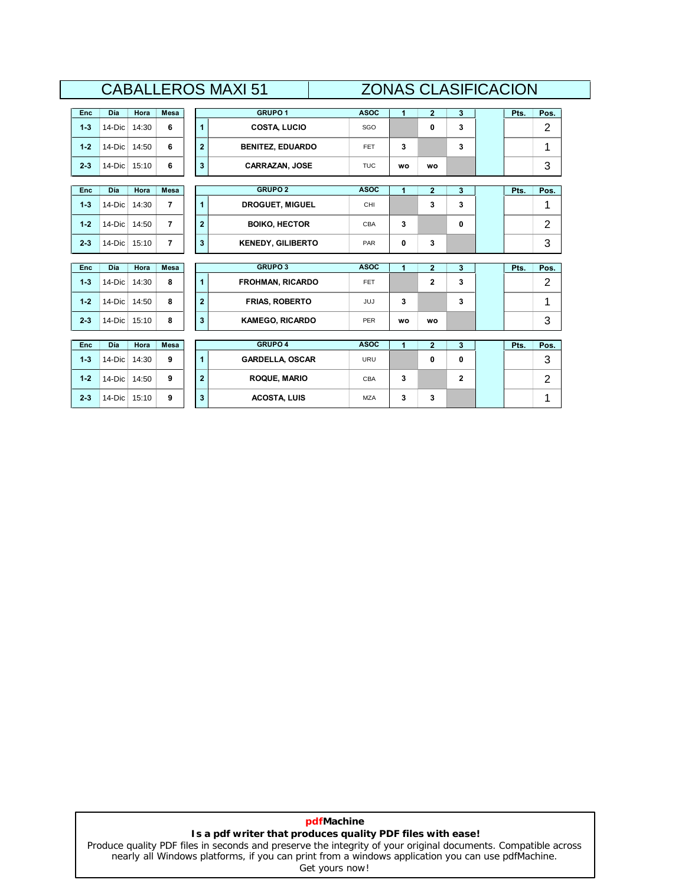# CABALLEROS MAXI 51 — ZONAS CLASIFICACION

| Enc | Día | Hora | Mesa |
|---|---|---|---|
| 1-3 | 14-Dic | 14:30 | 6 |
| 1-2 | 14-Dic | 14:50 | 6 |
| 2-3 | 14-Dic | 15:10 | 6 |

| | GRUPO 1 | ASOC | 1 | 2 | 3 | | Pts. | Pos. |
|---|---|---|---|---|---|---|---|---|
| 1 | COSTA, LUCIO | SGO | | 0 | 3 | | | 2 |
| 2 | BENITEZ, EDUARDO | FET | 3 | | 3 | | | 1 |
| 3 | CARRAZAN, JOSE | TUC | wo | wo | | | | 3 |

| Enc | Día | Hora | Mesa |
|---|---|---|---|
| 1-3 | 14-Dic | 14:30 | 7 |
| 1-2 | 14-Dic | 14:50 | 7 |
| 2-3 | 14-Dic | 15:10 | 7 |

| | GRUPO 2 | ASOC | 1 | 2 | 3 | | Pts. | Pos. |
|---|---|---|---|---|---|---|---|---|
| 1 | DROGUET, MIGUEL | CHI | | 3 | 3 | | | 1 |
| 2 | BOIKO, HECTOR | CBA | 3 | | 0 | | | 2 |
| 3 | KENEDY, GILIBERTO | PAR | 0 | 3 | | | | 3 |

| Enc | Día | Hora | Mesa |
|---|---|---|---|
| 1-3 | 14-Dic | 14:30 | 8 |
| 1-2 | 14-Dic | 14:50 | 8 |
| 2-3 | 14-Dic | 15:10 | 8 |

| | GRUPO 3 | ASOC | 1 | 2 | 3 | | Pts. | Pos. |
|---|---|---|---|---|---|---|---|---|
| 1 | FROHMAN, RICARDO | FET | | 2 | 3 | | | 2 |
| 2 | FRIAS, ROBERTO | JUJ | 3 | | 3 | | | 1 |
| 3 | KAMEGO, RICARDO | PER | wo | wo | | | | 3 |

| Enc | Día | Hora | Mesa |
|---|---|---|---|
| 1-3 | 14-Dic | 14:30 | 9 |
| 1-2 | 14-Dic | 14:50 | 9 |
| 2-3 | 14-Dic | 15:10 | 9 |

| | GRUPO 4 | ASOC | 1 | 2 | 3 | | Pts. | Pos. |
|---|---|---|---|---|---|---|---|---|
| 1 | GARDELLA, OSCAR | URU | | 0 | 0 | | | 3 |
| 2 | ROQUE, MARIO | CBA | 3 | | 2 | | | 2 |
| 3 | ACOSTA, LUIS | MZA | 3 | 3 | | | | 1 |

**pdfMachine**
**Is a pdf writer that produces quality PDF files with ease!**
Produce quality PDF files in seconds and preserve the integrity of your original documents. Compatible across nearly all Windows platforms, if you can print from a windows application you can use pdfMachine.
Get yours now!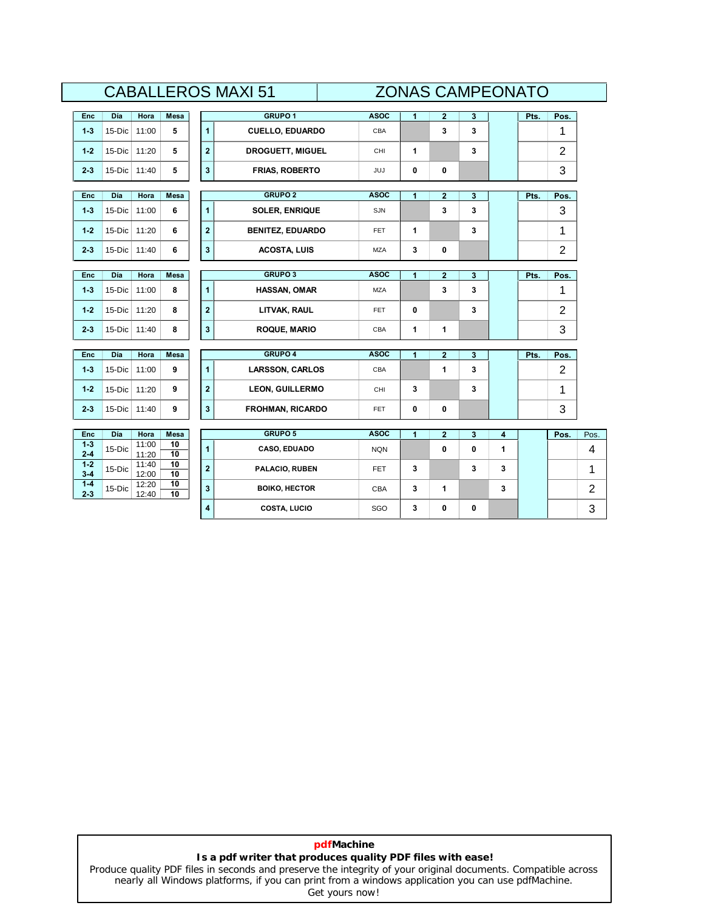# CABALLEROS MAXI 51 — ZONAS CAMPEONATO

| Enc | Día | Hora | Mesa |
|---|---|---|---|
| 1-3 | 15-Dic | 11:00 | 5 |
| 1-2 | 15-Dic | 11:20 | 5 |
| 2-3 | 15-Dic | 11:40 | 5 |

| | GRUPO 1 | ASOC | 1 | 2 | 3 | | Pts. | Pos. |
|---|---|---|---|---|---|---|---|---|
| 1 | CUELLO, EDUARDO | CBA | | 3 | 3 | | | 1 |
| 2 | DROGUETT, MIGUEL | CHI | 1 | | 3 | | | 2 |
| 3 | FRIAS, ROBERTO | JUJ | 0 | 0 | | | | 3 |

| Enc | Día | Hora | Mesa |
|---|---|---|---|
| 1-3 | 15-Dic | 11:00 | 6 |
| 1-2 | 15-Dic | 11:20 | 6 |
| 2-3 | 15-Dic | 11:40 | 6 |

| | GRUPO 2 | ASOC | 1 | 2 | 3 | | Pts. | Pos. |
|---|---|---|---|---|---|---|---|---|
| 1 | SOLER, ENRIQUE | SJN | | 3 | 3 | | | 3 |
| 2 | BENITEZ, EDUARDO | FET | 1 | | 3 | | | 1 |
| 3 | ACOSTA, LUIS | MZA | 3 | 0 | | | | 2 |

| Enc | Día | Hora | Mesa |
|---|---|---|---|
| 1-3 | 15-Dic | 11:00 | 8 |
| 1-2 | 15-Dic | 11:20 | 8 |
| 2-3 | 15-Dic | 11:40 | 8 |

| | GRUPO 3 | ASOC | 1 | 2 | 3 | | Pts. | Pos. |
|---|---|---|---|---|---|---|---|---|
| 1 | HASSAN, OMAR | MZA | | 3 | 3 | | | 1 |
| 2 | LITVAK, RAUL | FET | 0 | | 3 | | | 2 |
| 3 | ROQUE, MARIO | CBA | 1 | 1 | | | | 3 |

| Enc | Día | Hora | Mesa |
|---|---|---|---|
| 1-3 | 15-Dic | 11:00 | 9 |
| 1-2 | 15-Dic | 11:20 | 9 |
| 2-3 | 15-Dic | 11:40 | 9 |

| | GRUPO 4 | ASOC | 1 | 2 | 3 | | Pts. | Pos. |
|---|---|---|---|---|---|---|---|---|
| 1 | LARSSON, CARLOS | CBA | | 1 | 3 | | | 2 |
| 2 | LEON, GUILLERMO | CHI | 3 | | 3 | | | 1 |
| 3 | FROHMAN, RICARDO | FET | 0 | 0 | | | | 3 |

| Enc | Día | Hora | Mesa |
|---|---|---|---|
| 1-3 | 15-Dic | 11:00 | 10 |
| 2-4 | | 11:20 | 10 |
| 1-2 | 15-Dic | 11:40 | 10 |
| 3-4 | | 12:00 | 10 |
| 1-4 | 15-Dic | 12:20 | 10 |
| 2-3 | | 12:40 | 10 |

| | GRUPO 5 | ASOC | 1 | 2 | 3 | 4 | | Pos. | Pos. |
|---|---|---|---|---|---|---|---|---|---|
| 1 | CASO, EDUADO | NQN | | 0 | 0 | 1 | | | 4 |
| 2 | PALACIO, RUBEN | FET | 3 | | 3 | 3 | | | 1 |
| 3 | BOIKO, HECTOR | CBA | 3 | 1 | | 3 | | | 2 |
| 4 | COSTA, LUCIO | SGO | 3 | 0 | 0 | | | | 3 |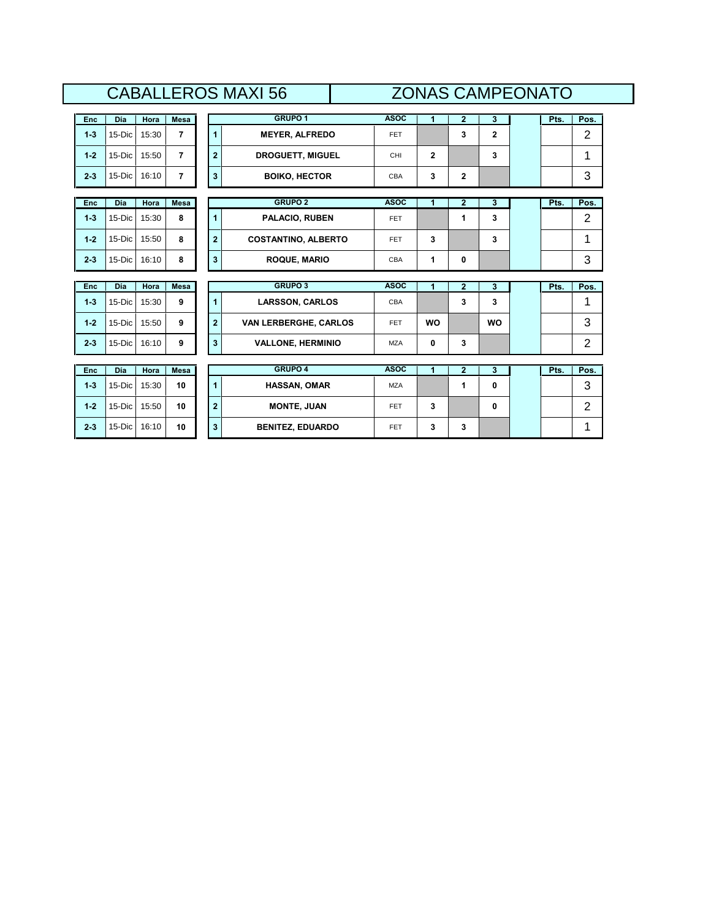# CABALLEROS MAXI 56 — ZONAS CAMPEONATO

| Enc | Día | Hora | Mesa |
|---|---|---|---|
| 1-3 | 15-Dic | 15:30 | 7 |
| 1-2 | 15-Dic | 15:50 | 7 |
| 2-3 | 15-Dic | 16:10 | 7 |

| | GRUPO 1 | ASOC | 1 | 2 | 3 | | Pts. | Pos. |
|---|---|---|---|---|---|---|---|---|
| 1 | MEYER, ALFREDO | FET | | 3 | 2 | | | 2 |
| 2 | DROGUETT, MIGUEL | CHI | 2 | | 3 | | | 1 |
| 3 | BOIKO, HECTOR | CBA | 3 | 2 | | | | 3 |

| Enc | Día | Hora | Mesa |
|---|---|---|---|
| 1-3 | 15-Dic | 15:30 | 8 |
| 1-2 | 15-Dic | 15:50 | 8 |
| 2-3 | 15-Dic | 16:10 | 8 |

| | GRUPO 2 | ASOC | 1 | 2 | 3 | | Pts. | Pos. |
|---|---|---|---|---|---|---|---|---|
| 1 | PALACIO, RUBEN | FET | | 1 | 3 | | | 2 |
| 2 | COSTANTINO, ALBERTO | FET | 3 | | 3 | | | 1 |
| 3 | ROQUE, MARIO | CBA | 1 | 0 | | | | 3 |

| Enc | Día | Hora | Mesa |
|---|---|---|---|
| 1-3 | 15-Dic | 15:30 | 9 |
| 1-2 | 15-Dic | 15:50 | 9 |
| 2-3 | 15-Dic | 16:10 | 9 |

| | GRUPO 3 | ASOC | 1 | 2 | 3 | | Pts. | Pos. |
|---|---|---|---|---|---|---|---|---|
| 1 | LARSSON, CARLOS | CBA | | 3 | 3 | | | 1 |
| 2 | VAN LERBERGHE, CARLOS | FET | WO | | WO | | | 3 |
| 3 | VALLONE, HERMINIO | MZA | 0 | 3 | | | | 2 |

| Enc | Día | Hora | Mesa |
|---|---|---|---|
| 1-3 | 15-Dic | 15:30 | 10 |
| 1-2 | 15-Dic | 15:50 | 10 |
| 2-3 | 15-Dic | 16:10 | 10 |

| | GRUPO 4 | ASOC | 1 | 2 | 3 | | Pts. | Pos. |
|---|---|---|---|---|---|---|---|---|
| 1 | HASSAN, OMAR | MZA | | 1 | 0 | | | 3 |
| 2 | MONTE, JUAN | FET | 3 | | 0 | | | 2 |
| 3 | BENITEZ, EDUARDO | FET | 3 | 3 | | | | 1 |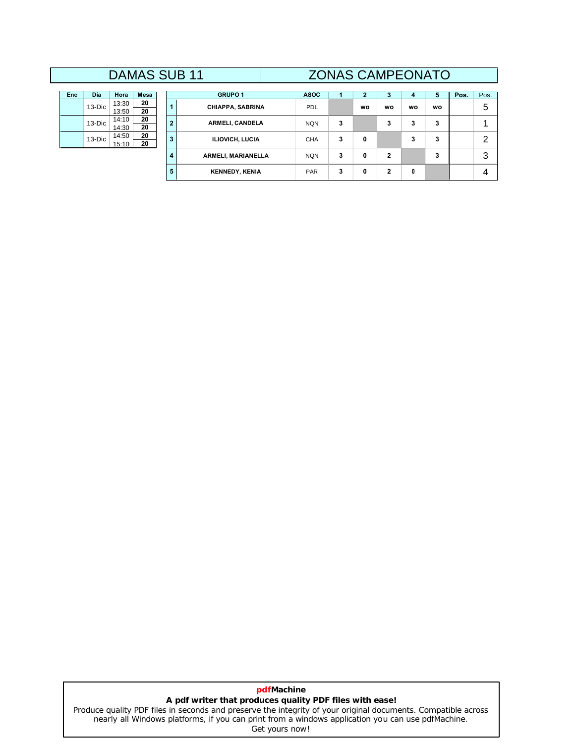# DAMAS SUB 11 — ZONAS CAMPEONATO

| Enc | Día | Hora | Mesa |
|---|---|---|---|
| | 13-Dic | 13:30 | 20 |
| | | 13:50 | 20 |
| | 13-Dic | 14:10 | 20 |
| | | 14:30 | 20 |
| | 13-Dic | 14:50 | 20 |
| | | 15:10 | 20 |

| | GRUPO 1 | ASOC | 1 | 2 | 3 | 4 | 5 | Pos. | Pos. |
|---|---|---|---|---|---|---|---|---|---|
| 1 | CHIAPPA, SABRINA | PDL | | wo | wo | wo | wo | | 5 |
| 2 | ARMELI, CANDELA | NQN | 3 | | 3 | 3 | 3 | | 1 |
| 3 | ILIOVICH, LUCIA | CHA | 3 | 0 | | 3 | 3 | | 2 |
| 4 | ARMELI, MARIANELLA | NQN | 3 | 0 | 2 | | 3 | | 3 |
| 5 | KENNEDY, KENIA | PAR | 3 | 0 | 2 | 0 | | | 4 |

**pdfMachine**
**A pdf writer that produces quality PDF files with ease!**
Produce quality PDF files in seconds and preserve the integrity of your original documents. Compatible across nearly all Windows platforms, if you can print from a windows application you can use pdfMachine.
Get yours now!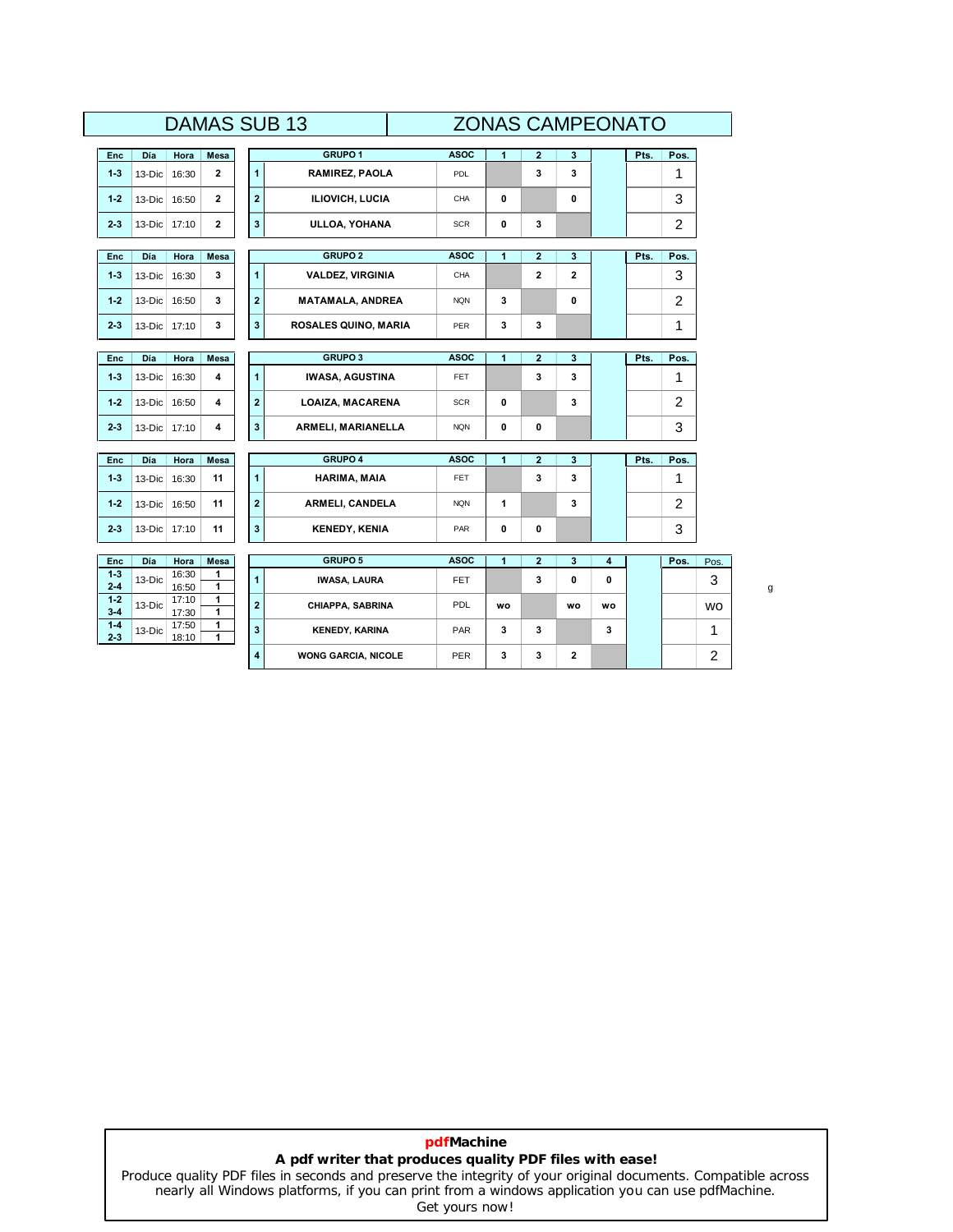# DAMAS SUB 13 — ZONAS CAMPEONATO

| Enc | Día | Hora | Mesa |
|---|---|---|---|
| 1-3 | 13-Dic | 16:30 | 2 |
| 1-2 | 13-Dic | 16:50 | 2 |
| 2-3 | 13-Dic | 17:10 | 2 |

| | GRUPO 1 | ASOC | 1 | 2 | 3 | | Pts. | Pos. |
|---|---|---|---|---|---|---|---|---|
| 1 | RAMIREZ, PAOLA | PDL | | 3 | 3 | | | 1 |
| 2 | ILIOVICH, LUCIA | CHA | 0 | | 0 | | | 3 |
| 3 | ULLOA, YOHANA | SCR | 0 | 3 | | | | 2 |

| Enc | Día | Hora | Mesa |
|---|---|---|---|
| 1-3 | 13-Dic | 16:30 | 3 |
| 1-2 | 13-Dic | 16:50 | 3 |
| 2-3 | 13-Dic | 17:10 | 3 |

| | GRUPO 2 | ASOC | 1 | 2 | 3 | | Pts. | Pos. |
|---|---|---|---|---|---|---|---|---|
| 1 | VALDEZ, VIRGINIA | CHA | | 2 | 2 | | | 3 |
| 2 | MATAMALA, ANDREA | NQN | 3 | | 0 | | | 2 |
| 3 | ROSALES QUINO, MARIA | PER | 3 | 3 | | | | 1 |

| Enc | Día | Hora | Mesa |
|---|---|---|---|
| 1-3 | 13-Dic | 16:30 | 4 |
| 1-2 | 13-Dic | 16:50 | 4 |
| 2-3 | 13-Dic | 17:10 | 4 |

| | GRUPO 3 | ASOC | 1 | 2 | 3 | | Pts. | Pos. |
|---|---|---|---|---|---|---|---|---|
| 1 | IWASA, AGUSTINA | FET | | 3 | 3 | | | 1 |
| 2 | LOAIZA, MACARENA | SCR | 0 | | 3 | | | 2 |
| 3 | ARMELI, MARIANELLA | NQN | 0 | 0 | | | | 3 |

| Enc | Día | Hora | Mesa |
|---|---|---|---|
| 1-3 | 13-Dic | 16:30 | 11 |
| 1-2 | 13-Dic | 16:50 | 11 |
| 2-3 | 13-Dic | 17:10 | 11 |

| | GRUPO 4 | ASOC | 1 | 2 | 3 | | Pts. | Pos. |
|---|---|---|---|---|---|---|---|---|
| 1 | HARIMA, MAIA | FET | | 3 | 3 | | | 1 |
| 2 | ARMELI, CANDELA | NQN | 1 | | 3 | | | 2 |
| 3 | KENEDY, KENIA | PAR | 0 | 0 | | | | 3 |

| Enc | Día | Hora | Mesa |
|---|---|---|---|
| 1-3 | 13-Dic | 16:30 | 1 |
| 2-4 | | 16:50 | 1 |
| 1-2 | 13-Dic | 17:10 | 1 |
| 3-4 | | 17:30 | 1 |
| 1-4 | 13-Dic | 17:50 | 1 |
| 2-3 | | 18:10 | 1 |

| | GRUPO 5 | ASOC | 1 | 2 | 3 | 4 | | Pos. | Pos. |
|---|---|---|---|---|---|---|---|---|---|
| 1 | IWASA, LAURA | FET | | 3 | 0 | 0 | | | 3 |
| 2 | CHIAPPA, SABRINA | PDL | wo | | wo | wo | | | wo |
| 3 | KENEDY, KARINA | PAR | 3 | 3 | | 3 | | | 1 |
| 4 | WONG GARCIA, NICOLE | PER | 3 | 3 | 2 | | | | 2 |

g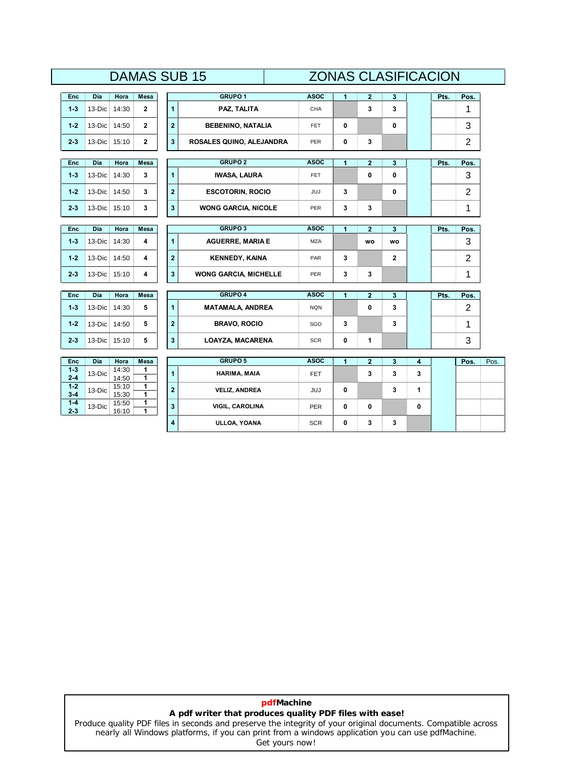# DAMAS SUB 15 — ZONAS CLASIFICACION

| Enc | Día | Hora | Mesa |
|---|---|---|---|
| 1-3 | 13-Dic | 14:30 | 2 |
| 1-2 | 13-Dic | 14:50 | 2 |
| 2-3 | 13-Dic | 15:10 | 2 |

| | GRUPO 1 | ASOC | 1 | 2 | 3 | | Pts. | Pos. |
|---|---|---|---|---|---|---|---|---|
| 1 | PAZ, TALITA | CHA | | 3 | 3 | | | 1 |
| 2 | BEBENINO, NATALIA | FET | 0 | | 0 | | | 3 |
| 3 | ROSALES QUINO, ALEJANDRA | PER | 0 | 3 | | | | 2 |

| Enc | Día | Hora | Mesa |
|---|---|---|---|
| 1-3 | 13-Dic | 14:30 | 3 |
| 1-2 | 13-Dic | 14:50 | 3 |
| 2-3 | 13-Dic | 15:10 | 3 |

| | GRUPO 2 | ASOC | 1 | 2 | 3 | | Pts. | Pos. |
|---|---|---|---|---|---|---|---|---|
| 1 | IWASA, LAURA | FET | | 0 | 0 | | | 3 |
| 2 | ESCOTORIN, ROCIO | JUJ | 3 | | 0 | | | 2 |
| 3 | WONG GARCIA, NICOLE | PER | 3 | 3 | | | | 1 |

| Enc | Día | Hora | Mesa |
|---|---|---|---|
| 1-3 | 13-Dic | 14:30 | 4 |
| 1-2 | 13-Dic | 14:50 | 4 |
| 2-3 | 13-Dic | 15:10 | 4 |

| | GRUPO 3 | ASOC | 1 | 2 | 3 | | Pts. | Pos. |
|---|---|---|---|---|---|---|---|---|
| 1 | AGUERRE, MARIA E | MZA | | wo | wo | | | 3 |
| 2 | KENNEDY, KAINA | PAR | 3 | | 2 | | | 2 |
| 3 | WONG GARCIA, MICHELLE | PER | 3 | 3 | | | | 1 |

| Enc | Día | Hora | Mesa |
|---|---|---|---|
| 1-3 | 13-Dic | 14:30 | 5 |
| 1-2 | 13-Dic | 14:50 | 5 |
| 2-3 | 13-Dic | 15:10 | 5 |

| | GRUPO 4 | ASOC | 1 | 2 | 3 | | Pts. | Pos. |
|---|---|---|---|---|---|---|---|---|
| 1 | MATAMALA, ANDREA | NQN | | 0 | 3 | | | 2 |
| 2 | BRAVO, ROCIO | SGO | 3 | | 3 | | | 1 |
| 3 | LOAYZA, MACARENA | SCR | 0 | 1 | | | | 3 |

| Enc | Día | Hora | Mesa |
|---|---|---|---|
| 1-3 | 13-Dic | 14:30 | 1 |
| 2-4 | 13-Dic | 14:50 | 1 |
| 1-2 | 13-Dic | 15:10 | 1 |
| 3-4 | 13-Dic | 15:30 | 1 |
| 1-4 | 13-Dic | 15:50 | 1 |
| 2-3 | 13-Dic | 16:10 | 1 |

| | GRUPO 5 | ASOC | 1 | 2 | 3 | 4 | | Pos. | Pos. |
|---|---|---|---|---|---|---|---|---|---|
| 1 | HARIMA, MAIA | FET | | 3 | 3 | 3 | | | |
| 2 | VELIZ, ANDREA | JUJ | 0 | | 3 | 1 | | | |
| 3 | VIGIL, CAROLINA | PER | 0 | 0 | | 0 | | | |
| 4 | ULLOA, YOANA | SCR | 0 | 3 | 3 | | | | |

**pdfMachine**
**A pdf writer that produces quality PDF files with ease!**
Produce quality PDF files in seconds and preserve the integrity of your original documents. Compatible across nearly all Windows platforms, if you can print from a windows application you can use pdfMachine.
Get yours now!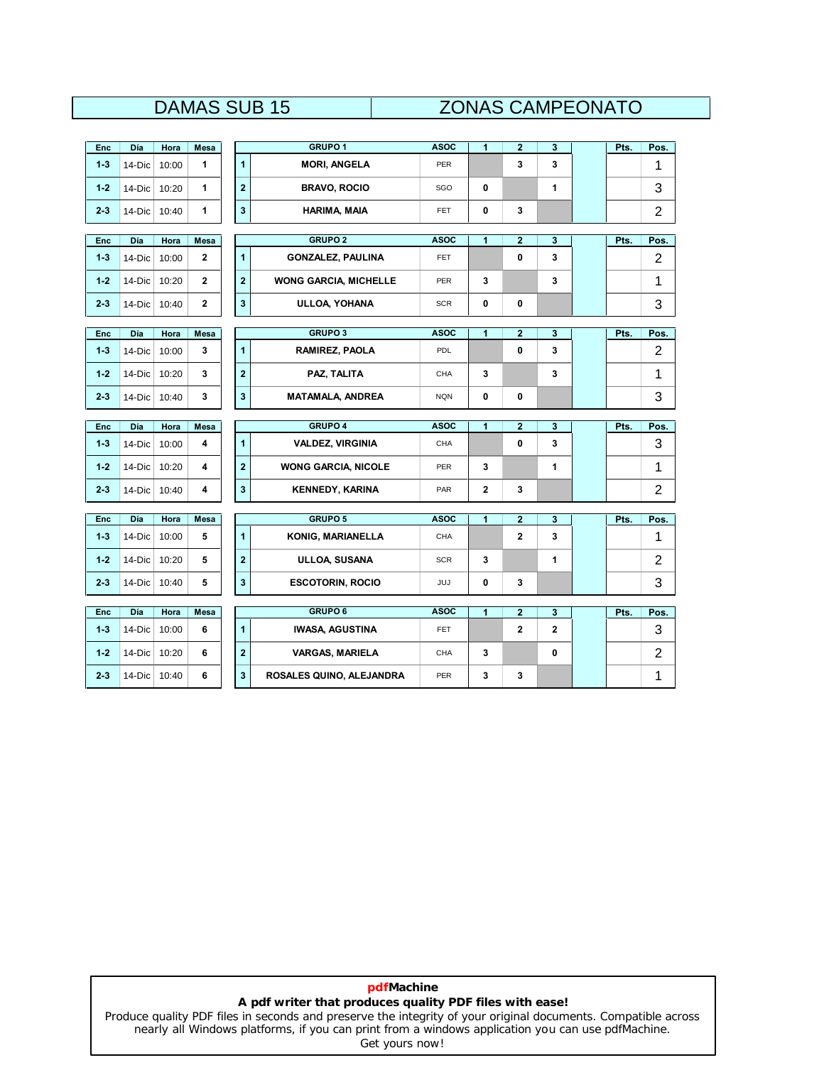# DAMAS SUB 15 — ZONAS CAMPEONATO

| Enc | Día | Hora | Mesa |
|---|---|---|---|
| 1-3 | 14-Dic | 10:00 | 1 |
| 1-2 | 14-Dic | 10:20 | 1 |
| 2-3 | 14-Dic | 10:40 | 1 |

| | GRUPO 1 | ASOC | 1 | 2 | 3 | Pts. | Pos. |
|---|---|---|---|---|---|---|---|
| 1 | MORI, ANGELA | PER | | 3 | 3 | | 1 |
| 2 | BRAVO, ROCIO | SGO | 0 | | 1 | | 3 |
| 3 | HARIMA, MAIA | FET | 0 | 3 | | | 2 |

| Enc | Día | Hora | Mesa |
|---|---|---|---|
| 1-3 | 14-Dic | 10:00 | 2 |
| 1-2 | 14-Dic | 10:20 | 2 |
| 2-3 | 14-Dic | 10:40 | 2 |

| | GRUPO 2 | ASOC | 1 | 2 | 3 | Pts. | Pos. |
|---|---|---|---|---|---|---|---|
| 1 | GONZALEZ, PAULINA | FET | | 0 | 3 | | 2 |
| 2 | WONG GARCIA, MICHELLE | PER | 3 | | 3 | | 1 |
| 3 | ULLOA, YOHANA | SCR | 0 | 0 | | | 3 |

| Enc | Día | Hora | Mesa |
|---|---|---|---|
| 1-3 | 14-Dic | 10:00 | 3 |
| 1-2 | 14-Dic | 10:20 | 3 |
| 2-3 | 14-Dic | 10:40 | 3 |

| | GRUPO 3 | ASOC | 1 | 2 | 3 | Pts. | Pos. |
|---|---|---|---|---|---|---|---|
| 1 | RAMIREZ, PAOLA | PDL | | 0 | 3 | | 2 |
| 2 | PAZ, TALITA | CHA | 3 | | 3 | | 1 |
| 3 | MATAMALA, ANDREA | NQN | 0 | 0 | | | 3 |

| Enc | Día | Hora | Mesa |
|---|---|---|---|
| 1-3 | 14-Dic | 10:00 | 4 |
| 1-2 | 14-Dic | 10:20 | 4 |
| 2-3 | 14-Dic | 10:40 | 4 |

| | GRUPO 4 | ASOC | 1 | 2 | 3 | Pts. | Pos. |
|---|---|---|---|---|---|---|---|
| 1 | VALDEZ, VIRGINIA | CHA | | 0 | 3 | | 3 |
| 2 | WONG GARCIA, NICOLE | PER | 3 | | 1 | | 1 |
| 3 | KENNEDY, KARINA | PAR | 2 | 3 | | | 2 |

| Enc | Día | Hora | Mesa |
|---|---|---|---|
| 1-3 | 14-Dic | 10:00 | 5 |
| 1-2 | 14-Dic | 10:20 | 5 |
| 2-3 | 14-Dic | 10:40 | 5 |

| | GRUPO 5 | ASOC | 1 | 2 | 3 | Pts. | Pos. |
|---|---|---|---|---|---|---|---|
| 1 | KONIG, MARIANELLA | CHA | | 2 | 3 | | 1 |
| 2 | ULLOA, SUSANA | SCR | 3 | | 1 | | 2 |
| 3 | ESCOTORIN, ROCIO | JUJ | 0 | 3 | | | 3 |

| Enc | Día | Hora | Mesa |
|---|---|---|---|
| 1-3 | 14-Dic | 10:00 | 6 |
| 1-2 | 14-Dic | 10:20 | 6 |
| 2-3 | 14-Dic | 10:40 | 6 |

| | GRUPO 6 | ASOC | 1 | 2 | 3 | Pts. | Pos. |
|---|---|---|---|---|---|---|---|
| 1 | IWASA, AGUSTINA | FET | | 2 | 2 | | 3 |
| 2 | VARGAS, MARIELA | CHA | 3 | | 0 | | 2 |
| 3 | ROSALES QUINO, ALEJANDRA | PER | 3 | 3 | | | 1 |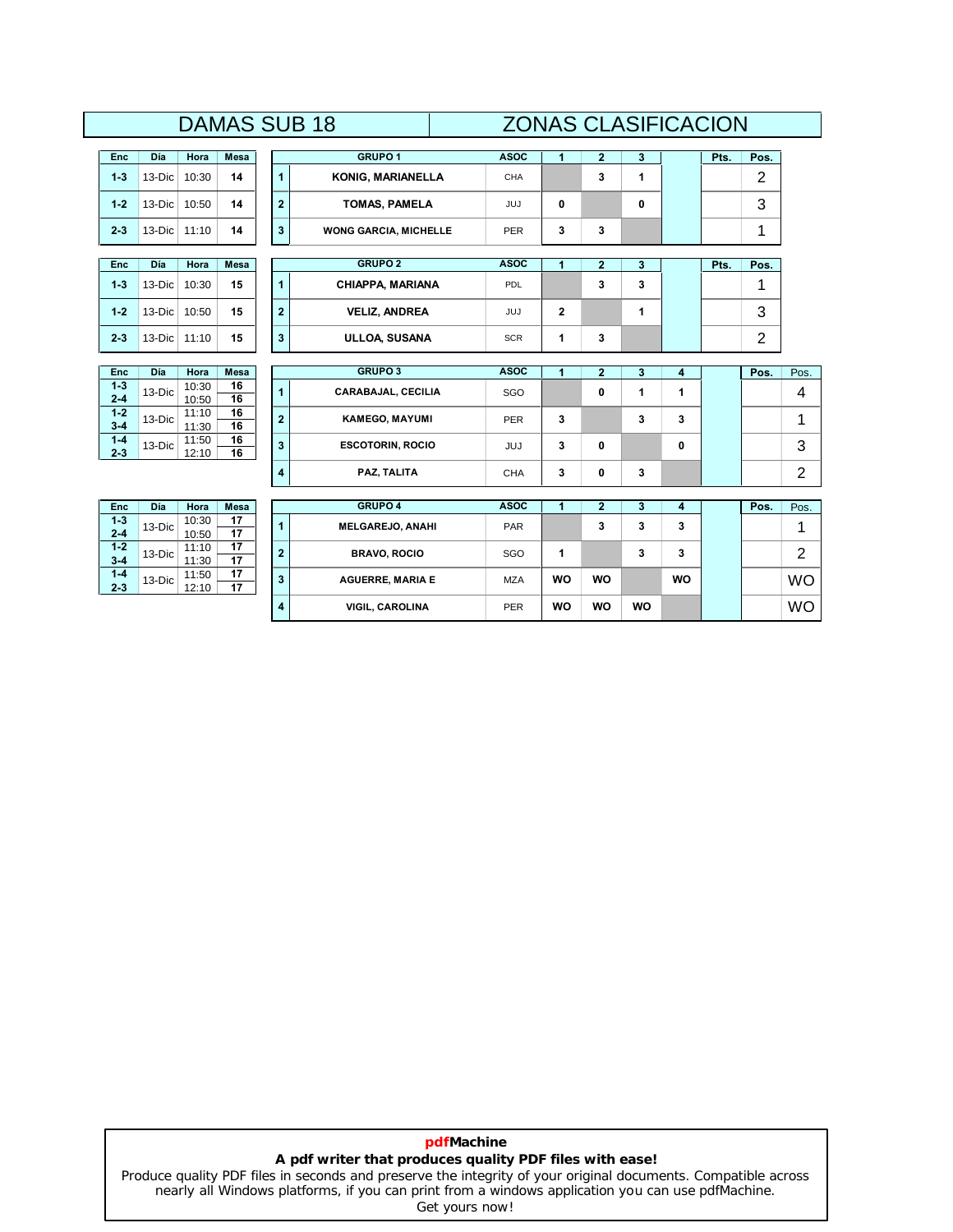# DAMAS SUB 18 — ZONAS CLASIFICACION

| Enc | Día | Hora | Mesa |
|---|---|---|---|
| 1-3 | 13-Dic | 10:30 | 14 |
| 1-2 | 13-Dic | 10:50 | 14 |
| 2-3 | 13-Dic | 11:10 | 14 |

| | GRUPO 1 | ASOC | 1 | 2 | 3 | | Pts. | Pos. |
|---|---|---|---|---|---|---|---|---|
| 1 | KONIG, MARIANELLA | CHA | | 3 | 1 | | | 2 |
| 2 | TOMAS, PAMELA | JUJ | 0 | | 0 | | | 3 |
| 3 | WONG GARCIA, MICHELLE | PER | 3 | 3 | | | | 1 |

| Enc | Día | Hora | Mesa |
|---|---|---|---|
| 1-3 | 13-Dic | 10:30 | 15 |
| 1-2 | 13-Dic | 10:50 | 15 |
| 2-3 | 13-Dic | 11:10 | 15 |

| | GRUPO 2 | ASOC | 1 | 2 | 3 | | Pts. | Pos. |
|---|---|---|---|---|---|---|---|---|
| 1 | CHIAPPA, MARIANA | PDL | | 3 | 3 | | | 1 |
| 2 | VELIZ, ANDREA | JUJ | 2 | | 1 | | | 3 |
| 3 | ULLOA, SUSANA | SCR | 1 | 3 | | | | 2 |

| Enc | Día | Hora | Mesa |
|---|---|---|---|
| 1-3 | 13-Dic | 10:30 | 16 |
| 2-4 | | 10:50 | 16 |
| 1-2 | 13-Dic | 11:10 | 16 |
| 3-4 | | 11:30 | 16 |
| 1-4 | 13-Dic | 11:50 | 16 |
| 2-3 | | 12:10 | 16 |

| | GRUPO 3 | ASOC | 1 | 2 | 3 | 4 | | Pos. | Pos. |
|---|---|---|---|---|---|---|---|---|---|
| 1 | CARABAJAL, CECILIA | SGO | | 0 | 1 | 1 | | | 4 |
| 2 | KAMEGO, MAYUMI | PER | 3 | | 3 | 3 | | | 1 |
| 3 | ESCOTORIN, ROCIO | JUJ | 3 | 0 | | 0 | | | 3 |
| 4 | PAZ, TALITA | CHA | 3 | 0 | 3 | | | | 2 |

| Enc | Día | Hora | Mesa |
|---|---|---|---|
| 1-3 | 13-Dic | 10:30 | 17 |
| 2-4 | | 10:50 | 17 |
| 1-2 | 13-Dic | 11:10 | 17 |
| 3-4 | | 11:30 | 17 |
| 1-4 | 13-Dic | 11:50 | 17 |
| 2-3 | | 12:10 | 17 |

| | GRUPO 4 | ASOC | 1 | 2 | 3 | 4 | | Pos. | Pos. |
|---|---|---|---|---|---|---|---|---|---|
| 1 | MELGAREJO, ANAHI | PAR | | 3 | 3 | 3 | | | 1 |
| 2 | BRAVO, ROCIO | SGO | 1 | | 3 | 3 | | | 2 |
| 3 | AGUERRE, MARIA E | MZA | WO | WO | | WO | | | WO |
| 4 | VIGIL, CAROLINA | PER | WO | WO | WO | | | | WO |

**pdfMachine**
**A pdf writer that produces quality PDF files with ease!**
Produce quality PDF files in seconds and preserve the integrity of your original documents. Compatible across nearly all Windows platforms, if you can print from a windows application you can use pdfMachine.
Get yours now!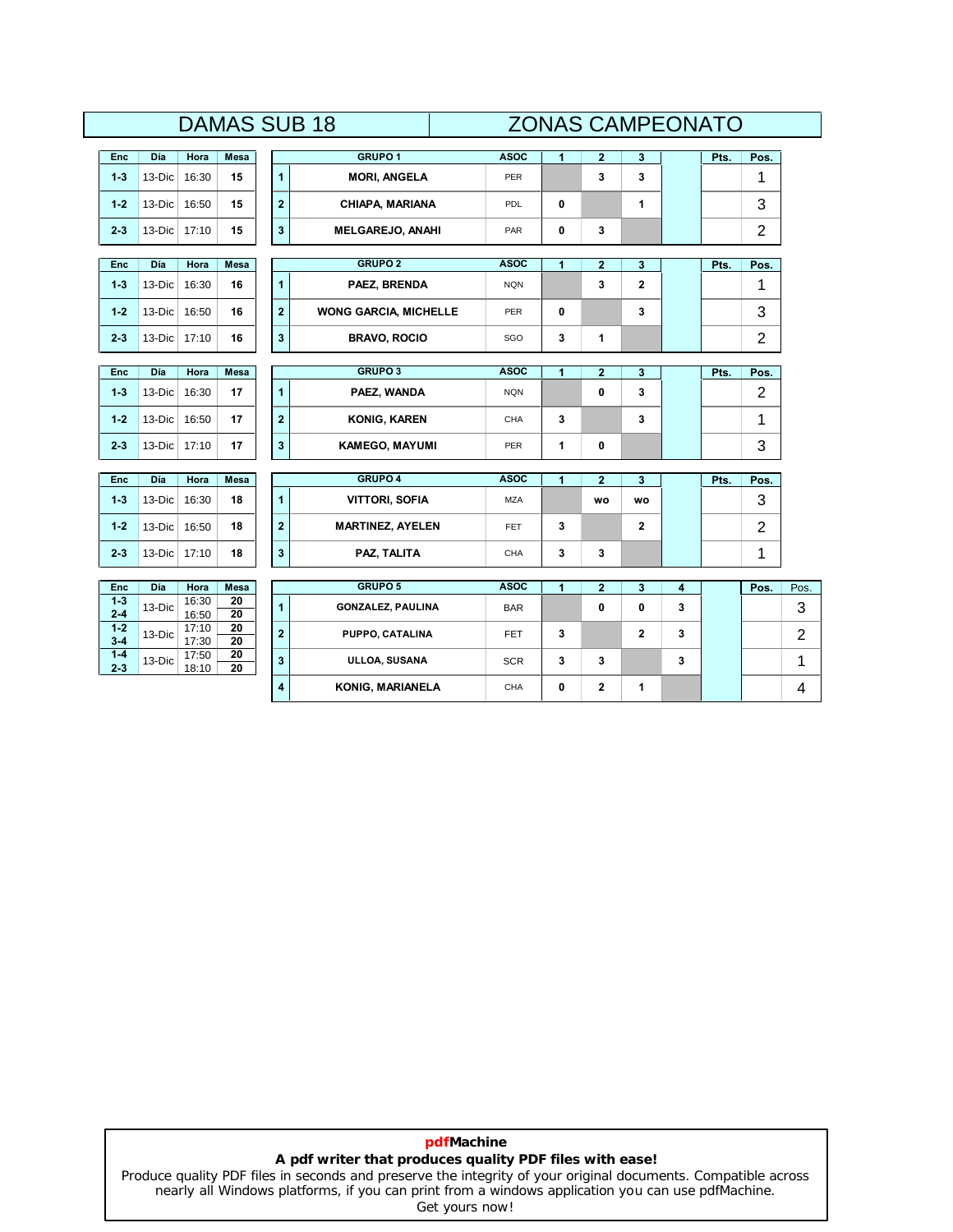# DAMAS SUB 18 — ZONAS CAMPEONATO

| Enc | Día | Hora | Mesa |
|---|---|---|---|
| 1-3 | 13-Dic | 16:30 | 15 |
| 1-2 | 13-Dic | 16:50 | 15 |
| 2-3 | 13-Dic | 17:10 | 15 |

| | GRUPO 1 | ASOC | 1 | 2 | 3 | | Pts. | Pos. |
|---|---|---|---|---|---|---|---|---|
| 1 | MORI, ANGELA | PER | | 3 | 3 | | | 1 |
| 2 | CHIAPA, MARIANA | PDL | 0 | | 1 | | | 3 |
| 3 | MELGAREJO, ANAHI | PAR | 0 | 3 | | | | 2 |

| Enc | Día | Hora | Mesa |
|---|---|---|---|
| 1-3 | 13-Dic | 16:30 | 16 |
| 1-2 | 13-Dic | 16:50 | 16 |
| 2-3 | 13-Dic | 17:10 | 16 |

| | GRUPO 2 | ASOC | 1 | 2 | 3 | | Pts. | Pos. |
|---|---|---|---|---|---|---|---|---|
| 1 | PAEZ, BRENDA | NQN | | 3 | 2 | | | 1 |
| 2 | WONG GARCIA, MICHELLE | PER | 0 | | 3 | | | 3 |
| 3 | BRAVO, ROCIO | SGO | 3 | 1 | | | | 2 |

| Enc | Día | Hora | Mesa |
|---|---|---|---|
| 1-3 | 13-Dic | 16:30 | 17 |
| 1-2 | 13-Dic | 16:50 | 17 |
| 2-3 | 13-Dic | 17:10 | 17 |

| | GRUPO 3 | ASOC | 1 | 2 | 3 | | Pts. | Pos. |
|---|---|---|---|---|---|---|---|---|
| 1 | PAEZ, WANDA | NQN | | 0 | 3 | | | 2 |
| 2 | KONIG, KAREN | CHA | 3 | | 3 | | | 1 |
| 3 | KAMEGO, MAYUMI | PER | 1 | 0 | | | | 3 |

| Enc | Día | Hora | Mesa |
|---|---|---|---|
| 1-3 | 13-Dic | 16:30 | 18 |
| 1-2 | 13-Dic | 16:50 | 18 |
| 2-3 | 13-Dic | 17:10 | 18 |

| | GRUPO 4 | ASOC | 1 | 2 | 3 | | Pts. | Pos. |
|---|---|---|---|---|---|---|---|---|
| 1 | VITTORI, SOFIA | MZA | | wo | wo | | | 3 |
| 2 | MARTINEZ, AYELEN | FET | 3 | | 2 | | | 2 |
| 3 | PAZ, TALITA | CHA | 3 | 3 | | | | 1 |

| Enc | Día | Hora | Mesa |
|---|---|---|---|
| 1-3 | 13-Dic | 16:30 | 20 |
| 2-4 | | 16:50 | 20 |
| 1-2 | 13-Dic | 17:10 | 20 |
| 3-4 | | 17:30 | 20 |
| 1-4 | 13-Dic | 17:50 | 20 |
| 2-3 | | 18:10 | 20 |

| | GRUPO 5 | ASOC | 1 | 2 | 3 | 4 | | Pos. | Pos. |
|---|---|---|---|---|---|---|---|---|---|
| 1 | GONZALEZ, PAULINA | BAR | | 0 | 0 | 3 | | | 3 |
| 2 | PUPPO, CATALINA | FET | 3 | | 2 | 3 | | | 2 |
| 3 | ULLOA, SUSANA | SCR | 3 | 3 | | 3 | | | 1 |
| 4 | KONIG, MARIANELA | CHA | 0 | 2 | 1 | | | | 4 |

**pdfMachine**
**A pdf writer that produces quality PDF files with ease!**
Produce quality PDF files in seconds and preserve the integrity of your original documents. Compatible across nearly all Windows platforms, if you can print from a windows application you can use pdfMachine.
Get yours now!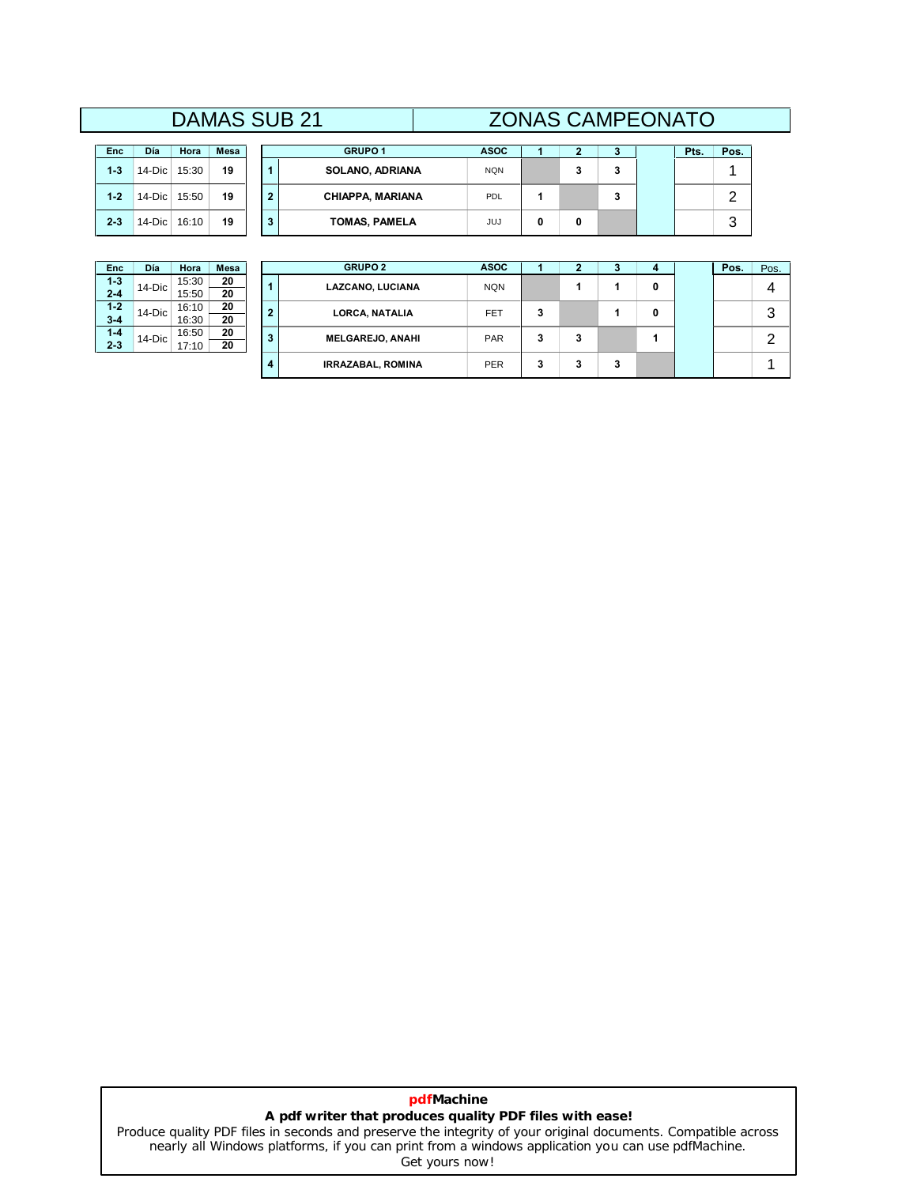# DAMAS SUB 21 — ZONAS CAMPEONATO

| Enc | Día | Hora | Mesa |
|---|---|---|---|
| 1-3 | 14-Dic | 15:30 | 19 |
| 1-2 | 14-Dic | 15:50 | 19 |
| 2-3 | 14-Dic | 16:10 | 19 |

| | GRUPO 1 | ASOC | 1 | 2 | 3 | | Pts. | Pos. |
|---|---|---|---|---|---|---|---|---|
| 1 | SOLANO, ADRIANA | NQN | | 3 | 3 | | | 1 |
| 2 | CHIAPPA, MARIANA | PDL | 1 | | 3 | | | 2 |
| 3 | TOMAS, PAMELA | JUJ | 0 | 0 | | | | 3 |

| Enc | Día | Hora | Mesa |
|---|---|---|---|
| 1-3 | 14-Dic | 15:30 | 20 |
| 2-4 | | 15:50 | 20 |
| 1-2 | 14-Dic | 16:10 | 20 |
| 3-4 | | 16:30 | 20 |
| 1-4 | 14-Dic | 16:50 | 20 |
| 2-3 | | 17:10 | 20 |

| | GRUPO 2 | ASOC | 1 | 2 | 3 | 4 | | Pos. | Pos. |
|---|---|---|---|---|---|---|---|---|---|
| 1 | LAZCANO, LUCIANA | NQN | | 1 | 1 | 0 | | | 4 |
| 2 | LORCA, NATALIA | FET | 3 | | 1 | 0 | | | 3 |
| 3 | MELGAREJO, ANAHI | PAR | 3 | 3 | | 1 | | | 2 |
| 4 | IRRAZABAL, ROMINA | PER | 3 | 3 | 3 | | | | 1 |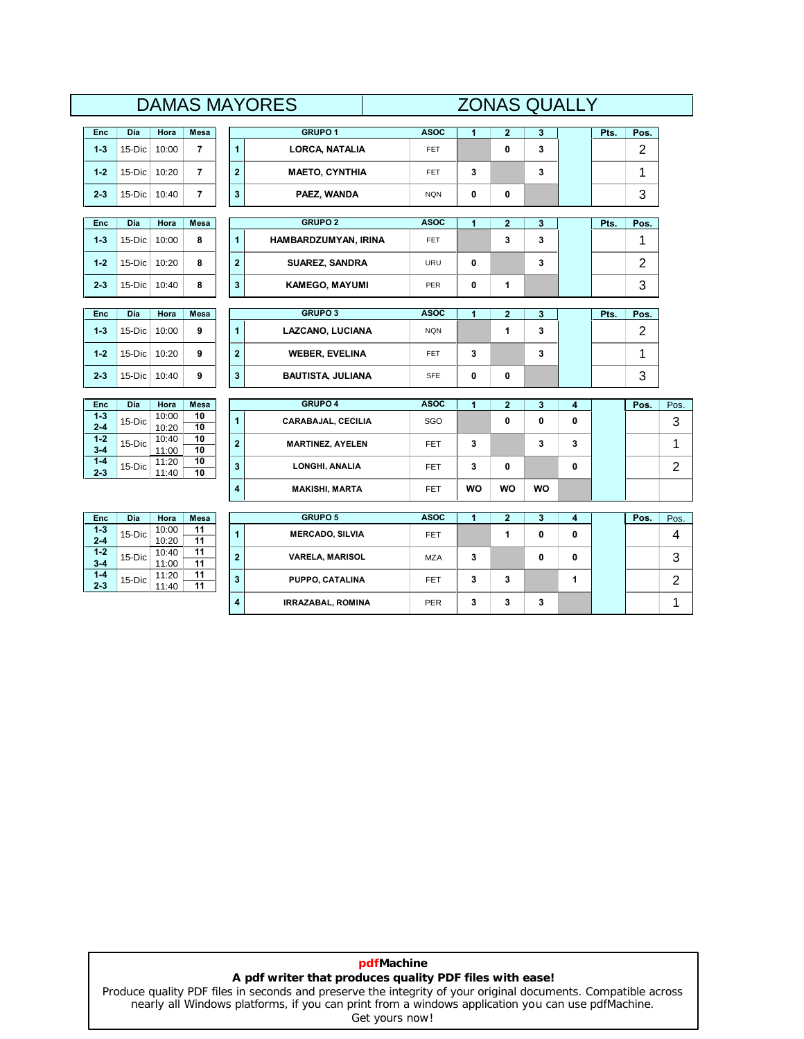# DAMAS MAYORES — ZONAS QUALLY

| Enc | Día | Hora | Mesa |
|---|---|---|---|
| 1-3 | 15-Dic | 10:00 | 7 |
| 1-2 | 15-Dic | 10:20 | 7 |
| 2-3 | 15-Dic | 10:40 | 7 |

| | GRUPO 1 | ASOC | 1 | 2 | 3 | | Pts. | Pos. |
|---|---|---|---|---|---|---|---|---|
| 1 | LORCA, NATALIA | FET | | 0 | 3 | | | 2 |
| 2 | MAETO, CYNTHIA | FET | 3 | | 3 | | | 1 |
| 3 | PAEZ, WANDA | NQN | 0 | 0 | | | | 3 |

| Enc | Día | Hora | Mesa |
|---|---|---|---|
| 1-3 | 15-Dic | 10:00 | 8 |
| 1-2 | 15-Dic | 10:20 | 8 |
| 2-3 | 15-Dic | 10:40 | 8 |

| | GRUPO 2 | ASOC | 1 | 2 | 3 | | Pts. | Pos. |
|---|---|---|---|---|---|---|---|---|
| 1 | HAMBARDZUMYAN, IRINA | FET | | 3 | 3 | | | 1 |
| 2 | SUAREZ, SANDRA | URU | 0 | | 3 | | | 2 |
| 3 | KAMEGO, MAYUMI | PER | 0 | 1 | | | | 3 |

| Enc | Día | Hora | Mesa |
|---|---|---|---|
| 1-3 | 15-Dic | 10:00 | 9 |
| 1-2 | 15-Dic | 10:20 | 9 |
| 2-3 | 15-Dic | 10:40 | 9 |

| | GRUPO 3 | ASOC | 1 | 2 | 3 | | Pts. | Pos. |
|---|---|---|---|---|---|---|---|---|
| 1 | LAZCANO, LUCIANA | NQN | | 1 | 3 | | | 2 |
| 2 | WEBER, EVELINA | FET | 3 | | 3 | | | 1 |
| 3 | BAUTISTA, JULIANA | SFE | 0 | 0 | | | | 3 |

| Enc | Día | Hora | Mesa |
|---|---|---|---|
| 1-3 | 15-Dic | 10:00 | 10 |
| 2-4 | | 10:20 | 10 |
| 1-2 | 15-Dic | 10:40 | 10 |
| 3-4 | | 11:00 | 10 |
| 1-4 | 15-Dic | 11:20 | 10 |
| 2-3 | | 11:40 | 10 |

| | GRUPO 4 | ASOC | 1 | 2 | 3 | 4 | | Pos. | Pos. |
|---|---|---|---|---|---|---|---|---|---|
| 1 | CARABAJAL, CECILIA | SGO | | 0 | 0 | 0 | | | 3 |
| 2 | MARTINEZ, AYELEN | FET | 3 | | 3 | 3 | | | 1 |
| 3 | LONGHI, ANALIA | FET | 3 | 0 | | 0 | | | 2 |
| 4 | MAKISHI, MARTA | FET | WO | WO | WO | | | | |

| Enc | Día | Hora | Mesa |
|---|---|---|---|
| 1-3 | 15-Dic | 10:00 | 11 |
| 2-4 | | 10:20 | 11 |
| 1-2 | 15-Dic | 10:40 | 11 |
| 3-4 | | 11:00 | 11 |
| 1-4 | 15-Dic | 11:20 | 11 |
| 2-3 | | 11:40 | 11 |

| | GRUPO 5 | ASOC | 1 | 2 | 3 | 4 | | Pos. | Pos. |
|---|---|---|---|---|---|---|---|---|---|
| 1 | MERCADO, SILVIA | FET | | 1 | 0 | 0 | | | 4 |
| 2 | VARELA, MARISOL | MZA | 3 | | 0 | 0 | | | 3 |
| 3 | PUPPO, CATALINA | FET | 3 | 3 | | 1 | | | 2 |
| 4 | IRRAZABAL, ROMINA | PER | 3 | 3 | 3 | | | | 1 |

**pdfMachine**
**A pdf writer that produces quality PDF files with ease!**
Produce quality PDF files in seconds and preserve the integrity of your original documents. Compatible across nearly all Windows platforms, if you can print from a windows application you can use pdfMachine.
Get yours now!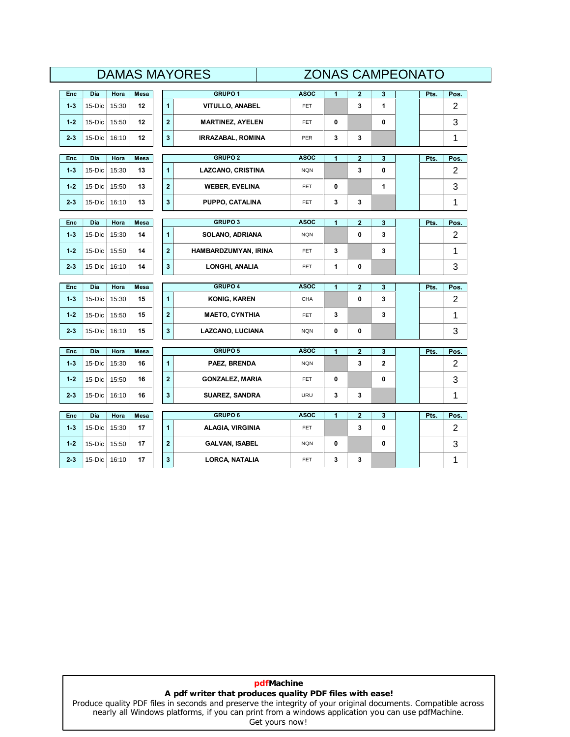# DAMAS MAYORES — ZONAS CAMPEONATO

| Enc | Día | Hora | Mesa |
|---|---|---|---|
| 1-3 | 15-Dic | 15:30 | 12 |
| 1-2 | 15-Dic | 15:50 | 12 |
| 2-3 | 15-Dic | 16:10 | 12 |

| | GRUPO 1 | ASOC | 1 | 2 | 3 | | Pts. | Pos. |
|---|---|---|---|---|---|---|---|---|
| 1 | VITULLO, ANABEL | FET | | 3 | 1 | | | 2 |
| 2 | MARTINEZ, AYELEN | FET | 0 | | 0 | | | 3 |
| 3 | IRRAZABAL, ROMINA | PER | 3 | 3 | | | | 1 |

| Enc | Día | Hora | Mesa |
|---|---|---|---|
| 1-3 | 15-Dic | 15:30 | 13 |
| 1-2 | 15-Dic | 15:50 | 13 |
| 2-3 | 15-Dic | 16:10 | 13 |

| | GRUPO 2 | ASOC | 1 | 2 | 3 | | Pts. | Pos. |
|---|---|---|---|---|---|---|---|---|
| 1 | LAZCANO, CRISTINA | NQN | | 3 | 0 | | | 2 |
| 2 | WEBER, EVELINA | FET | 0 | | 1 | | | 3 |
| 3 | PUPPO, CATALINA | FET | 3 | 3 | | | | 1 |

| Enc | Día | Hora | Mesa |
|---|---|---|---|
| 1-3 | 15-Dic | 15:30 | 14 |
| 1-2 | 15-Dic | 15:50 | 14 |
| 2-3 | 15-Dic | 16:10 | 14 |

| | GRUPO 3 | ASOC | 1 | 2 | 3 | | Pts. | Pos. |
|---|---|---|---|---|---|---|---|---|
| 1 | SOLANO, ADRIANA | NQN | | 0 | 3 | | | 2 |
| 2 | HAMBARDZUMYAN, IRINA | FET | 3 | | 3 | | | 1 |
| 3 | LONGHI, ANALIA | FET | 1 | 0 | | | | 3 |

| Enc | Día | Hora | Mesa |
|---|---|---|---|
| 1-3 | 15-Dic | 15:30 | 15 |
| 1-2 | 15-Dic | 15:50 | 15 |
| 2-3 | 15-Dic | 16:10 | 15 |

| | GRUPO 4 | ASOC | 1 | 2 | 3 | | Pts. | Pos. |
|---|---|---|---|---|---|---|---|---|
| 1 | KONIG, KAREN | CHA | | 0 | 3 | | | 2 |
| 2 | MAETO, CYNTHIA | FET | 3 | | 3 | | | 1 |
| 3 | LAZCANO, LUCIANA | NQN | 0 | 0 | | | | 3 |

| Enc | Día | Hora | Mesa |
|---|---|---|---|
| 1-3 | 15-Dic | 15:30 | 16 |
| 1-2 | 15-Dic | 15:50 | 16 |
| 2-3 | 15-Dic | 16:10 | 16 |

| | GRUPO 5 | ASOC | 1 | 2 | 3 | | Pts. | Pos. |
|---|---|---|---|---|---|---|---|---|
| 1 | PAEZ, BRENDA | NQN | | 3 | 2 | | | 2 |
| 2 | GONZALEZ, MARIA | FET | 0 | | 0 | | | 3 |
| 3 | SUAREZ, SANDRA | URU | 3 | 3 | | | | 1 |

| Enc | Día | Hora | Mesa |
|---|---|---|---|
| 1-3 | 15-Dic | 15:30 | 17 |
| 1-2 | 15-Dic | 15:50 | 17 |
| 2-3 | 15-Dic | 16:10 | 17 |

| | GRUPO 6 | ASOC | 1 | 2 | 3 | | Pts. | Pos. |
|---|---|---|---|---|---|---|---|---|
| 1 | ALAGIA, VIRGINIA | FET | | 3 | 0 | | | 2 |
| 2 | GALVAN, ISABEL | NQN | 0 | | 0 | | | 3 |
| 3 | LORCA, NATALIA | FET | 3 | 3 | | | | 1 |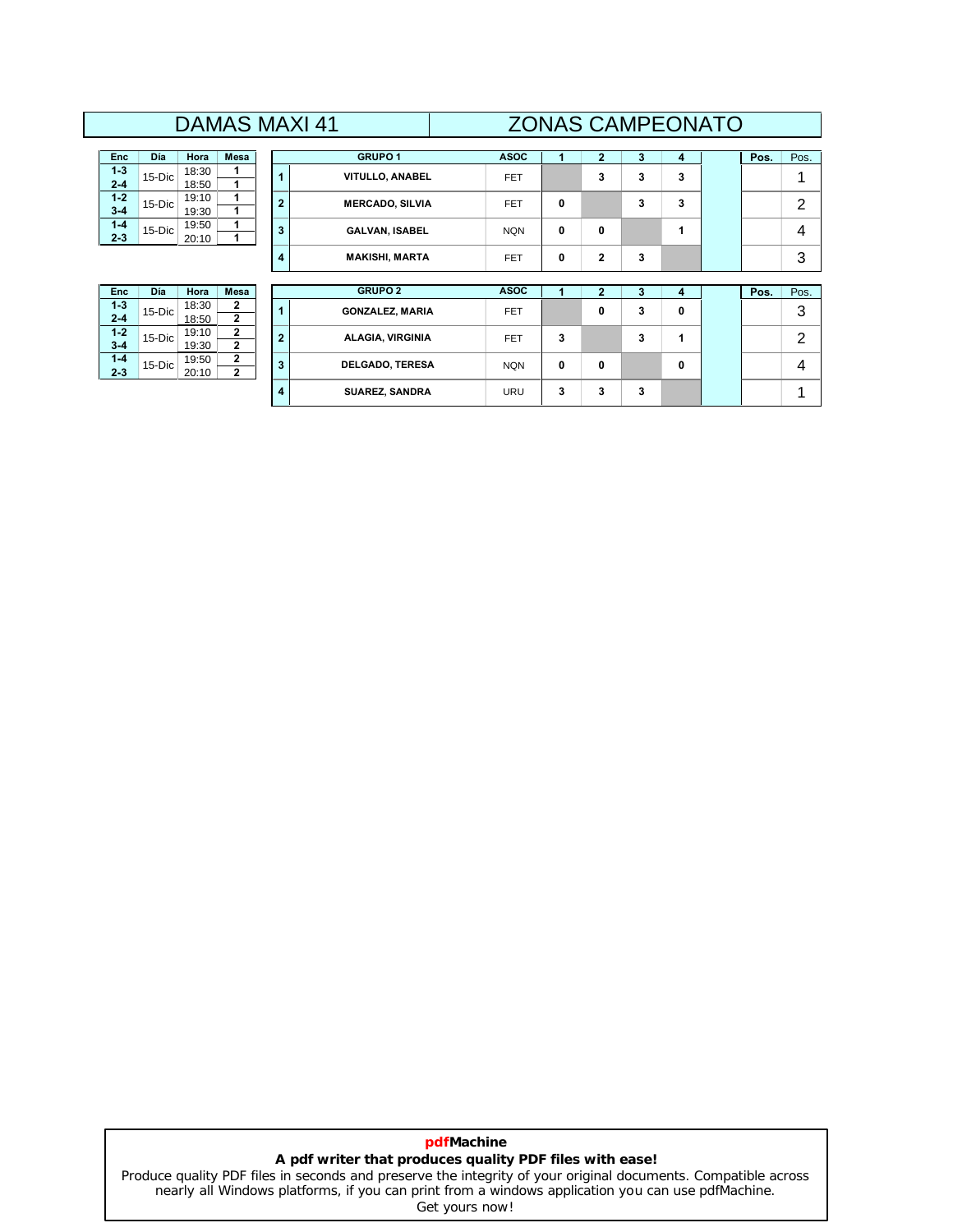# DAMAS MAXI 41 — ZONAS CAMPEONATO

| Enc | Día | Hora | Mesa |
|---|---|---|---|
| 1-3 | 15-Dic | 18:30 | 1 |
| 2-4 | | 18:50 | 1 |
| 1-2 | 15-Dic | 19:10 | 1 |
| 3-4 | | 19:30 | 1 |
| 1-4 | 15-Dic | 19:50 | 1 |
| 2-3 | | 20:10 | 1 |

| | GRUPO 1 | ASOC | 1 | 2 | 3 | 4 | | Pos. | Pos. |
|---|---|---|---|---|---|---|---|---|---|
| 1 | VITULLO, ANABEL | FET | | 3 | 3 | 3 | | | 1 |
| 2 | MERCADO, SILVIA | FET | 0 | | 3 | 3 | | | 2 |
| 3 | GALVAN, ISABEL | NQN | 0 | 0 | | 1 | | | 4 |
| 4 | MAKISHI, MARTA | FET | 0 | 2 | 3 | | | | 3 |

| Enc | Día | Hora | Mesa |
|---|---|---|---|
| 1-3 | 15-Dic | 18:30 | 2 |
| 2-4 | | 18:50 | 2 |
| 1-2 | 15-Dic | 19:10 | 2 |
| 3-4 | | 19:30 | 2 |
| 1-4 | 15-Dic | 19:50 | 2 |
| 2-3 | | 20:10 | 2 |

| | GRUPO 2 | ASOC | 1 | 2 | 3 | 4 | | Pos. | Pos. |
|---|---|---|---|---|---|---|---|---|---|
| 1 | GONZALEZ, MARIA | FET | | 0 | 3 | 0 | | | 3 |
| 2 | ALAGIA, VIRGINIA | FET | 3 | | 3 | 1 | | | 2 |
| 3 | DELGADO, TERESA | NQN | 0 | 0 | | 0 | | | 4 |
| 4 | SUAREZ, SANDRA | URU | 3 | 3 | 3 | | | | 1 |

**pdfMachine**
**A pdf writer that produces quality PDF files with ease!**
Produce quality PDF files in seconds and preserve the integrity of your original documents. Compatible across nearly all Windows platforms, if you can print from a windows application you can use pdfMachine.
Get yours now!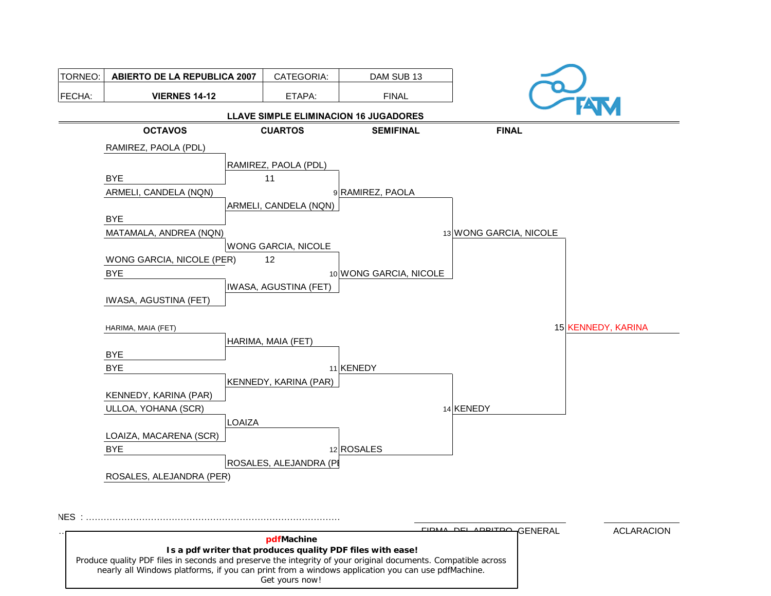| TORNEO: | ABIERTO DE LA REPUBLICA 2007 | CATEGORIA: | DAM SUB 13 |
|---|---|---|---|
| FECHA: | VIERNES 14-12 | ETAPA: | FINAL |

**LLAVE SIMPLE ELIMINACION 16 JUGADORES**

| OCTAVOS | CUARTOS | SEMIFINAL | FINAL | |
|---|---|---|---|---|
| RAMIREZ, PAOLA (PDL) | | | | |
| | RAMIREZ, PAOLA (PDL) | | | |
| BYE | 11 | | | |
| ARMELI, CANDELA (NQN) | | 9 RAMIREZ, PAOLA | | |
| | ARMELI, CANDELA (NQN) | | | |
| BYE | | | | |
| MATAMALA, ANDREA (NQN) | | | 13 WONG GARCIA, NICOLE | |
| | WONG GARCIA, NICOLE | | | |
| WONG GARCIA, NICOLE (PER) | 12 | | | |
| BYE | | 10 WONG GARCIA, NICOLE | | |
| | IWASA, AGUSTINA (FET) | | | |
| IWASA, AGUSTINA (FET) | | | | |
| HARIMA, MAIA (FET) | | | | 15 KENNEDY, KARINA |
| | HARIMA, MAIA (FET) | | | |
| BYE | | | | |
| BYE | | 11 KENEDY | | |
| | KENNEDY, KARINA (PAR) | | | |
| KENNEDY, KARINA (PAR) | | | | |
| ULLOA, YOHANA (SCR) | | | 14 KENEDY | |
| | LOAIZA | | | |
| LOAIZA, MACARENA (SCR) | | | | |
| BYE | | 12 ROSALES | | |
| | ROSALES, ALEJANDRA (PE | | | |
| ROSALES, ALEJANDRA (PER) | | | | |

NES : ......................................................................................

FIRMA DEL ARBITRO GENERAL — ACLARACION

**pdfMachine**
**Is a pdf writer that produces quality PDF files with ease!**
Produce quality PDF files in seconds and preserve the integrity of your original documents. Compatible across nearly all Windows platforms, if you can print from a windows application you can use pdfMachine.
Get yours now!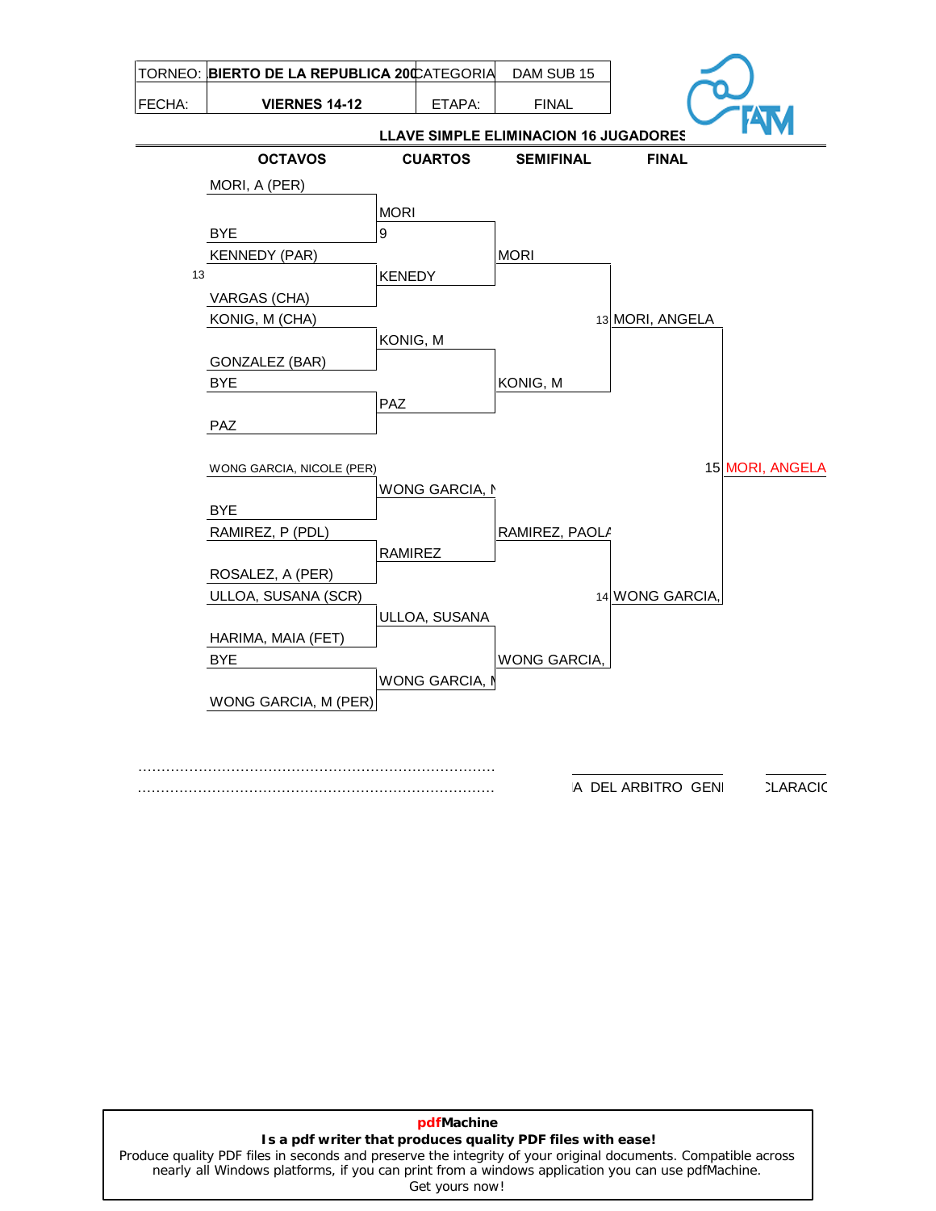| TORNEO: | BIERTO DE LA REPUBLICA 200 | CATEGORIA | DAM SUB 15 |
|---|---|---|---|
| FECHA: | VIERNES 14-12 | ETAPA: | FINAL |

**LLAVE SIMPLE ELIMINACION 16 JUGADORES**

| OCTAVOS | CUARTOS | SEMIFINAL | FINAL | |
|---|---|---|---|---|
| MORI, A (PER) | | | | |
| BYE | MORI 9 | | | |
| KENNEDY (PAR) | | MORI | | |
| 13 VARGAS (CHA) | KENEDY | | | |
| KONIG, M (CHA) | | | 13 MORI, ANGELA | |
| GONZALEZ (BAR) | KONIG, M | | | |
| BYE | | KONIG, M | | |
| PAZ | PAZ | | | |
| WONG GARCIA, NICOLE (PER) | | | | 15 MORI, ANGELA |
| BYE | WONG GARCIA, N | | | |
| RAMIREZ, P (PDL) | | RAMIREZ, PAOLA | | |
| ROSALEZ, A (PER) | RAMIREZ | | | |
| ULLOA, SUSANA (SCR) | | | 14 WONG GARCIA, | |
| HARIMA, MAIA (FET) | ULLOA, SUSANA | | | |
| BYE | | WONG GARCIA, | | |
| WONG GARCIA, M (PER) | WONG GARCIA, M | | | |

...........................................................................

...........................................................................

A DEL ARBITRO GENI

CLARACIO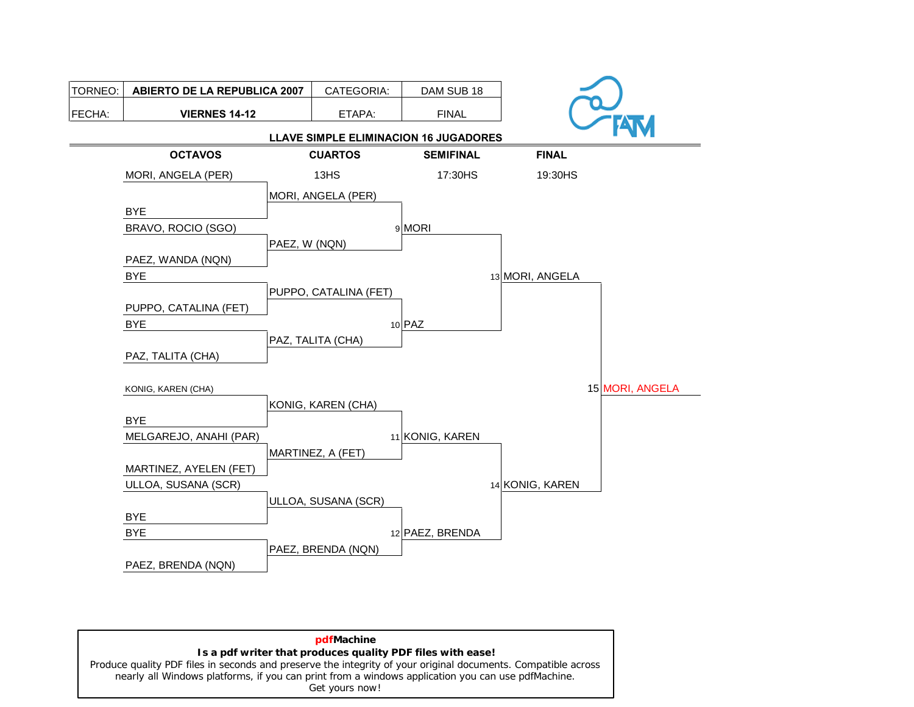| TORNEO: | ABIERTO DE LA REPUBLICA 2007 | CATEGORIA: | DAM SUB 18 |
|---|---|---|---|
| FECHA: | VIERNES 14-12 | ETAPA: | FINAL |

**LLAVE SIMPLE ELIMINACION 16 JUGADORES**

| OCTAVOS | CUARTOS | SEMIFINAL | FINAL | |
|---|---|---|---|---|
| | 13HS | 17:30HS | 19:30HS | |
| MORI, ANGELA (PER) | | | | |
| | MORI, ANGELA (PER) | | | |
| BYE | | | | |
| BRAVO, ROCIO (SGO) | | 9 MORI | | |
| | PAEZ, W (NQN) | | | |
| PAEZ, WANDA (NQN) | | | | |
| BYE | | | 13 MORI, ANGELA | |
| | PUPPO, CATALINA (FET) | | | |
| PUPPO, CATALINA (FET) | | | | |
| BYE | | 10 PAZ | | |
| | PAZ, TALITA (CHA) | | | |
| PAZ, TALITA (CHA) | | | | |
| KONIG, KAREN (CHA) | | | | 15 MORI, ANGELA |
| | KONIG, KAREN (CHA) | | | |
| BYE | | | | |
| MELGAREJO, ANAHI (PAR) | | 11 KONIG, KAREN | | |
| | MARTINEZ, A (FET) | | | |
| MARTINEZ, AYELEN (FET) | | | | |
| ULLOA, SUSANA (SCR) | | | 14 KONIG, KAREN | |
| | ULLOA, SUSANA (SCR) | | | |
| BYE | | | | |
| BYE | | 12 PAEZ, BRENDA | | |
| | PAEZ, BRENDA (NQN) | | | |
| PAEZ, BRENDA (NQN) | | | | |

**pdfMachine**
**Is a pdf writer that produces quality PDF files with ease!**
Produce quality PDF files in seconds and preserve the integrity of your original documents. Compatible across nearly all Windows platforms, if you can print from a windows application you can use pdfMachine.
Get yours now!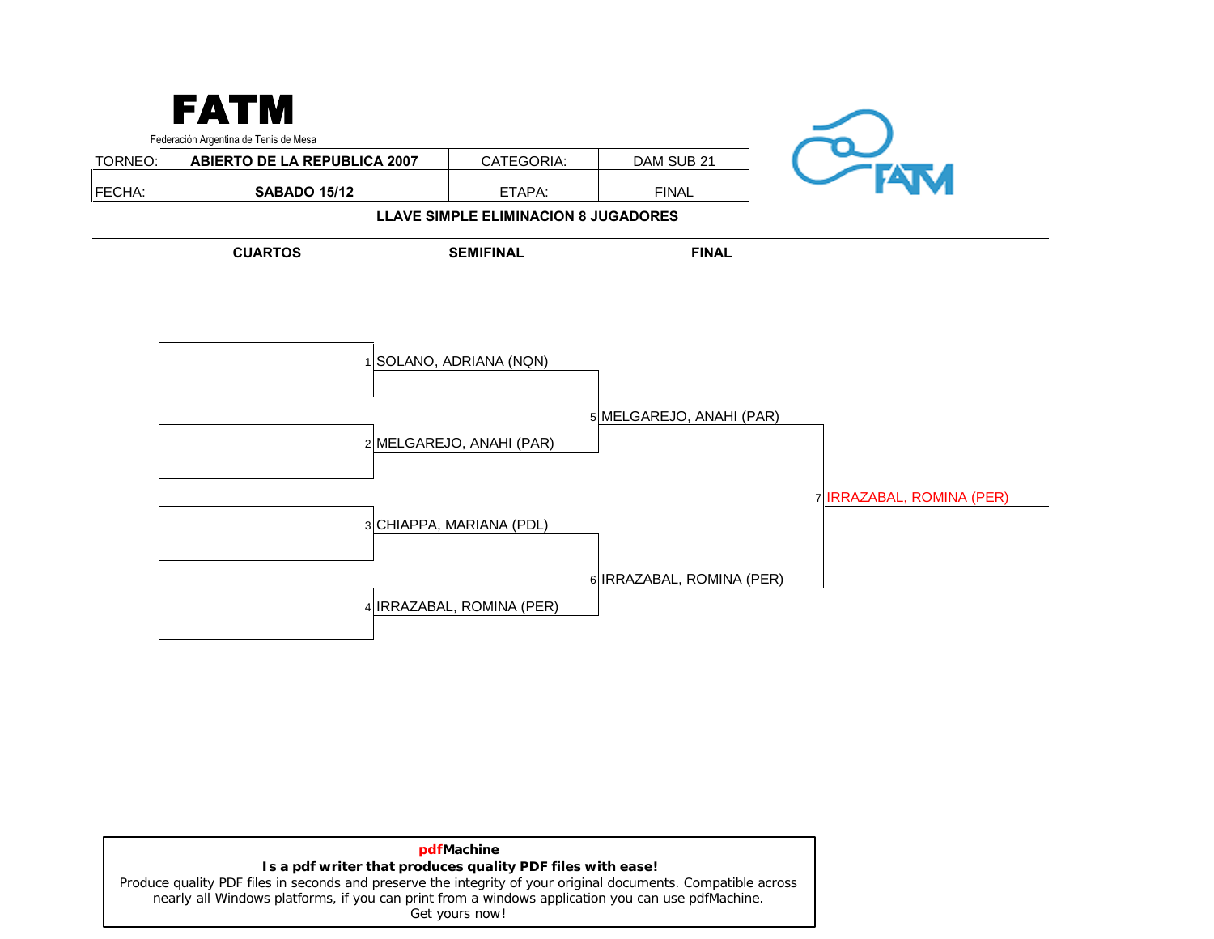# FATM

Federación Argentina de Tenis de Mesa

| TORNEO: | ABIERTO DE LA REPUBLICA 2007 | CATEGORIA: | DAM SUB 21 |
|---|---|---|---|
| FECHA: | SABADO 15/12 | ETAPA: | FINAL |

**LLAVE SIMPLE ELIMINACION 8 JUGADORES**

| CUARTOS | SEMIFINAL | FINAL | |
|---|---|---|---|
| | 1 SOLANO, ADRIANA (NQN) | | |
| | 2 MELGAREJO, ANAHI (PAR) | 5 MELGAREJO, ANAHI (PAR) | |
| | | | 7 IRRAZABAL, ROMINA (PER) |
| | 3 CHIAPPA, MARIANA (PDL) | | |
| | 4 IRRAZABAL, ROMINA (PER) | 6 IRRAZABAL, ROMINA (PER) | |

**pdfMachine**
**Is a pdf writer that produces quality PDF files with ease!**
Produce quality PDF files in seconds and preserve the integrity of your original documents. Compatible across nearly all Windows platforms, if you can print from a windows application you can use pdfMachine.
Get yours now!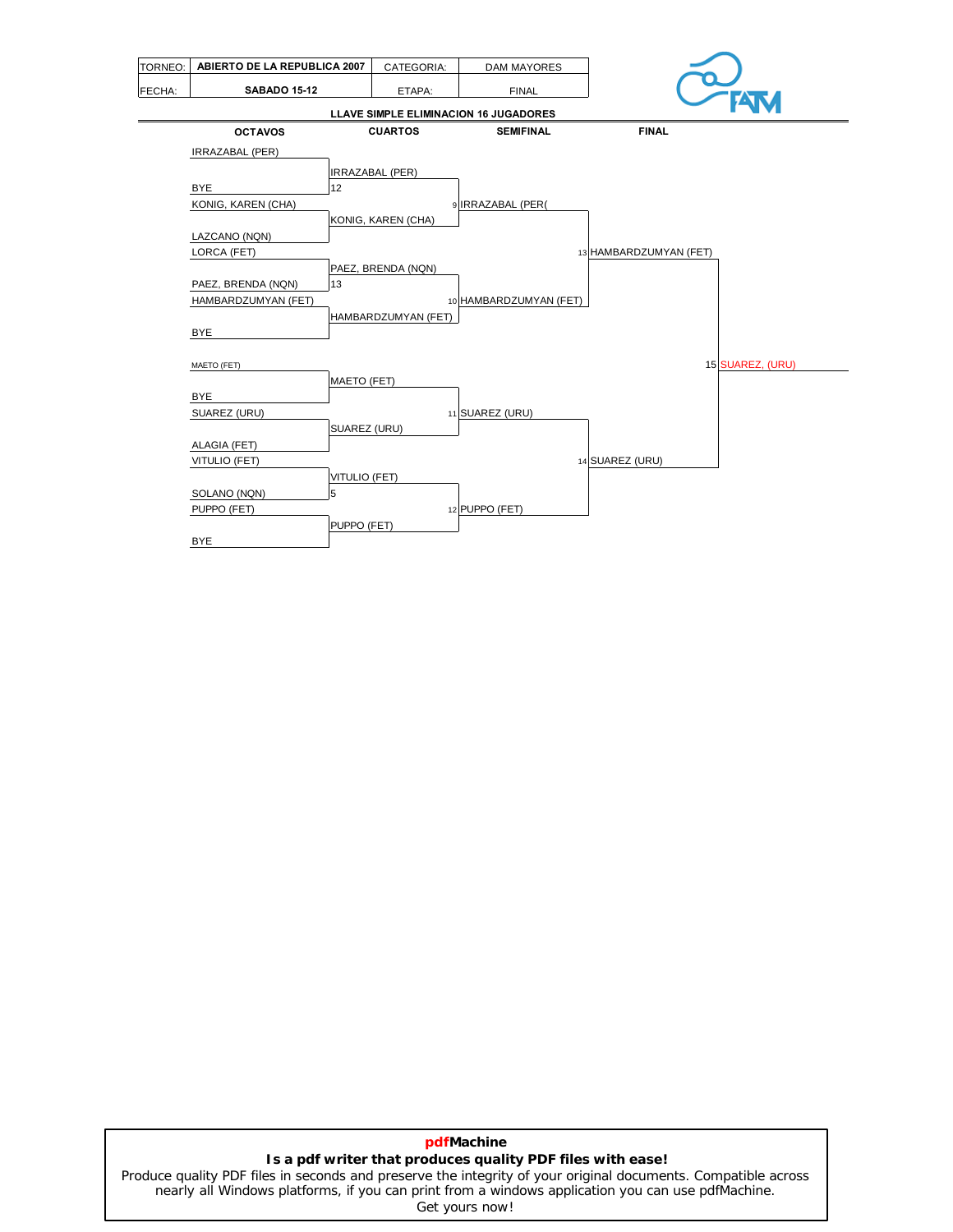| TORNEO: | ABIERTO DE LA REPUBLICA 2007 | CATEGORIA: | DAM MAYORES |
|---|---|---|---|
| FECHA: | SABADO 15-12 | ETAPA: | FINAL |

FATM

**LLAVE SIMPLE ELIMINACION 16 JUGADORES**

| OCTAVOS | CUARTOS | SEMIFINAL | FINAL | |
|---|---|---|---|---|
| IRRAZABAL (PER) | | | | |
| | IRRAZABAL (PER) | | | |
| BYE | 12 | | | |
| KONIG, KAREN (CHA) | | 9 IRRAZABAL (PER( | | |
| | KONIG, KAREN (CHA) | | | |
| LAZCANO (NQN) | | | | |
| LORCA (FET) | | | 13 HAMBARDZUMYAN (FET) | |
| | PAEZ, BRENDA (NQN) | | | |
| PAEZ, BRENDA (NQN) | 13 | | | |
| HAMBARDZUMYAN (FET) | | 10 HAMBARDZUMYAN (FET) | | |
| | HAMBARDZUMYAN (FET) | | | |
| BYE | | | | |
| MAETO (FET) | | | | 15 SUAREZ, (URU) |
| | MAETO (FET) | | | |
| BYE | | | | |
| SUAREZ (URU) | | 11 SUAREZ (URU) | | |
| | SUAREZ (URU) | | | |
| ALAGIA (FET) | | | | |
| VITULIO (FET) | | | 14 SUAREZ (URU) | |
| | VITULIO (FET) | | | |
| SOLANO (NQN) | 5 | | | |
| PUPPO (FET) | | 12 PUPPO (FET) | | |
| | PUPPO (FET) | | | |
| BYE | | | | |

**pdfMachine**
**Is a pdf writer that produces quality PDF files with ease!**
Produce quality PDF files in seconds and preserve the integrity of your original documents. Compatible across nearly all Windows platforms, if you can print from a windows application you can use pdfMachine.
Get yours now!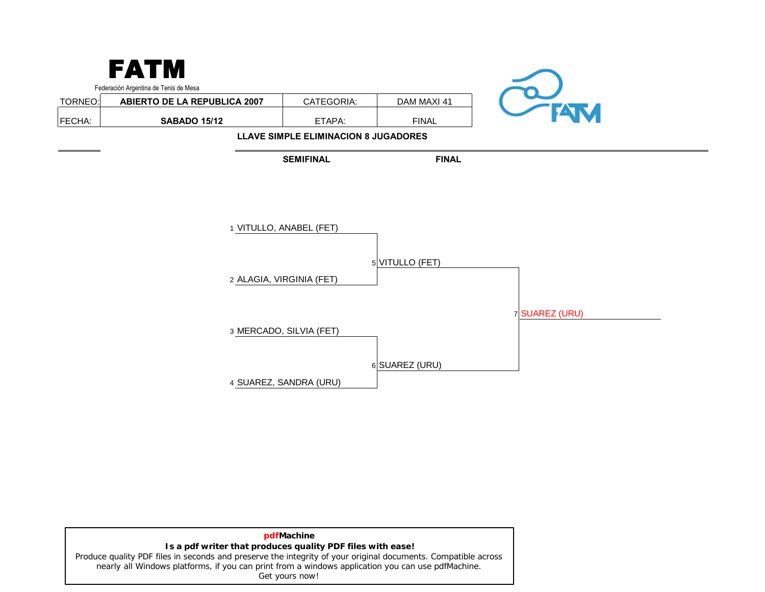**FATM**

Federación Argentina de Tenis de Mesa

| TORNEO: | ABIERTO DE LA REPUBLICA 2007 | CATEGORIA: | DAM MAXI 41 |
|---|---|---|---|
| FECHA: | SABADO 15/12 | ETAPA: | FINAL |

**LLAVE SIMPLE ELIMINACION 8 JUGADORES**

| SEMIFINAL | FINAL | |
|---|---|---|
| 1 VITULLO, ANABEL (FET) | | |
| 2 ALAGIA, VIRGINIA (FET) | 5 VITULLO (FET) | |
| | | 7 SUAREZ (URU) |
| 3 MERCADO, SILVIA (FET) | | |
| 4 SUAREZ, SANDRA (URU) | 6 SUAREZ (URU) | |

**pdfMachine**
**Is a pdf writer that produces quality PDF files with ease!**
Produce quality PDF files in seconds and preserve the integrity of your original documents. Compatible across nearly all Windows platforms, if you can print from a windows application you can use pdfMachine.
Get yours now!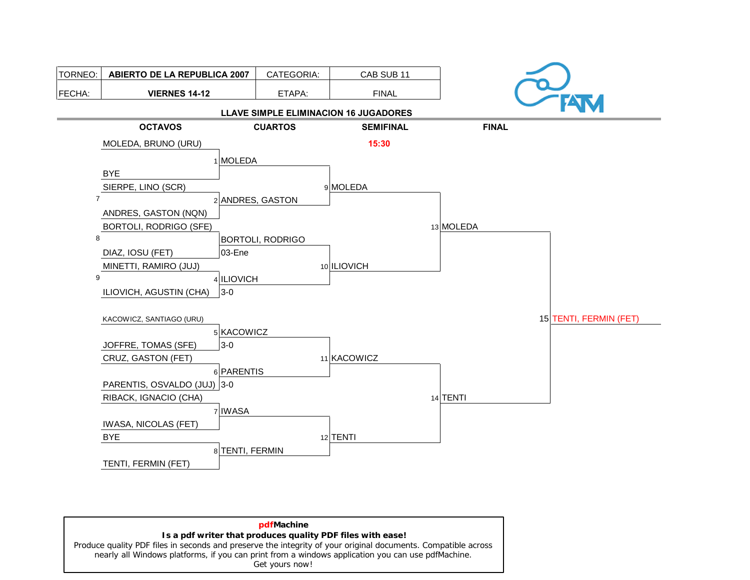| TORNEO: | ABIERTO DE LA REPUBLICA 2007 | CATEGORIA: | CAB SUB 11 |
|---|---|---|---|
| FECHA: | VIERNES 14-12 | ETAPA: | FINAL |

**LLAVE SIMPLE ELIMINACION 16 JUGADORES**

| OCTAVOS | | CUARTOS | SEMIFINAL | FINAL | |
|---|---|---|---|---|---|
| | | | 15:30 | | |
| MOLEDA, BRUNO (URU) | | | | | |
| | | 1 MOLEDA | | | |
| BYE | | | | | |
| SIERPE, LINO (SCR) | | | 9 MOLEDA | | |
| | 7 | 2 ANDRES, GASTON | | | |
| ANDRES, GASTON (NQN) | | | | | |
| BORTOLI, RODRIGO (SFE) | | | | 13 MOLEDA | |
| | 8 | BORTOLI, RODRIGO | | | |
| DIAZ, IOSU (FET) | | 03-Ene | | | |
| MINETTI, RAMIRO (JUJ) | | | 10 ILIOVICH | | |
| | 9 | 4 ILIOVICH | | | |
| ILIOVICH, AGUSTIN (CHA) | | 3-0 | | | |
| KACOWICZ, SANTIAGO (URU) | | | | | 15 TENTI, FERMIN (FET) |
| | | 5 KACOWICZ | | | |
| JOFFRE, TOMAS (SFE) | | 3-0 | | | |
| CRUZ, GASTON (FET) | | | 11 KACOWICZ | | |
| | | 6 PARENTIS | | | |
| PARENTIS, OSVALDO (JUJ) | | 3-0 | | | |
| RIBACK, IGNACIO (CHA) | | | | 14 TENTI | |
| | | 7 IWASA | | | |
| IWASA, NICOLAS (FET) | | | | | |
| BYE | | | 12 TENTI | | |
| | | 8 TENTI, FERMIN | | | |
| TENTI, FERMIN (FET) | | | | | |

**pdfMachine**
**Is a pdf writer that produces quality PDF files with ease!**
Produce quality PDF files in seconds and preserve the integrity of your original documents. Compatible across nearly all Windows platforms, if you can print from a windows application you can use pdfMachine.
Get yours now!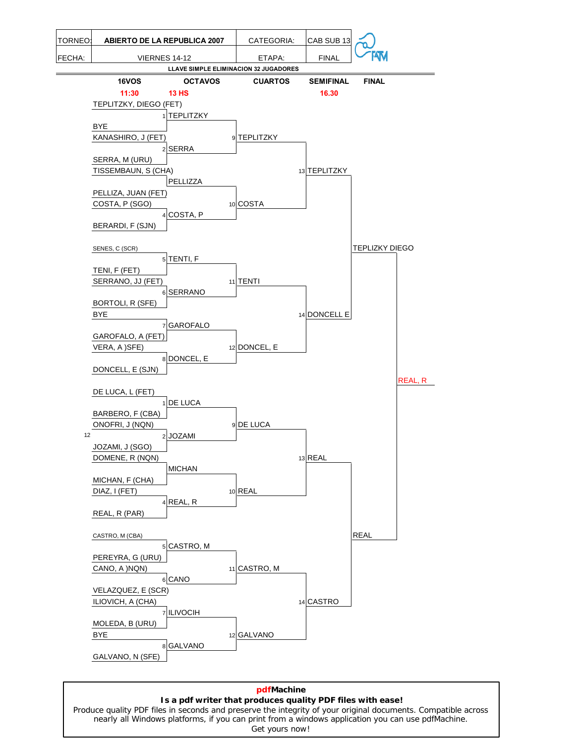| TORNEO: | ABIERTO DE LA REPUBLICA 2007 | CATEGORIA: | CAB SUB 13 |
|---|---|---|---|
| FECHA: | VIERNES 14-12 | ETAPA: | FINAL |

**LLAVE SIMPLE ELIMINACION 32 JUGADORES**

| 16VOS | OCTAVOS | CUARTOS | SEMIFINAL | FINAL |
|---|---|---|---|---|
| 11:30 | 13 HS | | 16.30 | |
| TEPLITZKY, DIEGO (FET) | | | | |
| | 1 TEPLITZKY | | | |
| BYE | | | | |
| KANASHIRO, J (FET) | | 9 TEPLITZKY | | |
| | 2 SERRA | | | |
| SERRA, M (URU) | | | | |
| TISSEMBAUN, S (CHA) | | | 13 TEPLITZKY | |
| | PELLIZZA | | | |
| PELLIZA, JUAN (FET) | | | | |
| COSTA, P (SGO) | | 10 COSTA | | |
| | 4 COSTA, P | | | |
| BERARDI, F (SJN) | | | | |
| | | | | TEPLIZKY DIEGO |
| SENES, C (SCR) | | | | |
| | 5 TENTI, F | | | |
| TENI, F (FET) | | | | |
| SERRANO, JJ (FET) | | 11 TENTI | | |
| | 6 SERRANO | | | |
| BORTOLI, R (SFE) | | | | |
| BYE | | | 14 DONCELL E | |
| | 7 GAROFALO | | | |
| GAROFALO, A (FET) | | | | |
| VERA, A )SFE) | | 12 DONCEL, E | | |
| | 8 DONCEL, E | | | |
| DONCELL, E (SJN) | | | | |
| | | | | REAL, R |
| DE LUCA, L (FET) | | | | |
| | 1 DE LUCA | | | |
| BARBERO, F (CBA) | | | | |
| ONOFRI, J (NQN) | | 9 DE LUCA | | |
| 12 | 2 JOZAMI | | | |
| JOZAMI, J (SGO) | | | | |
| DOMENE, R (NQN) | | | 13 REAL | |
| | MICHAN | | | |
| MICHAN, F (CHA) | | | | |
| DIAZ, I (FET) | | 10 REAL | | |
| | 4 REAL, R | | | |
| REAL, R (PAR) | | | | |
| | | | | REAL |
| CASTRO, M (CBA) | | | | |
| | 5 CASTRO, M | | | |
| PEREYRA, G (URU) | | | | |
| CANO, A )NQN) | | 11 CASTRO, M | | |
| | 6 CANO | | | |
| VELAZQUEZ, E (SCR) | | | | |
| ILIOVICH, A (CHA) | | | 14 CASTRO | |
| | 7 ILIVOCIH | | | |
| MOLEDA, B (URU) | | | | |
| BYE | | 12 GALVANO | | |
| | 8 GALVANO | | | |
| GALVANO, N (SFE) | | | | |

**pdfMachine**
**Is a pdf writer that produces quality PDF files with ease!**
Produce quality PDF files in seconds and preserve the integrity of your original documents. Compatible across nearly all Windows platforms, if you can print from a windows application you can use pdfMachine.
Get yours now!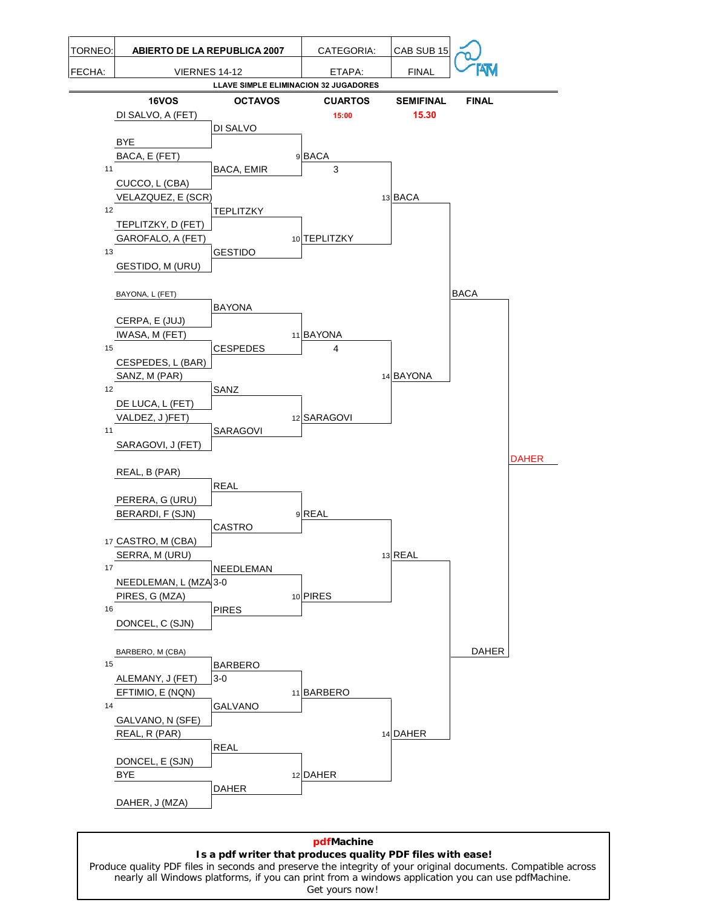| TORNEO: | ABIERTO DE LA REPUBLICA 2007 | CATEGORIA: | CAB SUB 15 |
|---|---|---|---|
| FECHA: | VIERNES 14-12 | ETAPA: | FINAL |

**LLAVE SIMPLE ELIMINACION 32 JUGADORES**

| | 16VOS | OCTAVOS | CUARTOS | SEMIFINAL | FINAL |
|---|---|---|---|---|---|
| | | | 15:00 | 15.30 | |
| | DI SALVO, A (FET) | | | | |
| | | DI SALVO | | | |
| | BYE | | | | |
| | BACA, E (FET) | | 9 BACA | | |
| 11 | | BACA, EMIR | 3 | | |
| | CUCCO, L (CBA) | | | | |
| | VELAZQUEZ, E (SCR) | | | 13 BACA | |
| 12 | | TEPLITZKY | | | |
| | TEPLITZKY, D (FET) | | | | |
| | GAROFALO, A (FET) | | 10 TEPLITZKY | | |
| 13 | | GESTIDO | | | |
| | GESTIDO, M (URU) | | | | |
| | BAYONA, L (FET) | | | | BACA |
| | | BAYONA | | | |
| | CERPA, E (JUJ) | | | | |
| | IWASA, M (FET) | | 11 BAYONA | | |
| 15 | | CESPEDES | 4 | | |
| | CESPEDES, L (BAR) | | | | |
| | SANZ, M (PAR) | | | 14 BAYONA | |
| 12 | | SANZ | | | |
| | DE LUCA, L (FET) | | | | |
| | VALDEZ, J )FET) | | 12 SARAGOVI | | |
| 11 | | SARAGOVI | | | |
| | SARAGOVI, J (FET) | | | | |
| | | | | | DAHER |
| | REAL, B (PAR) | | | | |
| | | REAL | | | |
| | PERERA, G (URU) | | | | |
| | BERARDI, F (SJN) | | 9 REAL | | |
| | | CASTRO | | | |
| 17 | CASTRO, M (CBA) | | | | |
| | SERRA, M (URU) | | | 13 REAL | |
| 17 | | NEEDLEMAN | | | |
| | NEEDLEMAN, L (MZA | 3-0 | | | |
| | PIRES, G (MZA) | | 10 PIRES | | |
| 16 | | PIRES | | | |
| | DONCEL, C (SJN) | | | | |
| | BARBERO, M (CBA) | | | | DAHER |
| 15 | | BARBERO | | | |
| | ALEMANY, J (FET) | 3-0 | | | |
| | EFTIMIO, E (NQN) | | 11 BARBERO | | |
| 14 | | GALVANO | | | |
| | GALVANO, N (SFE) | | | | |
| | REAL, R (PAR) | | | 14 DAHER | |
| | | REAL | | | |
| | DONCEL, E (SJN) | | | | |
| | BYE | | 12 DAHER | | |
| | | DAHER | | | |
| | DAHER, J (MZA) | | | | |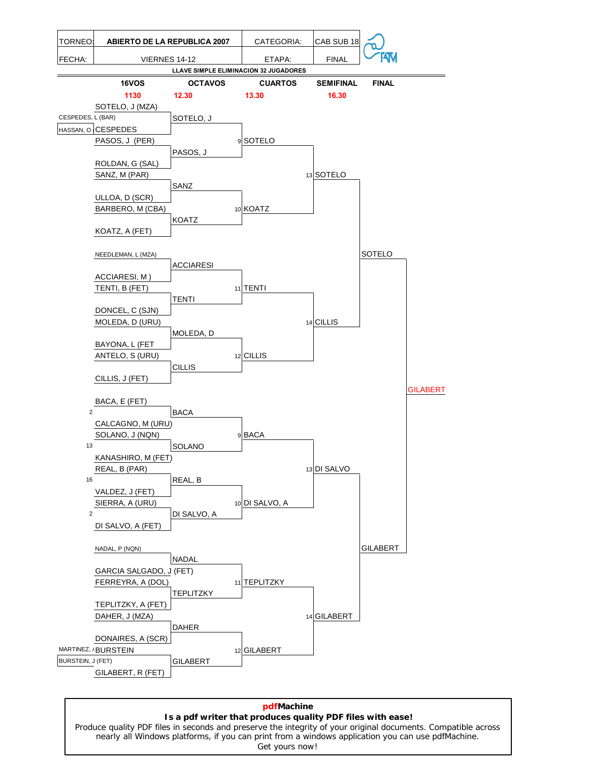| TORNEO: | ABIERTO DE LA REPUBLICA 2007 | CATEGORIA: | CAB SUB 18 |
|---|---|---|---|
| FECHA: | VIERNES 14-12 | ETAPA: | FINAL |

**LLAVE SIMPLE ELIMINACION 32 JUGADORES**

| 16VOS | OCTAVOS | CUARTOS | SEMIFINAL | FINAL |
|---|---|---|---|---|
| 1130 | 12.30 | 13.30 | 16.30 | |

**16VOS**

- SOTELO, J (MZA)
- CESPEDES, L (BAR) / HASSAN, O — CESPEDES
- PASOS, J (PER)
- ROLDAN, G (SAL)
- SANZ, M (PAR)
- ULLOA, D (SCR)
- BARBERO, M (CBA)
- KOATZ, A (FET)
- NEEDLEMAN, L (MZA)
- ACCIARESI, M )
- TENTI, B (FET)
- DONCEL, C (SJN)
- MOLEDA, D (URU)
- BAYONA, L (FET
- ANTELO, S (URU)
- CILLIS, J (FET)
- BACA, E (FET) — 2
- CALCAGNO, M (URU)
- SOLANO, J (NQN) — 13
- KANASHIRO, M (FET)
- REAL, B (PAR) — 16
- VALDEZ, J (FET)
- SIERRA, A (URU) — 2
- DI SALVO, A (FET)
- NADAL, P (NQN)
- GARCIA SALGADO, J (FET)
- FERREYRA, A (DOL)
- TEPLITZKY, A (FET)
- DAHER, J (MZA)
- DONAIRES, A (SCR)
- MARTINEZ, / BURSTEIN, J (FET) — BURSTEIN
- GILABERT, R (FET)

**OCTAVOS**

- SOTELO, J
- PASOS, J
- SANZ
- KOATZ
- ACCIARESI
- TENTI
- MOLEDA, D
- CILLIS
- BACA
- SOLANO
- REAL, B
- DI SALVO, A
- NADAL
- TEPLITZKY
- DAHER
- GILABERT

**CUARTOS**

- 9 SOTELO
- 10 KOATZ
- 11 TENTI
- 12 CILLIS
- 9 BACA
- 10 DI SALVO, A
- 11 TEPLITZKY
- 12 GILABERT

**SEMIFINAL**

- 13 SOTELO
- 14 CILLIS
- 13 DI SALVO
- 14 GILABERT

**FINAL**

- SOTELO
- GILABERT

**CAMPEÓN:** GILABERT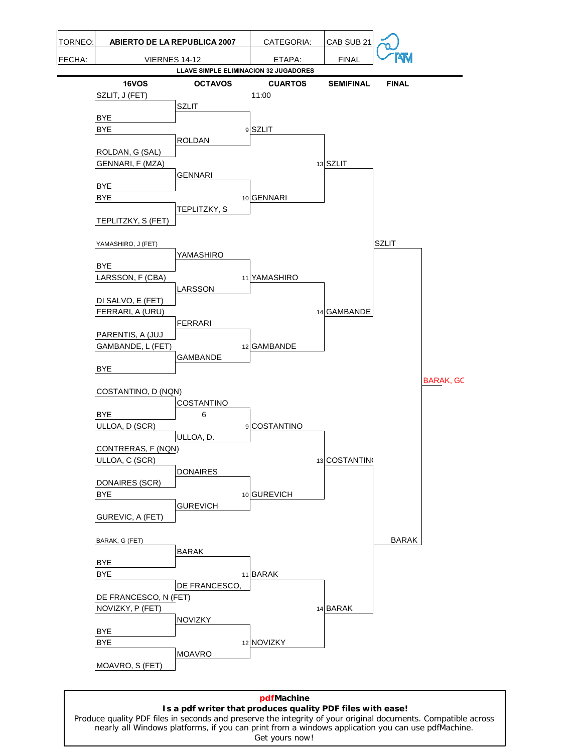| TORNEO: | ABIERTO DE LA REPUBLICA 2007 | CATEGORIA: | CAB SUB 21 |
|---|---|---|---|
| FECHA: | VIERNES 14-12 | ETAPA: | FINAL |

**LLAVE SIMPLE ELIMINACION 32 JUGADORES**

| 16VOS | OCTAVOS | CUARTOS | SEMIFINAL | FINAL |
|---|---|---|---|---|
| SZLIT, J (FET) | | 11:00 | | |
| | SZLIT | | | |
| BYE | | | | |
| BYE | | 9 SZLIT | | |
| | ROLDAN | | | |
| ROLDAN, G (SAL) | | | | |
| GENNARI, F (MZA) | | | 13 SZLIT | |
| | GENNARI | | | |
| BYE | | | | |
| BYE | | 10 GENNARI | | |
| | TEPLITZKY, S | | | |
| TEPLITZKY, S (FET) | | | | |
| YAMASHIRO, J (FET) | | | | SZLIT |
| | YAMASHIRO | | | |
| BYE | | | | |
| LARSSON, F (CBA) | | 11 YAMASHIRO | | |
| | LARSSON | | | |
| DI SALVO, E (FET) | | | | |
| FERRARI, A (URU) | | | 14 GAMBANDE | |
| | FERRARI | | | |
| PARENTIS, A (JUJ | | | | |
| GAMBANDE, L (FET) | | 12 GAMBANDE | | |
| | GAMBANDE | | | |
| BYE | | | | |
| | | | | BARAK, GC |
| COSTANTINO, D (NQN) | | | | |
| | COSTANTINO | | | |
| BYE | 6 | | | |
| ULLOA, D (SCR) | | 9 COSTANTINO | | |
| | ULLOA, D. | | | |
| CONTRERAS, F (NQN) | | | | |
| ULLOA, C (SCR) | | | 13 COSTANTINO | |
| | DONAIRES | | | |
| DONAIRES (SCR) | | | | |
| BYE | | 10 GUREVICH | | |
| | GUREVICH | | | |
| GUREVIC, A (FET) | | | | |
| BARAK, G (FET) | | | | BARAK |
| | BARAK | | | |
| BYE | | | | |
| BYE | | 11 BARAK | | |
| | DE FRANCESCO, | | | |
| DE FRANCESCO, N (FET) | | | | |
| NOVIZKY, P (FET) | | | 14 BARAK | |
| | NOVIZKY | | | |
| BYE | | | | |
| BYE | | 12 NOVIZKY | | |
| | MOAVRO | | | |
| MOAVRO, S (FET) | | | | |

**pdfMachine**
**Is a pdf writer that produces quality PDF files with ease!**
Produce quality PDF files in seconds and preserve the integrity of your original documents. Compatible across nearly all Windows platforms, if you can print from a windows application you can use pdfMachine.
Get yours now!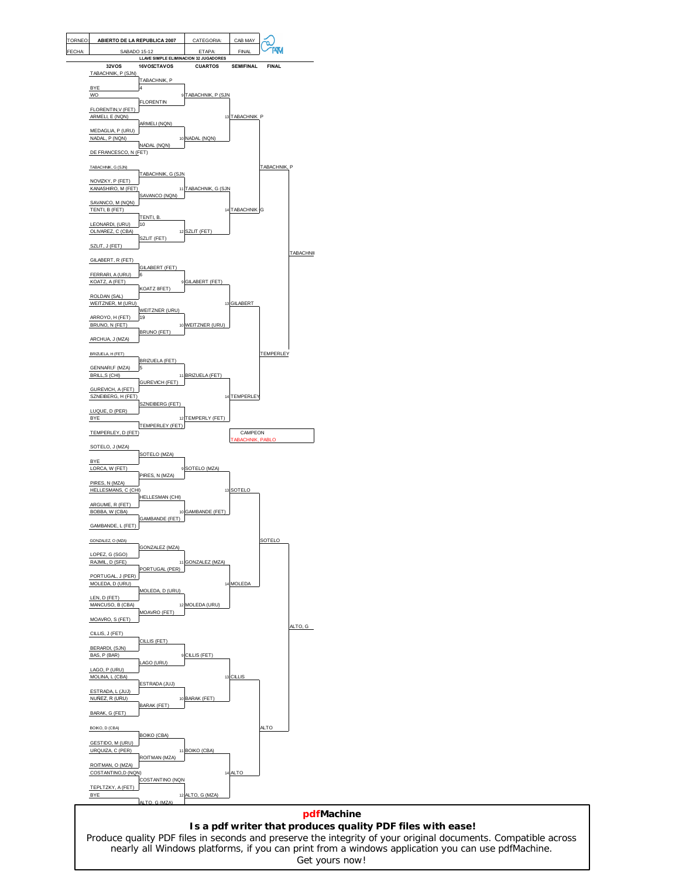| TORNEO: | ABIERTO DE LA REPUBLICA 2007 | CATEGORIA: | CAB MAY |
|---|---|---|---|
| FECHA: | SABADO 15-12 | ETAPA: | FINAL |

**LLAVE SIMPLE ELIMINACION 32 JUGADORES**

| 32VOS | 16VOSCTAVOS | CUARTOS | SEMIFINAL | FINAL |
|---|---|---|---|---|
| TABACHNIK, P (SJN) | | | | |
| BYE | TABACHNIK, P 4 | | | |
| WO | | 9 TABACHNIK, P (SJN | | |
| FLORENTIN,V (FET) | FLORENTIN | | | |
| ARMELI, E (NQN) | | | 13 TABACHNIK P | |
| MEDAGLIA, P (URU) | ARMELI (NQN) | | | |
| NADAL, P (NQN) | | 10 NADAL (NQN) | | |
| DE FRANCESCO, N (FET) | NADAL (NQN) | | | |
| TABACHNIK, G (SJN) | | | | TABACHNIK, P |
| NOVIZKY, P (FET) | TABACHNIK, G (SJN | | | |
| KANASHIRO, M (FET) | | 11 TABACHNIK, G (SJN | | |
| SAVANCO, M (NQN) | SAVANCO (NQN) | | | |
| TENTI, B (FET) | | | 14 TABACHNIK G | |
| LEONARDI, (URU) | TENTI, B. 10 | | | |
| OLIVAREZ, C (CBA) | | 12 SZLIT (FET) | | |
| SZLIT, J (FET) | SZLIT (FET) | | | |
| | | | | TABACHNI |
| GILABERT, R (FET) | | | | |
| FERRARI, A (URU) | GILABERT (FET) 6 | | | |
| KOATZ, A (FET) | | 9 GILABERT (FET) | | |
| ROLDAN (SAL) | KOATZ 8FET) | | | |
| WEITZNER, M (URU) | | | 13 GILABERT | |
| ARROYO, H (FET) | WEITZNER (URU) 19 | | | |
| BRUNO, N (FET) | | 10 WEITZNER (URU) | | |
| ARCHUA, J (MZA) | BRUNO (FET) | | | |
| BRIZUELA, H (FET) | | | | TEMPERLEY |
| GENNARI,F (MZA) | BRIZUELA (FET) 5 | | | |
| BRILL,S (CHI) | | 11 BRIZUELA (FET) | | |
| GUREVICH, A (FET) | GUREVICH (FET) | | | |
| SZNEIBERG, H (FET) | | | 14 TEMPERLEY | |
| LUQUE, D (PER) | SZNEIBERG (FET) | | | |
| BYE | | 12 TEMPERLY (FET) | | |
| TEMPERLEY, D (FET) | TEMPERLEY (FET) | | | |
| SOTELO, J (MZA) | | | | |
| BYE | SOTELO (MZA) | | | |
| LORCA, W (FET) | | 9 SOTELO (MZA) | | |
| PIRES, N (MZA) | PIRES, N (MZA) | | | |
| HELLESMANS, C (CHI) | | | 13 SOTELO | |
| ARGUME, R (FET) | HELLESMAN (CHI) | | | |
| BOBBA, W (CBA) | | 10 GAMBANDE (FET) | | |
| GAMBANDE, L (FET) | GAMBANDE (FET) | | | |
| GONZALEZ, O (MZA) | | | | SOTELO |
| LOPEZ, G (SGO) | GONZALEZ (MZA) | | | |
| RAJMIL, D (SFE) | | 11 GONZALEZ (MZA) | | |
| PORTUGAL, J (PER) | PORTUGAL (PER) | | | |
| MOLEDA, D (URU) | | | 14 MOLEDA | |
| LEN, D (FET) | MOLEDA, D (URU) | | | |
| MANCUSO, B (CBA) | | 12 MOLEDA (URU) | | |
| MOAVRO, S (FET) | MOAVRO (FET) | | | |
| | | | | ALTO, G |
| CILLIS, J (FET) | | | | |
| BERARDI, (SJN) | CILLIS (FET) | | | |
| BAS, P (BAR) | | 9 CILLIS (FET) | | |
| LAGO, P (URU) | LAGO (URU) | | | |
| MOLINA, L (CBA) | | | 13 CILLIS | |
| ESTRADA, L (JUJ) | ESTRADA (JUJ) | | | |
| NUÑEZ, R (URU) | | 10 BARAK (FET) | | |
| BARAK, G (FET) | BARAK (FET) | | | |
| BOIKO, D (CBA) | | | | ALTO |
| GESTIDO, M (URU) | BOIKO (CBA) | | | |
| URQUIZA, C (PER) | | 11 BOIKO (CBA) | | |
| ROITMAN, O (MZA) | ROITMAN (MZA) | | | |
| COSTANTINO,D (NQN) | | | 14 ALTO | |
| TEPLTZKY, A (FET) | COSTANTINO (NQN | | | |
| BYE | | 12 ALTO, G (MZA) | | |
| | ALTO, G (MZA) | | | |

**CAMPEON**
TABACHNIK, PABLO

**pdfMachine**
**Is a pdf writer that produces quality PDF files with ease!**
Produce quality PDF files in seconds and preserve the integrity of your original documents. Compatible across nearly all Windows platforms, if you can print from a windows application you can use pdfMachine.
Get yours now!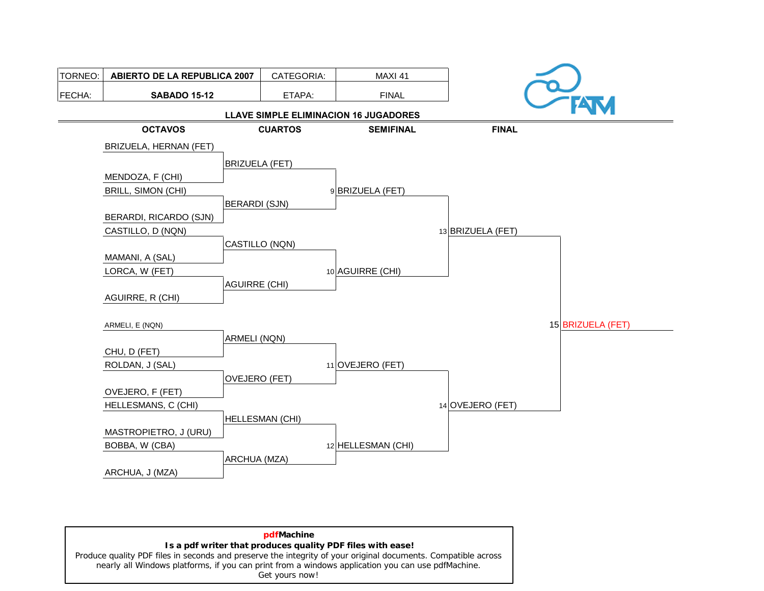| TORNEO: | ABIERTO DE LA REPUBLICA 2007 | CATEGORIA: | MAXI 41 |
|---|---|---|---|
| FECHA: | SABADO 15-12 | ETAPA: | FINAL |

**LLAVE SIMPLE ELIMINACION 16 JUGADORES**

| OCTAVOS | CUARTOS | SEMIFINAL | FINAL | |
|---|---|---|---|---|
| BRIZUELA, HERNAN (FET) | | | | |
| | BRIZUELA (FET) | | | |
| MENDOZA, F (CHI) | | | | |
| BRILL, SIMON (CHI) | | 9 BRIZUELA (FET) | | |
| | BERARDI (SJN) | | | |
| BERARDI, RICARDO (SJN) | | | | |
| CASTILLO, D (NQN) | | | 13 BRIZUELA (FET) | |
| | CASTILLO (NQN) | | | |
| MAMANI, A (SAL) | | | | |
| LORCA, W (FET) | | 10 AGUIRRE (CHI) | | |
| | AGUIRRE (CHI) | | | |
| AGUIRRE, R (CHI) | | | | |
| ARMELI, E (NQN) | | | | 15 BRIZUELA (FET) |
| | ARMELI (NQN) | | | |
| CHU, D (FET) | | | | |
| ROLDAN, J (SAL) | | 11 OVEJERO (FET) | | |
| | OVEJERO (FET) | | | |
| OVEJERO, F (FET) | | | | |
| HELLESMANS, C (CHI) | | | 14 OVEJERO (FET) | |
| | HELLESMAN (CHI) | | | |
| MASTROPIETRO, J (URU) | | | | |
| BOBBA, W (CBA) | | 12 HELLESMAN (CHI) | | |
| | ARCHUA (MZA) | | | |
| ARCHUA, J (MZA) | | | | |

**pdfMachine**
**Is a pdf writer that produces quality PDF files with ease!**
Produce quality PDF files in seconds and preserve the integrity of your original documents. Compatible across nearly all Windows platforms, if you can print from a windows application you can use pdfMachine.
Get yours now!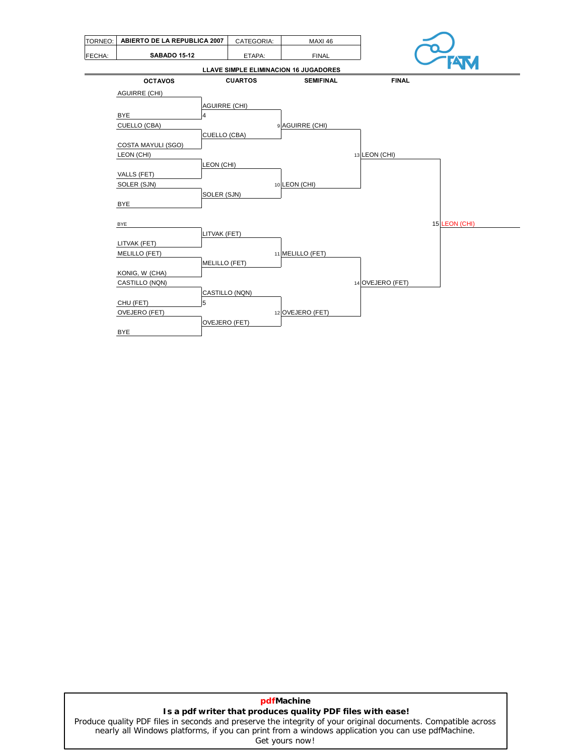| TORNEO: | ABIERTO DE LA REPUBLICA 2007 | CATEGORIA: | MAXI 46 |
|---|---|---|---|
| FECHA: | SABADO 15-12 | ETAPA: | FINAL |

**LLAVE SIMPLE ELIMINACION 16 JUGADORES**

| OCTAVOS | CUARTOS | SEMIFINAL | FINAL | |
|---|---|---|---|---|
| AGUIRRE (CHI) | | | | |
| BYE | AGUIRRE (CHI) | | | |
| | 4 | | | |
| CUELLO (CBA) | | 9 AGUIRRE (CHI) | | |
| COSTA MAYULI (SGO) | CUELLO (CBA) | | | |
| LEON (CHI) | | | 13 LEON (CHI) | |
| VALLS (FET) | LEON (CHI) | | | |
| SOLER (SJN) | | 10 LEON (CHI) | | |
| BYE | SOLER (SJN) | | | |
| | | | | 15 LEON (CHI) |
| BYE | | | | |
| LITVAK (FET) | LITVAK (FET) | | | |
| MELILLO (FET) | | 11 MELILLO (FET) | | |
| KONIG, W (CHA) | MELILLO (FET) | | | |
| CASTILLO (NQN) | | | 14 OVEJERO (FET) | |
| CHU (FET) | CASTILLO (NQN) | | | |
| | 5 | | | |
| OVEJERO (FET) | | 12 OVEJERO (FET) | | |
| BYE | OVEJERO (FET) | | | |

**pdfMachine**
**Is a pdf writer that produces quality PDF files with ease!**
Produce quality PDF files in seconds and preserve the integrity of your original documents. Compatible across nearly all Windows platforms, if you can print from a windows application you can use pdfMachine.
Get yours now!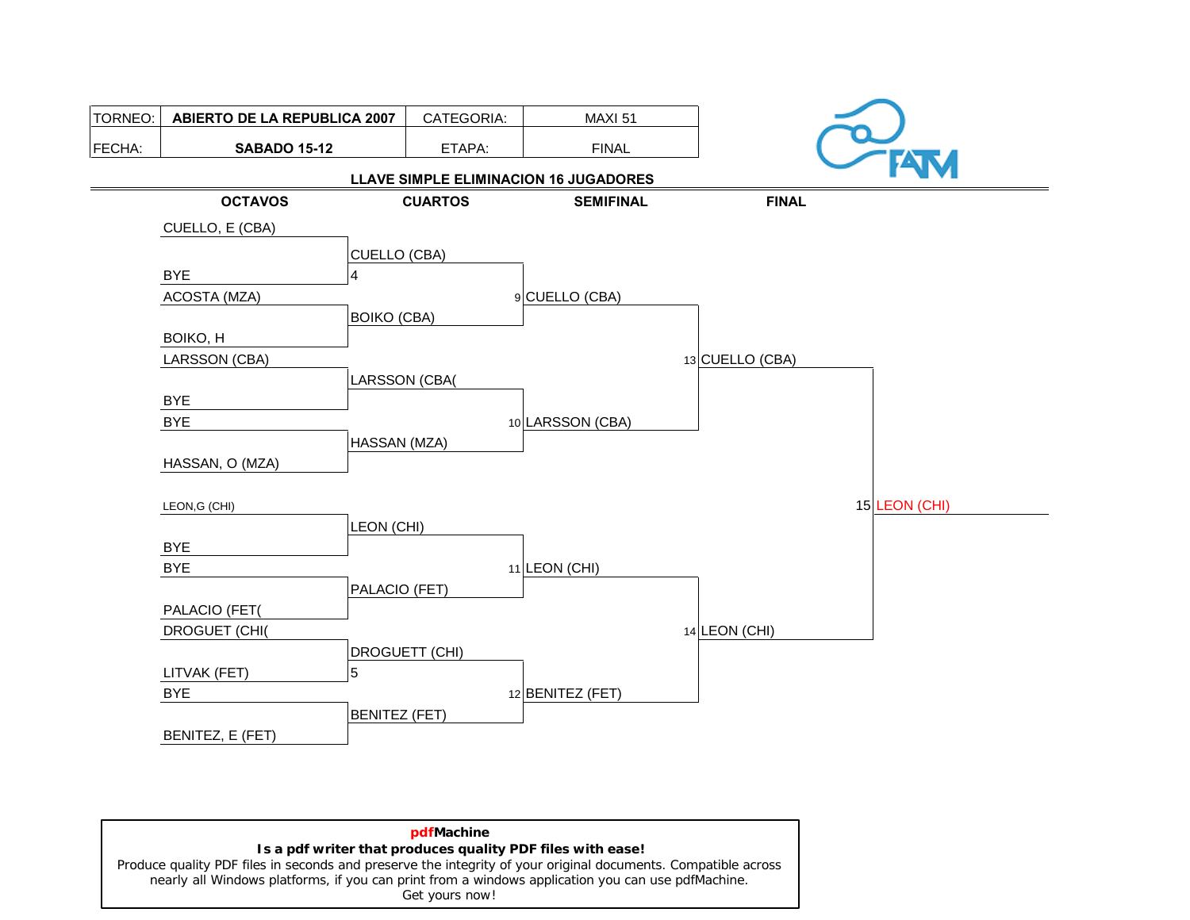| TORNEO: | ABIERTO DE LA REPUBLICA 2007 | CATEGORIA: | MAXI 51 |
| --- | --- | --- | --- |
| FECHA: | SABADO 15-12 | ETAPA: | FINAL |

**LLAVE SIMPLE ELIMINACION 16 JUGADORES**

| OCTAVOS | CUARTOS | SEMIFINAL | FINAL | |
| --- | --- | --- | --- | --- |
| CUELLO, E (CBA) | | | | |
| | CUELLO (CBA) 4 | | | |
| BYE | | | | |
| ACOSTA (MZA) | | | | |
| | BOIKO (CBA) | 9 CUELLO (CBA) | | |
| BOIKO, H | | | | |
| LARSSON (CBA) | | | | |
| | LARSSON (CBA( | | 13 CUELLO (CBA) | |
| BYE | | | | |
| BYE | | | | |
| | HASSAN (MZA) | 10 LARSSON (CBA) | | |
| HASSAN, O (MZA) | | | | |
| | | | | 15 LEON (CHI) |
| LEON,G (CHI) | | | | |
| | LEON (CHI) | | | |
| BYE | | | | |
| BYE | | | | |
| | PALACIO (FET) | 11 LEON (CHI) | | |
| PALACIO (FET( | | | | |
| DROGUET (CHI( | | | | |
| | DROGUETT (CHI) 5 | | 14 LEON (CHI) | |
| LITVAK (FET) | | | | |
| BYE | | | | |
| | BENITEZ (FET) | 12 BENITEZ (FET) | | |
| BENITEZ, E (FET) | | | | |

**pdfMachine**
**Is a pdf writer that produces quality PDF files with ease!**
Produce quality PDF files in seconds and preserve the integrity of your original documents. Compatible across nearly all Windows platforms, if you can print from a windows application you can use pdfMachine.
Get yours now!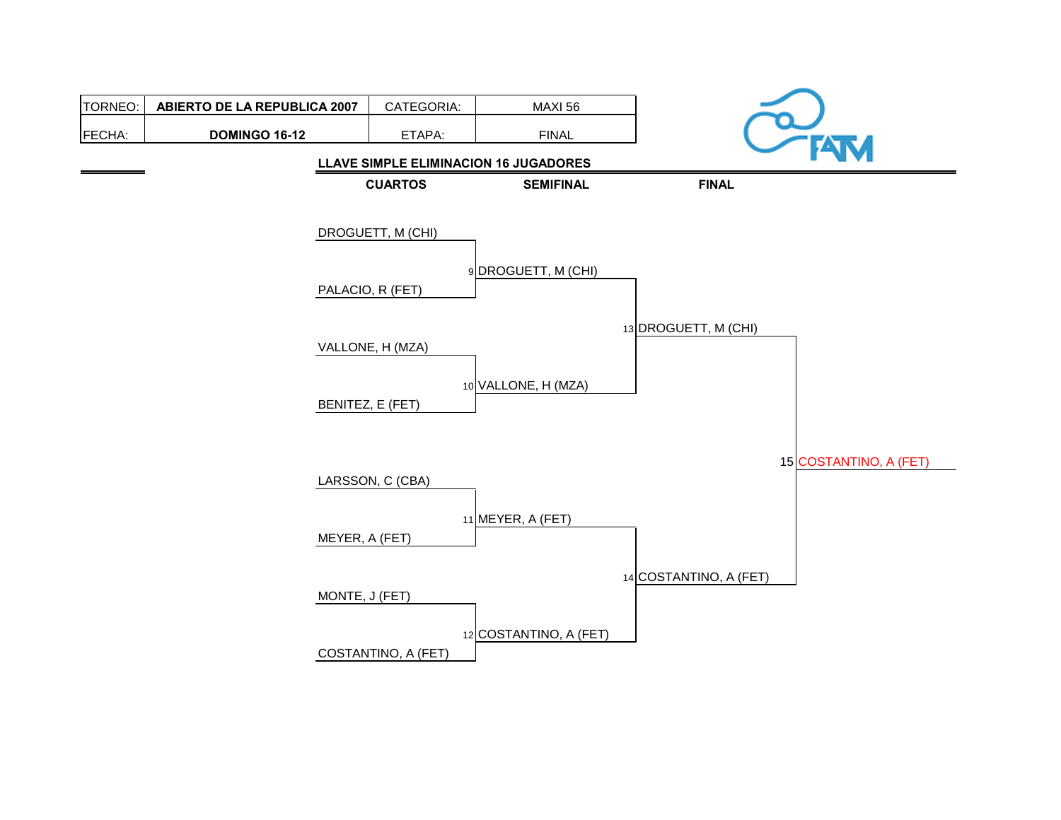| TORNEO: | ABIERTO DE LA REPUBLICA 2007 | CATEGORIA: | MAXI 56 |
|---|---|---|---|
| FECHA: | DOMINGO 16-12 | ETAPA: | FINAL |

**LLAVE SIMPLE ELIMINACION 16 JUGADORES**

| CUARTOS | SEMIFINAL | FINAL | |
|---|---|---|---|
| DROGUETT, M (CHI) | | | |
| PALACIO, R (FET) | 9 DROGUETT, M (CHI) | | |
| VALLONE, H (MZA) | | 13 DROGUETT, M (CHI) | |
| BENITEZ, E (FET) | 10 VALLONE, H (MZA) | | |
| | | | 15 COSTANTINO, A (FET) |
| LARSSON, C (CBA) | | | |
| MEYER, A (FET) | 11 MEYER, A (FET) | | |
| MONTE, J (FET) | | 14 COSTANTINO, A (FET) | |
| COSTANTINO, A (FET) | 12 COSTANTINO, A (FET) | | |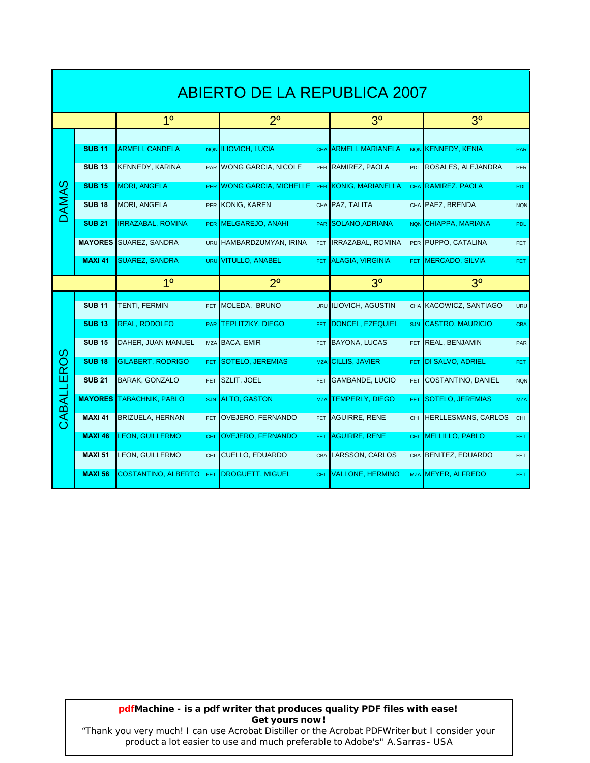# ABIERTO DE LA REPUBLICA 2007

| | | 1º | | 2º | | 3º | | 3º | |
|---|---|---|---|---|---|---|---|---|---|
| DAMAS | **SUB 11** | ARMELI, CANDELA | NQN | ILIOVICH, LUCIA | CHA | ARMELI, MARIANELA | NQN | KENNEDY, KENIA | PAR |
| | **SUB 13** | KENNEDY, KARINA | PAR | WONG GARCIA, NICOLE | PER | RAMIREZ, PAOLA | PDL | ROSALES, ALEJANDRA | PER |
| | **SUB 15** | MORI, ANGELA | PER | WONG GARCIA, MICHELLE | PER | KONIG, MARIANELLA | CHA | RAMIREZ, PAOLA | PDL |
| | **SUB 18** | MORI, ANGELA | PER | KONIG, KAREN | CHA | PAZ, TALITA | CHA | PAEZ, BRENDA | NQN |
| | **SUB 21** | IRRAZABAL, ROMINA | PER | MELGAREJO, ANAHI | PAR | SOLANO,ADRIANA | NQN | CHIAPPA, MARIANA | PDL |
| | **MAYORES** | SUAREZ, SANDRA | URU | HAMBARDZUMYAN, IRINA | FET | IRRAZABAL, ROMINA | PER | PUPPO, CATALINA | FET |
| | **MAXI 41** | SUAREZ, SANDRA | URU | VITULLO, ANABEL | FET | ALAGIA, VIRGINIA | FET | MERCADO, SILVIA | FET |
| | | **1º** | | **2º** | | **3º** | | **3º** | |
| CABALLEROS | **SUB 11** | TENTI, FERMIN | FET | MOLEDA, BRUNO | URU | ILIOVICH, AGUSTIN | CHA | KACOWICZ, SANTIAGO | URU |
| | **SUB 13** | REAL, RODOLFO | PAR | TEPLITZKY, DIEGO | FET | DONCEL, EZEQUIEL | SJN | CASTRO, MAURICIO | CBA |
| | **SUB 15** | DAHER, JUAN MANUEL | MZA | BACA, EMIR | FET | BAYONA, LUCAS | FET | REAL, BENJAMIN | PAR |
| | **SUB 18** | GILABERT, RODRIGO | FET | SOTELO, JEREMIAS | MZA | CILLIS, JAVIER | FET | DI SALVO, ADRIEL | FET |
| | **SUB 21** | BARAK, GONZALO | FET | SZLIT, JOEL | FET | GAMBANDE, LUCIO | FET | COSTANTINO, DANIEL | NQN |
| | **MAYORES** | TABACHNIK, PABLO | SJN | ALTO, GASTON | MZA | TEMPERLY, DIEGO | FET | SOTELO, JEREMIAS | MZA |
| | **MAXI 41** | BRIZUELA, HERNAN | FET | OVEJERO, FERNANDO | FET | AGUIRRE, RENE | CHI | HERLLESMANS, CARLOS | CHI |
| | **MAXI 46** | LEON, GUILLERMO | CHI | OVEJERO, FERNANDO | FET | AGUIRRE, RENE | CHI | MELLILLO, PABLO | FET |
| | **MAXI 51** | LEON, GUILLERMO | CHI | CUELLO, EDUARDO | CBA | LARSSON, CARLOS | CBA | BENITEZ, EDUARDO | FET |
| | **MAXI 56** | COSTANTINO, ALBERTO | FET | DROGUETT, MIGUEL | CHI | VALLONE, HERMINO | MZA | MEYER, ALFREDO | FET |